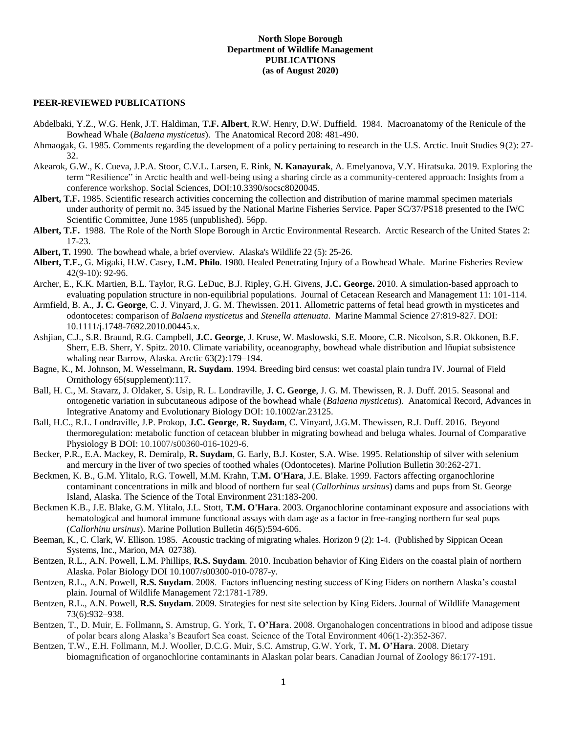**North Slope Borough**
**Department of Wildlife Management**
**PUBLICATIONS**
**(as of August 2020)**

## PEER-REVIEWED PUBLICATIONS

Abdelbaki, Y.Z., W.G. Henk, J.T. Haldiman, **T.F. Albert**, R.W. Henry, D.W. Duffield. 1984. Macroanatomy of the Renicule of the Bowhead Whale (*Balaena mysticetus*). The Anatomical Record 208: 481-490.

Ahmaogak, G. 1985. Comments regarding the development of a policy pertaining to research in the U.S. Arctic. Inuit Studies 9(2): 27-32.

Akearok, G.W., K. Cueva, J.P.A. Stoor, C.V.L. Larsen, E. Rink, **N. Kanayurak**, A. Emelyanova, V.Y. Hiratsuka. 2019. Exploring the term "Resilience" in Arctic health and well-being using a sharing circle as a community-centered approach: Insights from a conference workshop. Social Sciences, DOI:10.3390/socsc8020045.

**Albert, T.F.** 1985. Scientific research activities concerning the collection and distribution of marine mammal specimen materials under authority of permit no. 345 issued by the National Marine Fisheries Service. Paper SC/37/PS18 presented to the IWC Scientific Committee, June 1985 (unpublished). 56pp.

**Albert, T.F.** 1988. The Role of the North Slope Borough in Arctic Environmental Research. Arctic Research of the United States 2: 17-23.

**Albert, T.** 1990. The bowhead whale, a brief overview. Alaska's Wildlife 22 (5): 25-26.

**Albert, T.F.**, G. Migaki, H.W. Casey, **L.M. Philo**. 1980. Healed Penetrating Injury of a Bowhead Whale. Marine Fisheries Review 42(9-10): 92-96.

Archer, E., K.K. Martien, B.L. Taylor, R.G. LeDuc, B.J. Ripley, G.H. Givens, **J.C. George.** 2010. A simulation-based approach to evaluating population structure in non-equilibrial populations. Journal of Cetacean Research and Management 11: 101-114.

Armfield, B. A., **J. C. George**, C. J. Vinyard, J. G. M. Thewissen. 2011. Allometric patterns of fetal head growth in mysticetes and odontocetes: comparison of *Balaena mysticetus* and *Stenella attenuata*. Marine Mammal Science 27:819-827. DOI: 10.1111/j.1748-7692.2010.00445.x.

Ashjian, C.J., S.R. Braund, R.G. Campbell, **J.C. George**, J. Kruse, W. Maslowski, S.E. Moore, C.R. Nicolson, S.R. Okkonen, B.F. Sherr, E.B. Sherr, Y. Spitz. 2010. Climate variability, oceanography, bowhead whale distribution and Iñupiat subsistence whaling near Barrow, Alaska. Arctic 63(2):179–194.

Bagne, K., M. Johnson, M. Wesselmann, **R. Suydam**. 1994. Breeding bird census: wet coastal plain tundra IV. Journal of Field Ornithology 65(supplement):117.

Ball, H. C., M. Stavarz, J. Oldaker, S. Usip, R. L. Londraville, **J. C. George**, J. G. M. Thewissen, R. J. Duff. 2015. Seasonal and ontogenetic variation in subcutaneous adipose of the bowhead whale (*Balaena mysticetus*). Anatomical Record, Advances in Integrative Anatomy and Evolutionary Biology DOI: 10.1002/ar.23125.

Ball, H.C., R.L. Londraville, J.P. Prokop, **J.C. George**, **R. Suydam**, C. Vinyard, J.G.M. Thewissen, R.J. Duff. 2016. Beyond thermoregulation: metabolic function of cetacean blubber in migrating bowhead and beluga whales. Journal of Comparative Physiology B DOI: 10.1007/s00360-016-1029-6.

Becker, P.R., E.A. Mackey, R. Demiralp, **R. Suydam**, G. Early, B.J. Koster, S.A. Wise. 1995. Relationship of silver with selenium and mercury in the liver of two species of toothed whales (Odontocetes). Marine Pollution Bulletin 30:262-271.

Beckmen, K. B., G.M. Ylitalo, R.G. Towell, M.M. Krahn, **T.M. O'Hara**, J.E. Blake. 1999. Factors affecting organochlorine contaminant concentrations in milk and blood of northern fur seal (*Callorhinus ursinus*) dams and pups from St. George Island, Alaska. The Science of the Total Environment 231:183-200.

Beckmen K.B., J.E. Blake, G.M. Ylitalo, J.L. Stott, **T.M. O'Hara**. 2003. Organochlorine contaminant exposure and associations with hematological and humoral immune functional assays with dam age as a factor in free-ranging northern fur seal pups (*Callorhinu ursinus*). Marine Pollution Bulletin 46(5):594-606.

Beeman, K., C. Clark, W. Ellison. 1985. Acoustic tracking of migrating whales. Horizon 9 (2): 1-4. (Published by Sippican Ocean Systems, Inc., Marion, MA 02738).

Bentzen, R.L., A.N. Powell, L.M. Phillips, **R.S. Suydam**. 2010. Incubation behavior of King Eiders on the coastal plain of northern Alaska. Polar Biology DOI 10.1007/s00300-010-0787-y.

Bentzen, R.L., A.N. Powell, **R.S. Suydam**. 2008. Factors influencing nesting success of King Eiders on northern Alaska's coastal plain. Journal of Wildlife Management 72:1781-1789.

Bentzen, R.L., A.N. Powell, **R.S. Suydam**. 2009. Strategies for nest site selection by King Eiders. Journal of Wildlife Management 73(6):932–938.

Bentzen, T., D. Muir, E. Follmann**,** S. Amstrup, G. York, **T. O'Hara**. 2008. Organohalogen concentrations in blood and adipose tissue of polar bears along Alaska's Beaufort Sea coast. Science of the Total Environment 406(1-2):352-367.

Bentzen, T.W., E.H. Follmann, M.J. Wooller, D.C.G. Muir, S.C. Amstrup, G.W. York, **T. M. O'Hara**. 2008. Dietary biomagnification of organochlorine contaminants in Alaskan polar bears. Canadian Journal of Zoology 86:177-191.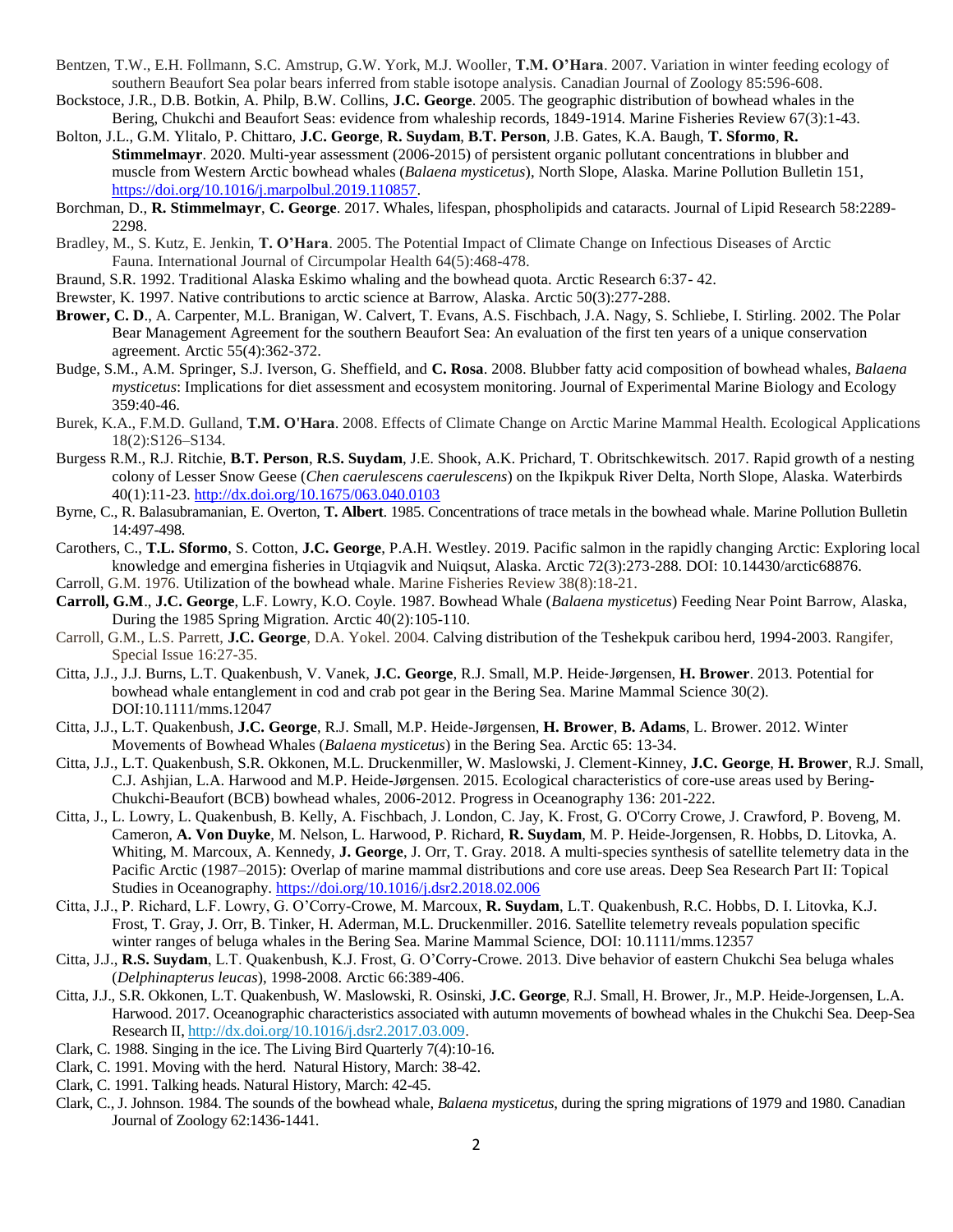Bentzen, T.W., E.H. Follmann, S.C. Amstrup, G.W. York, M.J. Wooller, **T.M. O'Hara**. 2007. Variation in winter feeding ecology of southern Beaufort Sea polar bears inferred from stable isotope analysis. Canadian Journal of Zoology 85:596-608.

Bockstoce, J.R., D.B. Botkin, A. Philp, B.W. Collins, **J.C. George**. 2005. The geographic distribution of bowhead whales in the Bering, Chukchi and Beaufort Seas: evidence from whaleship records, 1849-1914. Marine Fisheries Review 67(3):1-43.

Bolton, J.L., G.M. Ylitalo, P. Chittaro, **J.C. George**, **R. Suydam**, **B.T. Person**, J.B. Gates, K.A. Baugh, **T. Sformo**, **R. Stimmelmayr**. 2020. Multi-year assessment (2006-2015) of persistent organic pollutant concentrations in blubber and muscle from Western Arctic bowhead whales (*Balaena mysticetus*), North Slope, Alaska. Marine Pollution Bulletin 151, https://doi.org/10.1016/j.marpolbul.2019.110857.

Borchman, D., **R. Stimmelmayr**, **C. George**. 2017. Whales, lifespan, phospholipids and cataracts. Journal of Lipid Research 58:2289-2298.

Bradley, M., S. Kutz, E. Jenkin, **T. O'Hara**. 2005. The Potential Impact of Climate Change on Infectious Diseases of Arctic Fauna. International Journal of Circumpolar Health 64(5):468-478.

Braund, S.R. 1992. Traditional Alaska Eskimo whaling and the bowhead quota. Arctic Research 6:37- 42.

Brewster, K. 1997. Native contributions to arctic science at Barrow, Alaska. Arctic 50(3):277-288.

**Brower, C. D**., A. Carpenter, M.L. Branigan, W. Calvert, T. Evans, A.S. Fischbach, J.A. Nagy, S. Schliebe, I. Stirling. 2002. The Polar Bear Management Agreement for the southern Beaufort Sea: An evaluation of the first ten years of a unique conservation agreement. Arctic 55(4):362-372.

Budge, S.M., A.M. Springer, S.J. Iverson, G. Sheffield, and **C. Rosa**. 2008. Blubber fatty acid composition of bowhead whales, *Balaena mysticetus*: Implications for diet assessment and ecosystem monitoring. Journal of Experimental Marine Biology and Ecology 359:40-46.

Burek, K.A., F.M.D. Gulland, **T.M. O'Hara**. 2008. Effects of Climate Change on Arctic Marine Mammal Health. Ecological Applications 18(2):S126–S134.

Burgess R.M., R.J. Ritchie, **B.T. Person**, **R.S. Suydam**, J.E. Shook, A.K. Prichard, T. Obritschkewitsch. 2017. Rapid growth of a nesting colony of Lesser Snow Geese (*Chen caerulescens caerulescens*) on the Ikpikpuk River Delta, North Slope, Alaska. Waterbirds 40(1):11-23. http://dx.doi.org/10.1675/063.040.0103

Byrne, C., R. Balasubramanian, E. Overton, **T. Albert**. 1985. Concentrations of trace metals in the bowhead whale. Marine Pollution Bulletin 14:497-498.

Carothers, C., **T.L. Sformo**, S. Cotton, **J.C. George**, P.A.H. Westley. 2019. Pacific salmon in the rapidly changing Arctic: Exploring local knowledge and emergina fisheries in Utqiagvik and Nuiqsut, Alaska. Arctic 72(3):273-288. DOI: 10.14430/arctic68876.

Carroll, G.M. 1976. Utilization of the bowhead whale. Marine Fisheries Review 38(8):18-21.

**Carroll, G.M**., **J.C. George**, L.F. Lowry, K.O. Coyle. 1987. Bowhead Whale (*Balaena mysticetus*) Feeding Near Point Barrow, Alaska, During the 1985 Spring Migration. Arctic 40(2):105-110.

Carroll, G.M., L.S. Parrett, **J.C. George**, D.A. Yokel. 2004. Calving distribution of the Teshekpuk caribou herd, 1994-2003. Rangifer, Special Issue 16:27-35.

Citta, J.J., J.J. Burns, L.T. Quakenbush, V. Vanek, **J.C. George**, R.J. Small, M.P. Heide-Jørgensen, **H. Brower**. 2013. Potential for bowhead whale entanglement in cod and crab pot gear in the Bering Sea. Marine Mammal Science 30(2). DOI:10.1111/mms.12047

Citta, J.J., L.T. Quakenbush, **J.C. George**, R.J. Small, M.P. Heide-Jørgensen, **H. Brower**, **B. Adams**, L. Brower. 2012. Winter Movements of Bowhead Whales (*Balaena mysticetus*) in the Bering Sea. Arctic 65: 13-34.

Citta, J.J., L.T. Quakenbush, S.R. Okkonen, M.L. Druckenmiller, W. Maslowski, J. Clement-Kinney, **J.C. George**, **H. Brower**, R.J. Small, C.J. Ashjian, L.A. Harwood and M.P. Heide-Jørgensen. 2015. Ecological characteristics of core-use areas used by Bering-Chukchi-Beaufort (BCB) bowhead whales, 2006-2012. Progress in Oceanography 136: 201-222.

Citta, J., L. Lowry, L. Quakenbush, B. Kelly, A. Fischbach, J. London, C. Jay, K. Frost, G. O'Corry Crowe, J. Crawford, P. Boveng, M. Cameron, **A. Von Duyke**, M. Nelson, L. Harwood, P. Richard, **R. Suydam**, M. P. Heide-Jorgensen, R. Hobbs, D. Litovka, A. Whiting, M. Marcoux, A. Kennedy, **J. George**, J. Orr, T. Gray. 2018. A multi-species synthesis of satellite telemetry data in the Pacific Arctic (1987–2015): Overlap of marine mammal distributions and core use areas. Deep Sea Research Part II: Topical Studies in Oceanography. https://doi.org/10.1016/j.dsr2.2018.02.006

Citta, J.J., P. Richard, L.F. Lowry, G. O'Corry-Crowe, M. Marcoux, **R. Suydam**, L.T. Quakenbush, R.C. Hobbs, D. I. Litovka, K.J. Frost, T. Gray, J. Orr, B. Tinker, H. Aderman, M.L. Druckenmiller. 2016. Satellite telemetry reveals population specific winter ranges of beluga whales in the Bering Sea. Marine Mammal Science, DOI: 10.1111/mms.12357

Citta, J.J., **R.S. Suydam**, L.T. Quakenbush, K.J. Frost, G. O'Corry-Crowe. 2013. Dive behavior of eastern Chukchi Sea beluga whales (*Delphinapterus leucas*), 1998-2008. Arctic 66:389-406.

Citta, J.J., S.R. Okkonen, L.T. Quakenbush, W. Maslowski, R. Osinski, **J.C. George**, R.J. Small, H. Brower, Jr., M.P. Heide-Jorgensen, L.A. Harwood. 2017. Oceanographic characteristics associated with autumn movements of bowhead whales in the Chukchi Sea. Deep-Sea Research II, http://dx.doi.org/10.1016/j.dsr2.2017.03.009.

Clark, C. 1988. Singing in the ice. The Living Bird Quarterly 7(4):10-16.

Clark, C. 1991. Moving with the herd. Natural History, March: 38-42.

Clark, C. 1991. Talking heads. Natural History, March: 42-45.

Clark, C., J. Johnson. 1984. The sounds of the bowhead whale, *Balaena mysticetus*, during the spring migrations of 1979 and 1980. Canadian Journal of Zoology 62:1436-1441.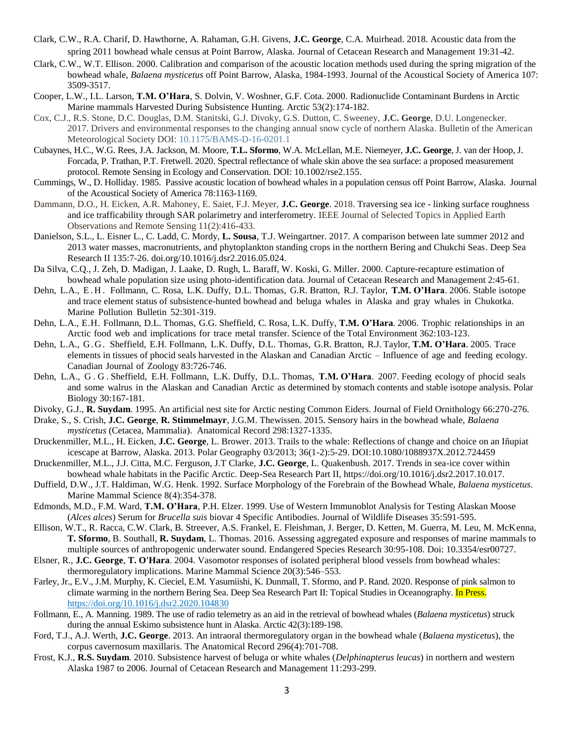Clark, C.W., R.A. Charif, D. Hawthorne, A. Rahaman, G.H. Givens, **J.C. George**, C.A. Muirhead. 2018. Acoustic data from the spring 2011 bowhead whale census at Point Barrow, Alaska. Journal of Cetacean Research and Management 19:31-42.

Clark, C.W., W.T. Ellison. 2000. Calibration and comparison of the acoustic location methods used during the spring migration of the bowhead whale, *Balaena mysticetus* off Point Barrow, Alaska, 1984-1993. Journal of the Acoustical Society of America 107: 3509-3517.

Cooper, L.W., I.L. Larson, **T.M. O'Hara**, S. Dolvin, V. Woshner, G.F. Cota. 2000. Radionuclide Contaminant Burdens in Arctic Marine mammals Harvested During Subsistence Hunting. Arctic 53(2):174-182.

Cox, C.J., R.S. Stone, D.C. Douglas, D.M. Stanitski, G.J. Divoky, G.S. Dutton, C. Sweeney, **J.C. George**, D.U. Longenecker. 2017. Drivers and environmental responses to the changing annual snow cycle of northern Alaska. Bulletin of the American Meteorological Society DOI: 10.1175/BAMS-D-16-0201.1

Cubaynes, H.C., W.G. Rees, J.A. Jackson, M. Moore, **T.L. Sformo**, W.A. McLellan, M.E. Niemeyer, **J.C. George**, J. van der Hoop, J. Forcada, P. Trathan, P.T. Fretwell. 2020. Spectral reflectance of whale skin above the sea surface: a proposed measurement protocol. Remote Sensing in Ecology and Conservation. DOI: 10.1002/rse2.155.

Cummings, W., D. Holliday. 1985. Passive acoustic location of bowhead whales in a population census off Point Barrow, Alaska. Journal of the Acoustical Society of America 78:1163-1169.

Dammann, D.O., H. Eicken, A.R. Mahoney, E. Saiet, F.J. Meyer, **J.C. George**. 2018. Traversing sea ice - linking surface roughness and ice trafficability through SAR polarimetry and interferometry. IEEE Journal of Selected Topics in Applied Earth Observations and Remote Sensing 11(2):416-433.

Danielson, S.L., L. Eisner L., C. Ladd, C. Mordy, **L. Sousa**, T.J. Weingartner. 2017. A comparison between late summer 2012 and 2013 water masses, macronutrients, and phytoplankton standing crops in the northern Bering and Chukchi Seas. Deep Sea Research II 135:7-26. doi.org/10.1016/j.dsr2.2016.05.024.

Da Silva, C.Q., J. Zeh, D. Madigan, J. Laake, D. Rugh, L. Baraff, W. Koski, G. Miller. 2000. Capture-recapture estimation of bowhead whale population size using photo-identification data. Journal of Cetacean Research and Management 2:45-61.

Dehn, L.A., E.H. Follmann, C. Rosa, L.K. Duffy, D.L. Thomas, G.R. Bratton, R.J. Taylor, **T.M. O'Hara**. 2006. Stable isotope and trace element status of subsistence-hunted bowhead and beluga whales in Alaska and gray whales in Chukotka. Marine Pollution Bulletin 52:301-319.

Dehn, L.A., E.H. Follmann, D.L. Thomas, G.G. Sheffield, C. Rosa, L.K. Duffy, **T.M. O'Hara**. 2006. Trophic relationships in an Arctic food web and implications for trace metal transfer. Science of the Total Environment 362:103-123.

Dehn, L.A., G.G. Sheffield, E.H. Follmann, L.K. Duffy, D.L. Thomas, G.R. Bratton, R.J. Taylor, **T.M. O'Hara**. 2005. Trace elements in tissues of phocid seals harvested in the Alaskan and Canadian Arctic – Influence of age and feeding ecology. Canadian Journal of Zoology 83:726-746.

Dehn, L.A., G.G. Sheffield, E.H. Follmann, L.K. Duffy, D.L. Thomas, **T.M. O'Hara**. 2007. Feeding ecology of phocid seals and some walrus in the Alaskan and Canadian Arctic as determined by stomach contents and stable isotope analysis. Polar Biology 30:167-181.

Divoky, G.J., **R. Suydam**. 1995. An artificial nest site for Arctic nesting Common Eiders. Journal of Field Ornithology 66:270-276.

Drake, S., S. Crish, **J.C. George**, **R. Stimmelmayr**, J.G.M. Thewissen. 2015. Sensory hairs in the bowhead whale, *Balaena mysticetus* (Cetacea, Mammalia). Anatomical Record 298:1327-1335.

Druckenmiller, M.L., H. Eicken, **J.C. George**, L. Brower. 2013. Trails to the whale: Reflections of change and choice on an Iñupiat icescape at Barrow, Alaska. 2013. Polar Geography 03/2013; 36(1-2):5-29. DOI:10.1080/1088937X.2012.724459

Druckenmiller, M.L., J.J. Citta, M.C. Ferguson, J.T Clarke, **J.C. George**, L. Quakenbush. 2017. Trends in sea-ice cover within bowhead whale habitats in the Pacific Arctic. Deep-Sea Research Part II, https://doi.org/10.1016/j.dsr2.2017.10.017.

Duffield, D.W., J.T. Haldiman, W.G. Henk. 1992. Surface Morphology of the Forebrain of the Bowhead Whale, *Balaena mysticetus*. Marine Mammal Science 8(4):354-378.

Edmonds, M.D., F.M. Ward, **T.M. O'Hara**, P.H. Elzer. 1999. Use of Western Immunoblot Analysis for Testing Alaskan Moose (*Alces alces*) Serum for *Brucella suis* biovar 4 Specific Antibodies. Journal of Wildlife Diseases 35:591-595.

Ellison, W.T., R. Racca, C.W. Clark, B. Streever, A.S. Frankel, E. Fleishman, J. Berger, D. Ketten, M. Guerra, M. Leu, M. McKenna, **T. Sformo**, B. Southall, **R. Suydam**, L. Thomas. 2016. Assessing aggregated exposure and responses of marine mammals to multiple sources of anthropogenic underwater sound. Endangered Species Research 30:95-108. Doi: 10.3354/esr00727.

Elsner, R., **J.C. George**, **T. O'Hara**. 2004. Vasomotor responses of isolated peripheral blood vessels from bowhead whales: thermoregulatory implications. Marine Mammal Science 20(3):546–553.

Farley, Jr., E.V., J.M. Murphy, K. Cieciel, E.M. Yasumiishi, K. Dunmall, T. Sformo, and P. Rand. 2020. Response of pink salmon to climate warming in the northern Bering Sea. Deep Sea Research Part II: Topical Studies in Oceanography. In Press. https://doi.org/10.1016/j.dsr2.2020.104830

Follmann, E., A. Manning. 1989. The use of radio telemetry as an aid in the retrieval of bowhead whales (*Balaena mysticetus*) struck during the annual Eskimo subsistence hunt in Alaska. Arctic 42(3):189-198.

Ford, T.J., A.J. Werth, **J.C. George**. 2013. An intraoral thermoregulatory organ in the bowhead whale (*Balaena mysticetus*), the corpus cavernosum maxillaris. The Anatomical Record 296(4):701-708.

Frost, K.J., **R.S. Suydam**. 2010. Subsistence harvest of beluga or white whales (*Delphinapterus leucas*) in northern and western Alaska 1987 to 2006. Journal of Cetacean Research and Management 11:293-299.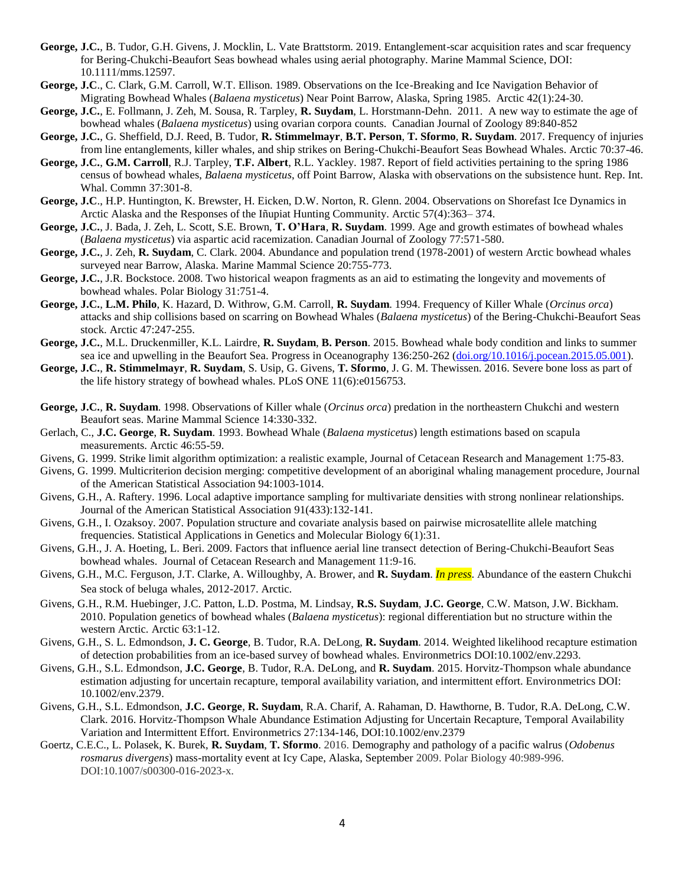**George, J.C.**, B. Tudor, G.H. Givens, J. Mocklin, L. Vate Brattstorm. 2019. Entanglement-scar acquisition rates and scar frequency for Bering-Chukchi-Beaufort Seas bowhead whales using aerial photography. Marine Mammal Science, DOI: 10.1111/mms.12597.

**George, J.C**., C. Clark, G.M. Carroll, W.T. Ellison. 1989. Observations on the Ice-Breaking and Ice Navigation Behavior of Migrating Bowhead Whales (*Balaena mysticetus*) Near Point Barrow, Alaska, Spring 1985. Arctic 42(1):24-30.

**George, J.C.**, E. Follmann, J. Zeh, M. Sousa, R. Tarpley, **R. Suydam**, L. Horstmann-Dehn. 2011. A new way to estimate the age of bowhead whales (*Balaena mysticetus*) using ovarian corpora counts. Canadian Journal of Zoology 89:840-852

**George, J.C.**, G. Sheffield, D.J. Reed, B. Tudor, **R. Stimmelmayr**, **B.T. Person**, **T. Sformo**, **R. Suydam**. 2017. Frequency of injuries from line entanglements, killer whales, and ship strikes on Bering-Chukchi-Beaufort Seas Bowhead Whales. Arctic 70:37-46.

**George, J.C.**, **G.M. Carroll**, R.J. Tarpley, **T.F. Albert**, R.L. Yackley. 1987. Report of field activities pertaining to the spring 1986 census of bowhead whales, *Balaena mysticetus*, off Point Barrow, Alaska with observations on the subsistence hunt. Rep. Int. Whal. Commn 37:301-8.

**George, J.C**., H.P. Huntington, K. Brewster, H. Eicken, D.W. Norton, R. Glenn. 2004. Observations on Shorefast Ice Dynamics in Arctic Alaska and the Responses of the Iñupiat Hunting Community. Arctic 57(4):363– 374.

**George, J.C.**, J. Bada, J. Zeh, L. Scott, S.E. Brown, **T. O'Hara**, **R. Suydam**. 1999. Age and growth estimates of bowhead whales (*Balaena mysticetus*) via aspartic acid racemization. Canadian Journal of Zoology 77:571-580.

**George, J.C.**, J. Zeh, **R. Suydam**, C. Clark. 2004. Abundance and population trend (1978-2001) of western Arctic bowhead whales surveyed near Barrow, Alaska. Marine Mammal Science 20:755-773.

**George, J.C.**, J.R. Bockstoce. 2008. Two historical weapon fragments as an aid to estimating the longevity and movements of bowhead whales. Polar Biology 31:751-4.

**George, J.C.**, **L.M. Philo**, K. Hazard, D. Withrow, G.M. Carroll, **R. Suydam**. 1994. Frequency of Killer Whale (*Orcinus orca*) attacks and ship collisions based on scarring on Bowhead Whales (*Balaena mysticetus*) of the Bering-Chukchi-Beaufort Seas stock. Arctic 47:247-255.

**George, J.C.**, M.L. Druckenmiller, K.L. Lairdre, **R. Suydam**, **B. Person**. 2015. Bowhead whale body condition and links to summer sea ice and upwelling in the Beaufort Sea. Progress in Oceanography 136:250-262 (doi.org/10.1016/j.pocean.2015.05.001).

**George, J.C.**, **R. Stimmelmayr**, **R. Suydam**, S. Usip, G. Givens, **T. Sformo**, J. G. M. Thewissen. 2016. Severe bone loss as part of the life history strategy of bowhead whales. PLoS ONE 11(6):e0156753.

**George, J.C.**, **R. Suydam**. 1998. Observations of Killer whale (*Orcinus orca*) predation in the northeastern Chukchi and western Beaufort seas. Marine Mammal Science 14:330-332.

Gerlach, C., **J.C. George**, **R. Suydam**. 1993. Bowhead Whale (*Balaena mysticetus*) length estimations based on scapula measurements. Arctic 46:55-59.

Givens, G. 1999. Strike limit algorithm optimization: a realistic example, Journal of Cetacean Research and Management 1:75-83.

Givens, G. 1999. Multicriterion decision merging: competitive development of an aboriginal whaling management procedure, Journal of the American Statistical Association 94:1003-1014.

Givens, G.H., A. Raftery. 1996. Local adaptive importance sampling for multivariate densities with strong nonlinear relationships. Journal of the American Statistical Association 91(433):132-141.

Givens, G.H., I. Ozaksoy. 2007. Population structure and covariate analysis based on pairwise microsatellite allele matching frequencies. Statistical Applications in Genetics and Molecular Biology 6(1):31.

Givens, G.H., J. A. Hoeting, L. Beri. 2009. Factors that influence aerial line transect detection of Bering-Chukchi-Beaufort Seas bowhead whales. Journal of Cetacean Research and Management 11:9-16.

Givens, G.H., M.C. Ferguson, J.T. Clarke, A. Willoughby, A. Brower, and **R. Suydam**. *In press*. Abundance of the eastern Chukchi Sea stock of beluga whales, 2012-2017. Arctic.

Givens, G.H., R.M. Huebinger, J.C. Patton, L.D. Postma, M. Lindsay, **R.S. Suydam**, **J.C. George**, C.W. Matson, J.W. Bickham. 2010. Population genetics of bowhead whales (*Balaena mysticetus*): regional differentiation but no structure within the western Arctic. Arctic 63:1-12.

Givens, G.H., S. L. Edmondson, **J. C. George**, B. Tudor, R.A. DeLong, **R. Suydam**. 2014. Weighted likelihood recapture estimation of detection probabilities from an ice-based survey of bowhead whales. Environmetrics DOI:10.1002/env.2293.

Givens, G.H., S.L. Edmondson, **J.C. George**, B. Tudor, R.A. DeLong, and **R. Suydam**. 2015. Horvitz-Thompson whale abundance estimation adjusting for uncertain recapture, temporal availability variation, and intermittent effort. Environmetrics DOI: 10.1002/env.2379.

Givens, G.H., S.L. Edmondson, **J.C. George**, **R. Suydam**, R.A. Charif, A. Rahaman, D. Hawthorne, B. Tudor, R.A. DeLong, C.W. Clark. 2016. Horvitz-Thompson Whale Abundance Estimation Adjusting for Uncertain Recapture, Temporal Availability Variation and Intermittent Effort. Environmetrics 27:134-146, DOI:10.1002/env.2379

Goertz, C.E.C., L. Polasek, K. Burek, **R. Suydam**, **T. Sformo**. 2016. Demography and pathology of a pacific walrus (*Odobenus rosmarus divergens*) mass-mortality event at Icy Cape, Alaska, September 2009. Polar Biology 40:989-996. DOI:10.1007/s00300-016-2023-x.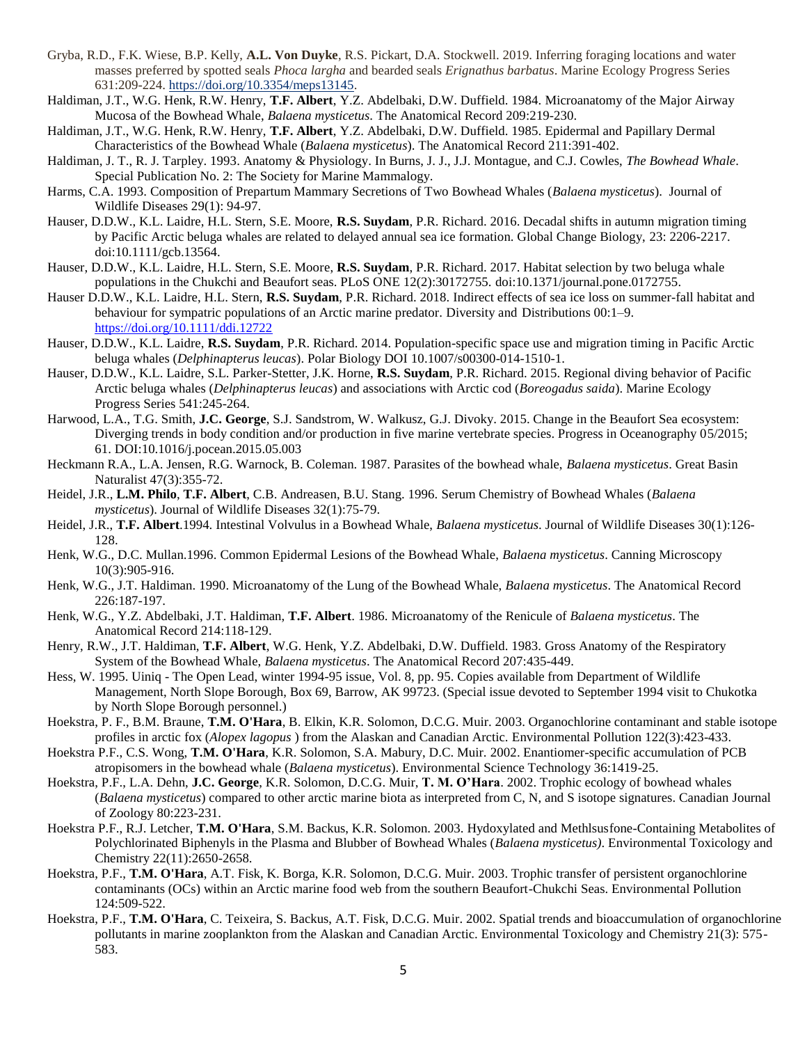Gryba, R.D., F.K. Wiese, B.P. Kelly, **A.L. Von Duyke**, R.S. Pickart, D.A. Stockwell. 2019. Inferring foraging locations and water masses preferred by spotted seals *Phoca largha* and bearded seals *Erignathus barbatus*. Marine Ecology Progress Series 631:209-224. https://doi.org/10.3354/meps13145.

Haldiman, J.T., W.G. Henk, R.W. Henry, **T.F. Albert**, Y.Z. Abdelbaki, D.W. Duffield. 1984. Microanatomy of the Major Airway Mucosa of the Bowhead Whale, *Balaena mysticetus*. The Anatomical Record 209:219-230.

Haldiman, J.T., W.G. Henk, R.W. Henry, **T.F. Albert**, Y.Z. Abdelbaki, D.W. Duffield. 1985. Epidermal and Papillary Dermal Characteristics of the Bowhead Whale (*Balaena mysticetus*). The Anatomical Record 211:391-402.

Haldiman, J. T., R. J. Tarpley. 1993. Anatomy & Physiology. In Burns, J. J., J.J. Montague, and C.J. Cowles, *The Bowhead Whale*. Special Publication No. 2: The Society for Marine Mammalogy.

Harms, C.A. 1993. Composition of Prepartum Mammary Secretions of Two Bowhead Whales (*Balaena mysticetus*). Journal of Wildlife Diseases 29(1): 94-97.

Hauser, D.D.W., K.L. Laidre, H.L. Stern, S.E. Moore, **R.S. Suydam**, P.R. Richard. 2016. Decadal shifts in autumn migration timing by Pacific Arctic beluga whales are related to delayed annual sea ice formation. Global Change Biology, 23: 2206-2217. doi:10.1111/gcb.13564.

Hauser, D.D.W., K.L. Laidre, H.L. Stern, S.E. Moore, **R.S. Suydam**, P.R. Richard. 2017. Habitat selection by two beluga whale populations in the Chukchi and Beaufort seas. PLoS ONE 12(2):30172755. doi:10.1371/journal.pone.0172755.

Hauser D.D.W., K.L. Laidre, H.L. Stern, **R.S. Suydam**, P.R. Richard. 2018. Indirect effects of sea ice loss on summer-fall habitat and behaviour for sympatric populations of an Arctic marine predator. Diversity and Distributions 00:1–9. https://doi.org/10.1111/ddi.12722

Hauser, D.D.W., K.L. Laidre, **R.S. Suydam**, P.R. Richard. 2014. Population-specific space use and migration timing in Pacific Arctic beluga whales (*Delphinapterus leucas*). Polar Biology DOI 10.1007/s00300-014-1510-1.

Hauser, D.D.W., K.L. Laidre, S.L. Parker-Stetter, J.K. Horne, **R.S. Suydam**, P.R. Richard. 2015. Regional diving behavior of Pacific Arctic beluga whales (*Delphinapterus leucas*) and associations with Arctic cod (*Boreogadus saida*). Marine Ecology Progress Series 541:245-264.

Harwood, L.A., T.G. Smith, **J.C. George**, S.J. Sandstrom, W. Walkusz, G.J. Divoky. 2015. Change in the Beaufort Sea ecosystem: Diverging trends in body condition and/or production in five marine vertebrate species. Progress in Oceanography 05/2015; 61. DOI:10.1016/j.pocean.2015.05.003

Heckmann R.A., L.A. Jensen, R.G. Warnock, B. Coleman. 1987. Parasites of the bowhead whale, *Balaena mysticetus*. Great Basin Naturalist 47(3):355-72.

Heidel, J.R., **L.M. Philo**, **T.F. Albert**, C.B. Andreasen, B.U. Stang. 1996. Serum Chemistry of Bowhead Whales (*Balaena mysticetus*). Journal of Wildlife Diseases 32(1):75-79.

Heidel, J.R., **T.F. Albert**.1994. Intestinal Volvulus in a Bowhead Whale, *Balaena mysticetus*. Journal of Wildlife Diseases 30(1):126-128.

Henk, W.G., D.C. Mullan.1996. Common Epidermal Lesions of the Bowhead Whale, *Balaena mysticetus*. Canning Microscopy 10(3):905-916.

Henk, W.G., J.T. Haldiman. 1990. Microanatomy of the Lung of the Bowhead Whale, *Balaena mysticetus*. The Anatomical Record 226:187-197.

Henk, W.G., Y.Z. Abdelbaki, J.T. Haldiman, **T.F. Albert**. 1986. Microanatomy of the Renicule of *Balaena mysticetus*. The Anatomical Record 214:118-129.

Henry, R.W., J.T. Haldiman, **T.F. Albert**, W.G. Henk, Y.Z. Abdelbaki, D.W. Duffield. 1983. Gross Anatomy of the Respiratory System of the Bowhead Whale, *Balaena mysticetus*. The Anatomical Record 207:435-449.

Hess, W. 1995. Uiniq - The Open Lead, winter 1994-95 issue, Vol. 8, pp. 95. Copies available from Department of Wildlife Management, North Slope Borough, Box 69, Barrow, AK 99723. (Special issue devoted to September 1994 visit to Chukotka by North Slope Borough personnel.)

Hoekstra, P. F., B.M. Braune, **T.M. O'Hara**, B. Elkin, K.R. Solomon, D.C.G. Muir. 2003. Organochlorine contaminant and stable isotope profiles in arctic fox (*Alopex lagopus* ) from the Alaskan and Canadian Arctic. Environmental Pollution 122(3):423-433.

Hoekstra P.F., C.S. Wong, **T.M. O'Hara**, K.R. Solomon, S.A. Mabury, D.C. Muir. 2002. Enantiomer-specific accumulation of PCB atropisomers in the bowhead whale (*Balaena mysticetus*). Environmental Science Technology 36:1419-25.

Hoekstra, P.F., L.A. Dehn, **J.C. George**, K.R. Solomon, D.C.G. Muir, **T. M. O'Hara**. 2002. Trophic ecology of bowhead whales (*Balaena mysticetus*) compared to other arctic marine biota as interpreted from C, N, and S isotope signatures. Canadian Journal of Zoology 80:223-231.

Hoekstra P.F., R.J. Letcher, **T.M. O'Hara**, S.M. Backus, K.R. Solomon. 2003. Hydoxylated and Methlsusfone-Containing Metabolites of Polychlorinated Biphenyls in the Plasma and Blubber of Bowhead Whales (*Balaena mysticetus)*. Environmental Toxicology and Chemistry 22(11):2650-2658.

Hoekstra, P.F., **T.M. O'Hara**, A.T. Fisk, K. Borga, K.R. Solomon, D.C.G. Muir. 2003. Trophic transfer of persistent organochlorine contaminants (OCs) within an Arctic marine food web from the southern Beaufort-Chukchi Seas. Environmental Pollution 124:509-522.

Hoekstra, P.F., **T.M. O'Hara**, C. Teixeira, S. Backus, A.T. Fisk, D.C.G. Muir. 2002. Spatial trends and bioaccumulation of organochlorine pollutants in marine zooplankton from the Alaskan and Canadian Arctic. Environmental Toxicology and Chemistry 21(3): 575-583.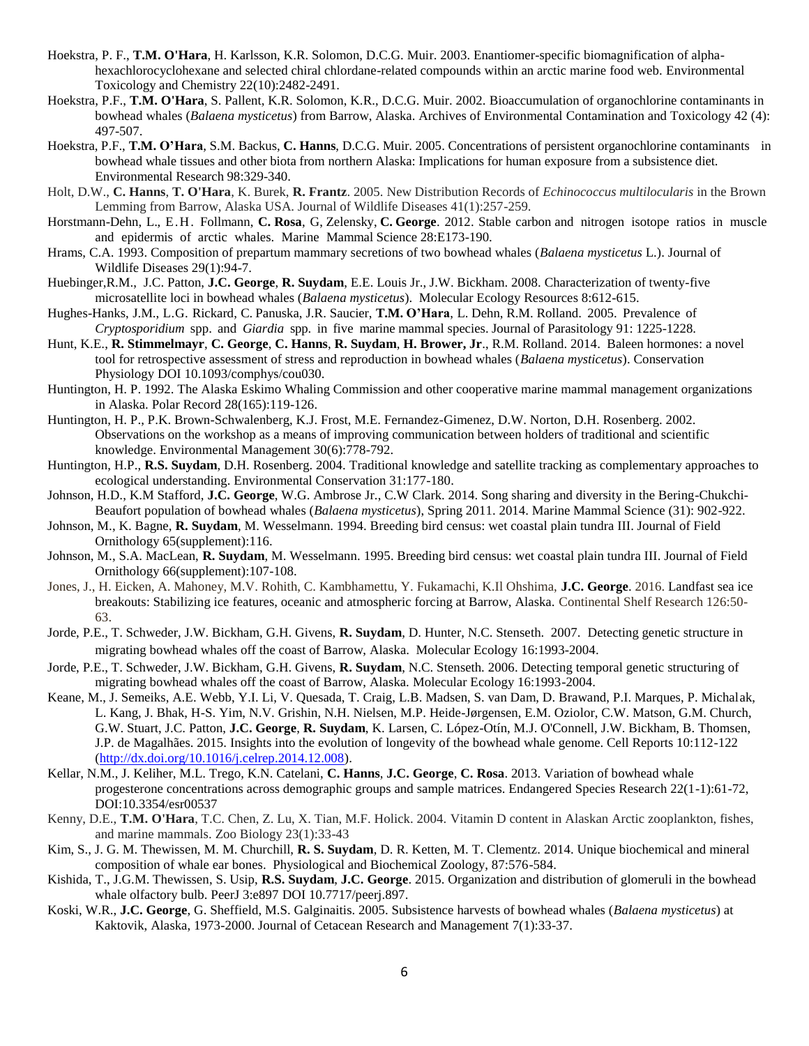Hoekstra, P. F., **T.M. O'Hara**, H. Karlsson, K.R. Solomon, D.C.G. Muir. 2003. Enantiomer-specific biomagnification of alpha-hexachlorocyclohexane and selected chiral chlordane-related compounds within an arctic marine food web. Environmental Toxicology and Chemistry 22(10):2482-2491.

Hoekstra, P.F., **T.M. O'Hara**, S. Pallent, K.R. Solomon, K.R., D.C.G. Muir. 2002. Bioaccumulation of organochlorine contaminants in bowhead whales (*Balaena mysticetus*) from Barrow, Alaska. Archives of Environmental Contamination and Toxicology 42 (4): 497-507.

Hoekstra, P.F., **T.M. O'Hara**, S.M. Backus, **C. Hanns**, D.C.G. Muir. 2005. Concentrations of persistent organochlorine contaminants in bowhead whale tissues and other biota from northern Alaska: Implications for human exposure from a subsistence diet. Environmental Research 98:329-340.

Holt, D.W., **C. Hanns**, **T. O'Hara**, K. Burek, **R. Frantz**. 2005. New Distribution Records of *Echinococcus multilocularis* in the Brown Lemming from Barrow, Alaska USA. Journal of Wildlife Diseases 41(1):257-259.

Horstmann-Dehn, L., E.H. Follmann, **C. Rosa**, G, Zelensky, **C. George**. 2012. Stable carbon and nitrogen isotope ratios in muscle and epidermis of arctic whales. Marine Mammal Science 28:E173-190.

Hrams, C.A. 1993. Composition of prepartum mammary secretions of two bowhead whales (*Balaena mysticetus* L.). Journal of Wildlife Diseases 29(1):94-7.

Huebinger,R.M., J.C. Patton, **J.C. George**, **R. Suydam**, E.E. Louis Jr., J.W. Bickham. 2008. Characterization of twenty-five microsatellite loci in bowhead whales (*Balaena mysticetus*). Molecular Ecology Resources 8:612-615.

Hughes-Hanks, J.M., L.G. Rickard, C. Panuska, J.R. Saucier, **T.M. O'Hara**, L. Dehn, R.M. Rolland. 2005. Prevalence of *Cryptosporidium* spp. and *Giardia* spp. in five marine mammal species. Journal of Parasitology 91: 1225-1228.

Hunt, K.E., **R. Stimmelmayr**, **C. George**, **C. Hanns**, **R. Suydam**, **H. Brower, Jr**., R.M. Rolland. 2014. Baleen hormones: a novel tool for retrospective assessment of stress and reproduction in bowhead whales (*Balaena mysticetus*). Conservation Physiology DOI 10.1093/comphys/cou030.

Huntington, H. P. 1992. The Alaska Eskimo Whaling Commission and other cooperative marine mammal management organizations in Alaska. Polar Record 28(165):119-126.

Huntington, H. P., P.K. Brown-Schwalenberg, K.J. Frost, M.E. Fernandez-Gimenez, D.W. Norton, D.H. Rosenberg. 2002. Observations on the workshop as a means of improving communication between holders of traditional and scientific knowledge. Environmental Management 30(6):778-792.

Huntington, H.P., **R.S. Suydam**, D.H. Rosenberg. 2004. Traditional knowledge and satellite tracking as complementary approaches to ecological understanding. Environmental Conservation 31:177-180.

Johnson, H.D., K.M Stafford, **J.C. George**, W.G. Ambrose Jr., C.W Clark. 2014. Song sharing and diversity in the Bering-Chukchi-Beaufort population of bowhead whales (*Balaena mysticetus*), Spring 2011. 2014. Marine Mammal Science (31): 902-922.

Johnson, M., K. Bagne, **R. Suydam**, M. Wesselmann. 1994. Breeding bird census: wet coastal plain tundra III. Journal of Field Ornithology 65(supplement):116.

Johnson, M., S.A. MacLean, **R. Suydam**, M. Wesselmann. 1995. Breeding bird census: wet coastal plain tundra III. Journal of Field Ornithology 66(supplement):107-108.

Jones, J., H. Eicken, A. Mahoney, M.V. Rohith, C. Kambhamettu, Y. Fukamachi, K.Il Ohshima, **J.C. George**. 2016. Landfast sea ice breakouts: Stabilizing ice features, oceanic and atmospheric forcing at Barrow, Alaska. Continental Shelf Research 126:50-63.

Jorde, P.E., T. Schweder, J.W. Bickham, G.H. Givens, **R. Suydam**, D. Hunter, N.C. Stenseth. 2007. Detecting genetic structure in migrating bowhead whales off the coast of Barrow, Alaska. Molecular Ecology 16:1993-2004.

Jorde, P.E., T. Schweder, J.W. Bickham, G.H. Givens, **R. Suydam**, N.C. Stenseth. 2006. Detecting temporal genetic structuring of migrating bowhead whales off the coast of Barrow, Alaska. Molecular Ecology 16:1993-2004.

Keane, M., J. Semeiks, A.E. Webb, Y.I. Li, V. Quesada, T. Craig, L.B. Madsen, S. van Dam, D. Brawand, P.I. Marques, P. Michalak, L. Kang, J. Bhak, H-S. Yim, N.V. Grishin, N.H. Nielsen, M.P. Heide-Jørgensen, E.M. Oziolor, C.W. Matson, G.M. Church, G.W. Stuart, J.C. Patton, **J.C. George**, **R. Suydam**, K. Larsen, C. López-Otín, M.J. O'Connell, J.W. Bickham, B. Thomsen, J.P. de Magalhães. 2015. Insights into the evolution of longevity of the bowhead whale genome. Cell Reports 10:112-122 (http://dx.doi.org/10.1016/j.celrep.2014.12.008).

Kellar, N.M., J. Keliher, M.L. Trego, K.N. Catelani, **C. Hanns**, **J.C. George**, **C. Rosa**. 2013. Variation of bowhead whale progesterone concentrations across demographic groups and sample matrices. Endangered Species Research 22(1-1):61-72, DOI:10.3354/esr00537

Kenny, D.E., **T.M. O'Hara**, T.C. Chen, Z. Lu, X. Tian, M.F. Holick. 2004. Vitamin D content in Alaskan Arctic zooplankton, fishes, and marine mammals. Zoo Biology 23(1):33-43

Kim, S., J. G. M. Thewissen, M. M. Churchill, **R. S. Suydam**, D. R. Ketten, M. T. Clementz. 2014. Unique biochemical and mineral composition of whale ear bones. Physiological and Biochemical Zoology, 87:576-584.

Kishida, T., J.G.M. Thewissen, S. Usip, **R.S. Suydam**, **J.C. George**. 2015. Organization and distribution of glomeruli in the bowhead whale olfactory bulb. PeerJ 3:e897 DOI 10.7717/peerj.897.

Koski, W.R., **J.C. George**, G. Sheffield, M.S. Galginaitis. 2005. Subsistence harvests of bowhead whales (*Balaena mysticetus*) at Kaktovik, Alaska, 1973-2000. Journal of Cetacean Research and Management 7(1):33-37.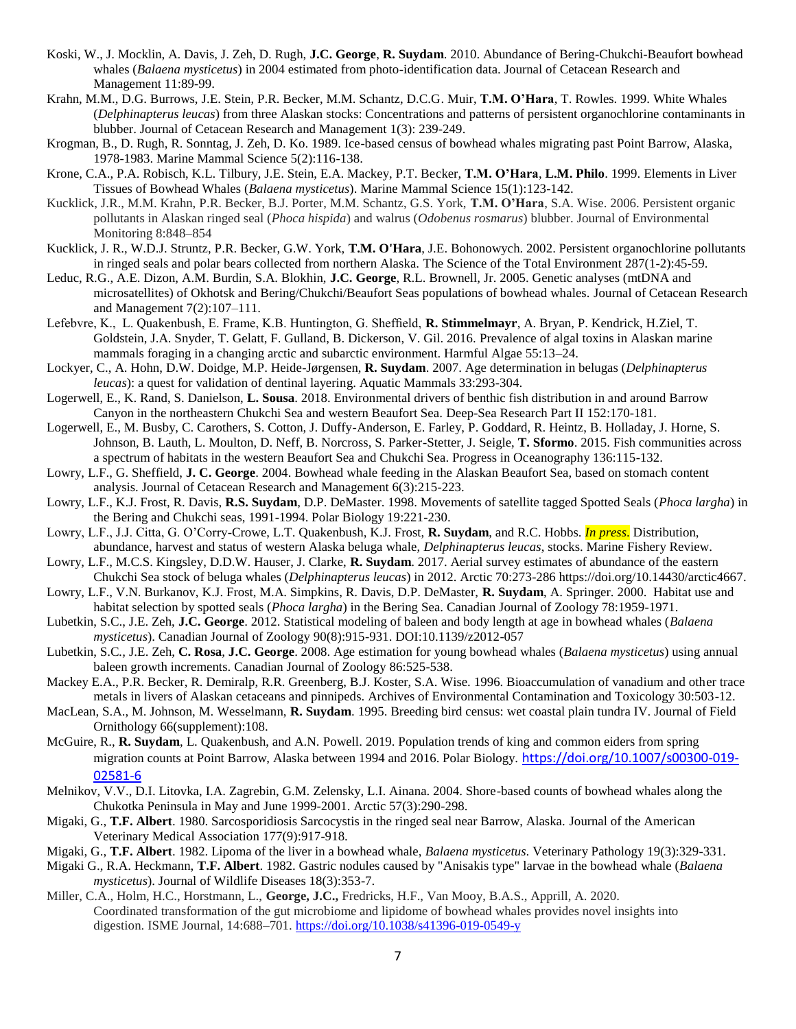Koski, W., J. Mocklin, A. Davis, J. Zeh, D. Rugh, **J.C. George**, **R. Suydam**. 2010. Abundance of Bering-Chukchi-Beaufort bowhead whales (*Balaena mysticetus*) in 2004 estimated from photo-identification data. Journal of Cetacean Research and Management 11:89-99.

Krahn, M.M., D.G. Burrows, J.E. Stein, P.R. Becker, M.M. Schantz, D.C.G. Muir, **T.M. O'Hara**, T. Rowles. 1999. White Whales (*Delphinapterus leucas*) from three Alaskan stocks: Concentrations and patterns of persistent organochlorine contaminants in blubber. Journal of Cetacean Research and Management 1(3): 239-249.

Krogman, B., D. Rugh, R. Sonntag, J. Zeh, D. Ko. 1989. Ice-based census of bowhead whales migrating past Point Barrow, Alaska, 1978-1983. Marine Mammal Science 5(2):116-138.

Krone, C.A., P.A. Robisch, K.L. Tilbury, J.E. Stein, E.A. Mackey, P.T. Becker, **T.M. O'Hara**, **L.M. Philo**. 1999. Elements in Liver Tissues of Bowhead Whales (*Balaena mysticetus*). Marine Mammal Science 15(1):123-142.

Kucklick, J.R., M.M. Krahn, P.R. Becker, B.J. Porter, M.M. Schantz, G.S. York, **T.M. O'Hara**, S.A. Wise. 2006. Persistent organic pollutants in Alaskan ringed seal (*Phoca hispida*) and walrus (*Odobenus rosmarus*) blubber. Journal of Environmental Monitoring 8:848–854

Kucklick, J. R., W.D.J. Struntz, P.R. Becker, G.W. York, **T.M. O'Hara**, J.E. Bohonowych. 2002. Persistent organochlorine pollutants in ringed seals and polar bears collected from northern Alaska. The Science of the Total Environment 287(1-2):45-59.

Leduc, R.G., A.E. Dizon, A.M. Burdin, S.A. Blokhin, **J.C. George**, R.L. Brownell, Jr. 2005. Genetic analyses (mtDNA and microsatellites) of Okhotsk and Bering/Chukchi/Beaufort Seas populations of bowhead whales. Journal of Cetacean Research and Management 7(2):107–111.

Lefebvre, K., L. Quakenbush, E. Frame, K.B. Huntington, G. Sheffield, **R. Stimmelmayr**, A. Bryan, P. Kendrick, H.Ziel, T. Goldstein, J.A. Snyder, T. Gelatt, F. Gulland, B. Dickerson, V. Gil. 2016. Prevalence of algal toxins in Alaskan marine mammals foraging in a changing arctic and subarctic environment. Harmful Algae 55:13–24.

Lockyer, C., A. Hohn, D.W. Doidge, M.P. Heide-Jørgensen, **R. Suydam**. 2007. Age determination in belugas (*Delphinapterus leucas*): a quest for validation of dentinal layering. Aquatic Mammals 33:293-304.

Logerwell, E., K. Rand, S. Danielson, **L. Sousa**. 2018. Environmental drivers of benthic fish distribution in and around Barrow Canyon in the northeastern Chukchi Sea and western Beaufort Sea. Deep-Sea Research Part II 152:170-181.

Logerwell, E., M. Busby, C. Carothers, S. Cotton, J. Duffy-Anderson, E. Farley, P. Goddard, R. Heintz, B. Holladay, J. Horne, S. Johnson, B. Lauth, L. Moulton, D. Neff, B. Norcross, S. Parker-Stetter, J. Seigle, **T. Sformo**. 2015. Fish communities across a spectrum of habitats in the western Beaufort Sea and Chukchi Sea. Progress in Oceanography 136:115-132.

Lowry, L.F., G. Sheffield, **J. C. George**. 2004. Bowhead whale feeding in the Alaskan Beaufort Sea, based on stomach content analysis. Journal of Cetacean Research and Management 6(3):215-223.

Lowry, L.F., K.J. Frost, R. Davis, **R.S. Suydam**, D.P. DeMaster. 1998. Movements of satellite tagged Spotted Seals (*Phoca largha*) in the Bering and Chukchi seas, 1991-1994. Polar Biology 19:221-230.

Lowry, L.F., J.J. Citta, G. O'Corry-Crowe, L.T. Quakenbush, K.J. Frost, **R. Suydam**, and R.C. Hobbs. *In press*. Distribution, abundance, harvest and status of western Alaska beluga whale, *Delphinapterus leucas*, stocks. Marine Fishery Review.

Lowry, L.F., M.C.S. Kingsley, D.D.W. Hauser, J. Clarke, **R. Suydam**. 2017. Aerial survey estimates of abundance of the eastern Chukchi Sea stock of beluga whales (*Delphinapterus leucas*) in 2012. Arctic 70:273-286 https://doi.org/10.14430/arctic4667.

Lowry, L.F., V.N. Burkanov, K.J. Frost, M.A. Simpkins, R. Davis, D.P. DeMaster, **R. Suydam**, A. Springer. 2000. Habitat use and habitat selection by spotted seals (*Phoca largha*) in the Bering Sea. Canadian Journal of Zoology 78:1959-1971.

Lubetkin, S.C., J.E. Zeh, **J.C. George**. 2012. Statistical modeling of baleen and body length at age in bowhead whales (*Balaena mysticetus*). Canadian Journal of Zoology 90(8):915-931. DOI:10.1139/z2012-057

Lubetkin, S.C., J.E. Zeh, **C. Rosa**, **J.C. George**. 2008. Age estimation for young bowhead whales (*Balaena mysticetus*) using annual baleen growth increments. Canadian Journal of Zoology 86:525-538.

Mackey E.A., P.R. Becker, R. Demiralp, R.R. Greenberg, B.J. Koster, S.A. Wise. 1996. Bioaccumulation of vanadium and other trace metals in livers of Alaskan cetaceans and pinnipeds. Archives of Environmental Contamination and Toxicology 30:503-12.

MacLean, S.A., M. Johnson, M. Wesselmann, **R. Suydam**. 1995. Breeding bird census: wet coastal plain tundra IV. Journal of Field Ornithology 66(supplement):108.

McGuire, R., **R. Suydam**, L. Quakenbush, and A.N. Powell. 2019. Population trends of king and common eiders from spring migration counts at Point Barrow, Alaska between 1994 and 2016. Polar Biology. https://doi.org/10.1007/s00300-019-02581-6

Melnikov, V.V., D.I. Litovka, I.A. Zagrebin, G.M. Zelensky, L.I. Ainana. 2004. Shore-based counts of bowhead whales along the Chukotka Peninsula in May and June 1999-2001. Arctic 57(3):290-298.

Migaki, G., **T.F. Albert**. 1980. Sarcosporidiosis Sarcocystis in the ringed seal near Barrow, Alaska. Journal of the American Veterinary Medical Association 177(9):917-918.

Migaki, G., **T.F. Albert**. 1982. Lipoma of the liver in a bowhead whale, *Balaena mysticetus*. Veterinary Pathology 19(3):329-331.

Migaki G., R.A. Heckmann, **T.F. Albert**. 1982. Gastric nodules caused by "Anisakis type" larvae in the bowhead whale (*Balaena mysticetus*). Journal of Wildlife Diseases 18(3):353-7.

Miller, C.A., Holm, H.C., Horstmann, L., **George, J.C.,** Fredricks, H.F., Van Mooy, B.A.S., Apprill, A. 2020. Coordinated transformation of the gut microbiome and lipidome of bowhead whales provides novel insights into digestion. ISME Journal, 14:688–701. https://doi.org/10.1038/s41396-019-0549-y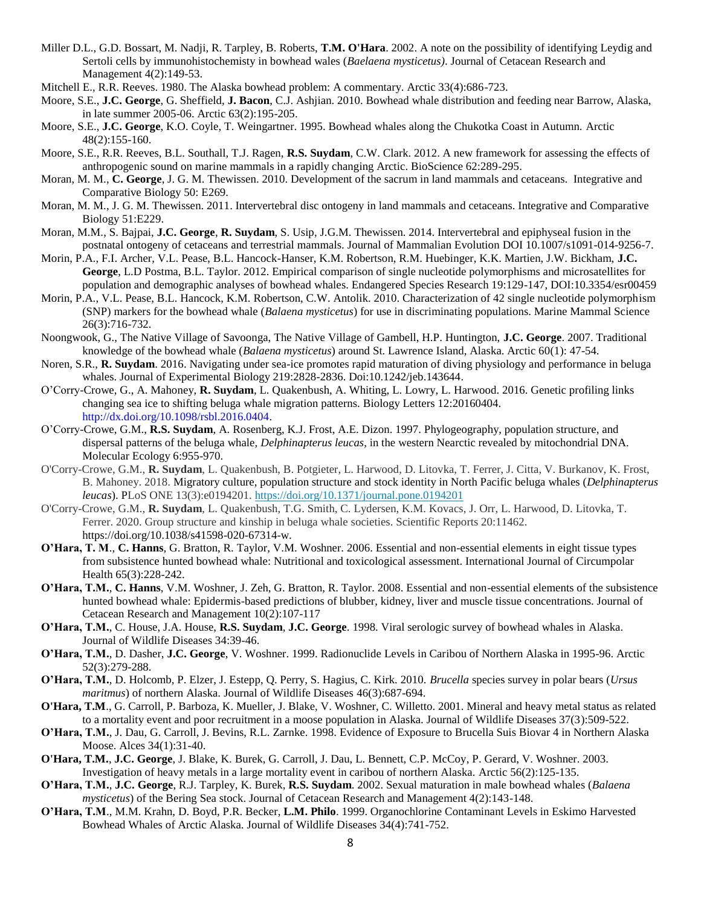Miller D.L., G.D. Bossart, M. Nadji, R. Tarpley, B. Roberts, **T.M. O'Hara**. 2002. A note on the possibility of identifying Leydig and Sertoli cells by immunohistochemisty in bowhead wales (*Baelaena mysticetus)*. Journal of Cetacean Research and Management 4(2):149-53.

Mitchell E., R.R. Reeves. 1980. The Alaska bowhead problem: A commentary. Arctic 33(4):686-723.

Moore, S.E., **J.C. George**, G. Sheffield, **J. Bacon**, C.J. Ashjian. 2010. Bowhead whale distribution and feeding near Barrow, Alaska, in late summer 2005-06. Arctic 63(2):195-205.

Moore, S.E., **J.C. George**, K.O. Coyle, T. Weingartner. 1995. Bowhead whales along the Chukotka Coast in Autumn. Arctic 48(2):155-160.

Moore, S.E., R.R. Reeves, B.L. Southall, T.J. Ragen, **R.S. Suydam**, C.W. Clark. 2012. A new framework for assessing the effects of anthropogenic sound on marine mammals in a rapidly changing Arctic. BioScience 62:289-295.

Moran, M. M., **C. George**, J. G. M. Thewissen. 2010. Development of the sacrum in land mammals and cetaceans. Integrative and Comparative Biology 50: E269.

Moran, M. M., J. G. M. Thewissen. 2011. Intervertebral disc ontogeny in land mammals and cetaceans. Integrative and Comparative Biology 51:E229.

Moran, M.M., S. Bajpai, **J.C. George**, **R. Suydam**, S. Usip, J.G.M. Thewissen. 2014. Intervertebral and epiphyseal fusion in the postnatal ontogeny of cetaceans and terrestrial mammals. Journal of Mammalian Evolution DOI 10.1007/s1091-014-9256-7.

Morin, P.A., F.I. Archer, V.L. Pease, B.L. Hancock-Hanser, K.M. Robertson, R.M. Huebinger, K.K. Martien, J.W. Bickham, **J.C. George**, L.D Postma, B.L. Taylor. 2012. Empirical comparison of single nucleotide polymorphisms and microsatellites for population and demographic analyses of bowhead whales. Endangered Species Research 19:129-147, DOI:10.3354/esr00459

Morin, P.A., V.L. Pease, B.L. Hancock, K.M. Robertson, C.W. Antolik. 2010. Characterization of 42 single nucleotide polymorphism (SNP) markers for the bowhead whale (*Balaena mysticetus*) for use in discriminating populations. Marine Mammal Science 26(3):716-732.

Noongwook, G., The Native Village of Savoonga, The Native Village of Gambell, H.P. Huntington, **J.C. George**. 2007. Traditional knowledge of the bowhead whale (*Balaena mysticetus*) around St. Lawrence Island, Alaska. Arctic 60(1): 47-54.

Noren, S.R., **R. Suydam**. 2016. Navigating under sea-ice promotes rapid maturation of diving physiology and performance in beluga whales. Journal of Experimental Biology 219:2828-2836. Doi:10.1242/jeb.143644.

O'Corry-Crowe, G., A. Mahoney, **R. Suydam**, L. Quakenbush, A. Whiting, L. Lowry, L. Harwood. 2016. Genetic profiling links changing sea ice to shifting beluga whale migration patterns. Biology Letters 12:20160404. http://dx.doi.org/10.1098/rsbl.2016.0404.

O'Corry-Crowe, G.M., **R.S. Suydam**, A. Rosenberg, K.J. Frost, A.E. Dizon. 1997. Phylogeography, population structure, and dispersal patterns of the beluga whale, *Delphinapterus leucas*, in the western Nearctic revealed by mitochondrial DNA. Molecular Ecology 6:955-970.

O'Corry-Crowe, G.M., **R. Suydam**, L. Quakenbush, B. Potgieter, L. Harwood, D. Litovka, T. Ferrer, J. Citta, V. Burkanov, K. Frost, B. Mahoney. 2018. Migratory culture, population structure and stock identity in North Pacific beluga whales (*Delphinapterus leucas*). PLoS ONE 13(3):e0194201. https://doi.org/10.1371/journal.pone.0194201

O'Corry-Crowe, G.M., **R. Suydam**, L. Quakenbush, T.G. Smith, C. Lydersen, K.M. Kovacs, J. Orr, L. Harwood, D. Litovka, T. Ferrer. 2020. Group structure and kinship in beluga whale societies. Scientific Reports 20:11462. https://doi.org/10.1038/s41598-020-67314-w.

**O'Hara, T. M**., **C. Hanns**, G. Bratton, R. Taylor, V.M. Woshner. 2006. Essential and non-essential elements in eight tissue types from subsistence hunted bowhead whale: Nutritional and toxicological assessment. International Journal of Circumpolar Health 65(3):228-242.

**O'Hara, T.M.**, **C. Hanns**, V.M. Woshner, J. Zeh, G. Bratton, R. Taylor. 2008. Essential and non-essential elements of the subsistence hunted bowhead whale: Epidermis-based predictions of blubber, kidney, liver and muscle tissue concentrations. Journal of Cetacean Research and Management 10(2):107-117

**O'Hara, T.M.**, C. House, J.A. House, **R.S. Suydam**, **J.C. George**. 1998. Viral serologic survey of bowhead whales in Alaska. Journal of Wildlife Diseases 34:39-46.

**O'Hara, T.M.**, D. Dasher, **J.C. George**, V. Woshner. 1999. Radionuclide Levels in Caribou of Northern Alaska in 1995-96. Arctic 52(3):279-288.

**O'Hara, T.M.**, D. Holcomb, P. Elzer, J. Estepp, Q. Perry, S. Hagius, C. Kirk. 2010. *Brucella* species survey in polar bears (*Ursus maritmus*) of northern Alaska. Journal of Wildlife Diseases 46(3):687-694.

**O'Hara, T.M**., G. Carroll, P. Barboza, K. Mueller, J. Blake, V. Woshner, C. Willetto. 2001. Mineral and heavy metal status as related to a mortality event and poor recruitment in a moose population in Alaska. Journal of Wildlife Diseases 37(3):509-522.

**O'Hara, T.M.**, J. Dau, G. Carroll, J. Bevins, R.L. Zarnke. 1998. Evidence of Exposure to Brucella Suis Biovar 4 in Northern Alaska Moose. Alces 34(1):31-40.

**O'Hara, T.M.**, **J.C. George**, J. Blake, K. Burek, G. Carroll, J. Dau, L. Bennett, C.P. McCoy, P. Gerard, V. Woshner. 2003. Investigation of heavy metals in a large mortality event in caribou of northern Alaska. Arctic 56(2):125-135.

**O'Hara, T.M.**, **J.C. George**, R.J. Tarpley, K. Burek, **R.S. Suydam**. 2002. Sexual maturation in male bowhead whales (*Balaena mysticetus*) of the Bering Sea stock. Journal of Cetacean Research and Management 4(2):143-148.

**O'Hara, T.M**., M.M. Krahn, D. Boyd, P.R. Becker, **L.M. Philo**. 1999. Organochlorine Contaminant Levels in Eskimo Harvested Bowhead Whales of Arctic Alaska. Journal of Wildlife Diseases 34(4):741-752.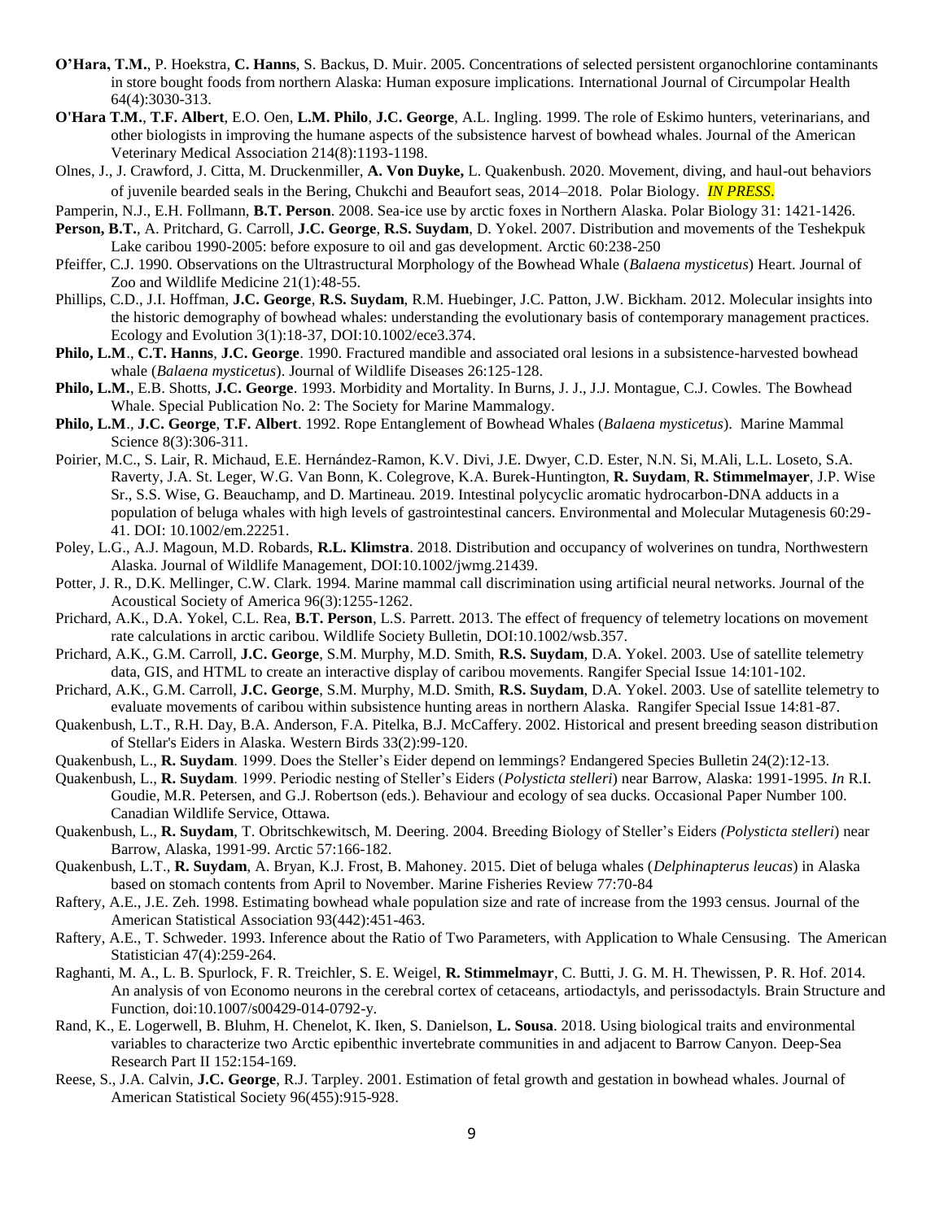**O'Hara, T.M.**, P. Hoekstra, **C. Hanns**, S. Backus, D. Muir. 2005. Concentrations of selected persistent organochlorine contaminants in store bought foods from northern Alaska: Human exposure implications. International Journal of Circumpolar Health 64(4):3030-313.

**O'Hara T.M.**, **T.F. Albert**, E.O. Oen, **L.M. Philo**, **J.C. George**, A.L. Ingling. 1999. The role of Eskimo hunters, veterinarians, and other biologists in improving the humane aspects of the subsistence harvest of bowhead whales. Journal of the American Veterinary Medical Association 214(8):1193-1198.

Olnes, J., J. Crawford, J. Citta, M. Druckenmiller, **A. Von Duyke,** L. Quakenbush. 2020. Movement, diving, and haul-out behaviors of juvenile bearded seals in the Bering, Chukchi and Beaufort seas, 2014–2018. Polar Biology. *IN PRESS*.

Pamperin, N.J., E.H. Follmann, **B.T. Person**. 2008. Sea-ice use by arctic foxes in Northern Alaska. Polar Biology 31: 1421-1426.

**Person, B.T.**, A. Pritchard, G. Carroll, **J.C. George**, **R.S. Suydam**, D. Yokel. 2007. Distribution and movements of the Teshekpuk Lake caribou 1990-2005: before exposure to oil and gas development. Arctic 60:238-250

Pfeiffer, C.J. 1990. Observations on the Ultrastructural Morphology of the Bowhead Whale (*Balaena mysticetus*) Heart. Journal of Zoo and Wildlife Medicine 21(1):48-55.

Phillips, C.D., J.I. Hoffman, **J.C. George**, **R.S. Suydam**, R.M. Huebinger, J.C. Patton, J.W. Bickham. 2012. Molecular insights into the historic demography of bowhead whales: understanding the evolutionary basis of contemporary management practices. Ecology and Evolution 3(1):18-37, DOI:10.1002/ece3.374.

**Philo, L.M**., **C.T. Hanns**, **J.C. George**. 1990. Fractured mandible and associated oral lesions in a subsistence-harvested bowhead whale (*Balaena mysticetus*). Journal of Wildlife Diseases 26:125-128.

**Philo, L.M.**, E.B. Shotts, **J.C. George**. 1993. Morbidity and Mortality. In Burns, J. J., J.J. Montague, C.J. Cowles. The Bowhead Whale. Special Publication No. 2: The Society for Marine Mammalogy.

**Philo, L.M**., **J.C. George**, **T.F. Albert**. 1992. Rope Entanglement of Bowhead Whales (*Balaena mysticetus*). Marine Mammal Science 8(3):306-311.

Poirier, M.C., S. Lair, R. Michaud, E.E. Hernández-Ramon, K.V. Divi, J.E. Dwyer, C.D. Ester, N.N. Si, M.Ali, L.L. Loseto, S.A. Raverty, J.A. St. Leger, W.G. Van Bonn, K. Colegrove, K.A. Burek-Huntington, **R. Suydam**, **R. Stimmelmayer**, J.P. Wise Sr., S.S. Wise, G. Beauchamp, and D. Martineau. 2019. Intestinal polycyclic aromatic hydrocarbon-DNA adducts in a population of beluga whales with high levels of gastrointestinal cancers. Environmental and Molecular Mutagenesis 60:29-41. DOI: 10.1002/em.22251.

Poley, L.G., A.J. Magoun, M.D. Robards, **R.L. Klimstra**. 2018. Distribution and occupancy of wolverines on tundra, Northwestern Alaska. Journal of Wildlife Management, DOI:10.1002/jwmg.21439.

Potter, J. R., D.K. Mellinger, C.W. Clark. 1994. Marine mammal call discrimination using artificial neural networks. Journal of the Acoustical Society of America 96(3):1255-1262.

Prichard, A.K., D.A. Yokel, C.L. Rea, **B.T. Person**, L.S. Parrett. 2013. The effect of frequency of telemetry locations on movement rate calculations in arctic caribou. Wildlife Society Bulletin, DOI:10.1002/wsb.357.

Prichard, A.K., G.M. Carroll, **J.C. George**, S.M. Murphy, M.D. Smith, **R.S. Suydam**, D.A. Yokel. 2003. Use of satellite telemetry data, GIS, and HTML to create an interactive display of caribou movements. Rangifer Special Issue 14:101-102.

Prichard, A.K., G.M. Carroll, **J.C. George**, S.M. Murphy, M.D. Smith, **R.S. Suydam**, D.A. Yokel. 2003. Use of satellite telemetry to evaluate movements of caribou within subsistence hunting areas in northern Alaska. Rangifer Special Issue 14:81-87.

Quakenbush, L.T., R.H. Day, B.A. Anderson, F.A. Pitelka, B.J. McCaffery. 2002. Historical and present breeding season distribution of Stellar's Eiders in Alaska. Western Birds 33(2):99-120.

Quakenbush, L., **R. Suydam**. 1999. Does the Steller's Eider depend on lemmings? Endangered Species Bulletin 24(2):12-13.

Quakenbush, L., **R. Suydam**. 1999. Periodic nesting of Steller's Eiders (*Polysticta stelleri*) near Barrow, Alaska: 1991-1995. *In* R.I. Goudie, M.R. Petersen, and G.J. Robertson (eds.). Behaviour and ecology of sea ducks. Occasional Paper Number 100. Canadian Wildlife Service, Ottawa.

Quakenbush, L., **R. Suydam**, T. Obritschkewitsch, M. Deering. 2004. Breeding Biology of Steller's Eiders *(Polysticta stelleri*) near Barrow, Alaska, 1991-99. Arctic 57:166-182.

Quakenbush, L.T., **R. Suydam**, A. Bryan, K.J. Frost, B. Mahoney. 2015. Diet of beluga whales (*Delphinapterus leucas*) in Alaska based on stomach contents from April to November. Marine Fisheries Review 77:70-84

Raftery, A.E., J.E. Zeh. 1998. Estimating bowhead whale population size and rate of increase from the 1993 census. Journal of the American Statistical Association 93(442):451-463.

Raftery, A.E., T. Schweder. 1993. Inference about the Ratio of Two Parameters, with Application to Whale Censusing. The American Statistician 47(4):259-264.

Raghanti, M. A., L. B. Spurlock, F. R. Treichler, S. E. Weigel, **R. Stimmelmayr**, C. Butti, J. G. M. H. Thewissen, P. R. Hof. 2014. An analysis of von Economo neurons in the cerebral cortex of cetaceans, artiodactyls, and perissodactyls. Brain Structure and Function, doi:10.1007/s00429-014-0792-y.

Rand, K., E. Logerwell, B. Bluhm, H. Chenelot, K. Iken, S. Danielson, **L. Sousa**. 2018. Using biological traits and environmental variables to characterize two Arctic epibenthic invertebrate communities in and adjacent to Barrow Canyon. Deep-Sea Research Part II 152:154-169.

Reese, S., J.A. Calvin, **J.C. George**, R.J. Tarpley. 2001. Estimation of fetal growth and gestation in bowhead whales. Journal of American Statistical Society 96(455):915-928.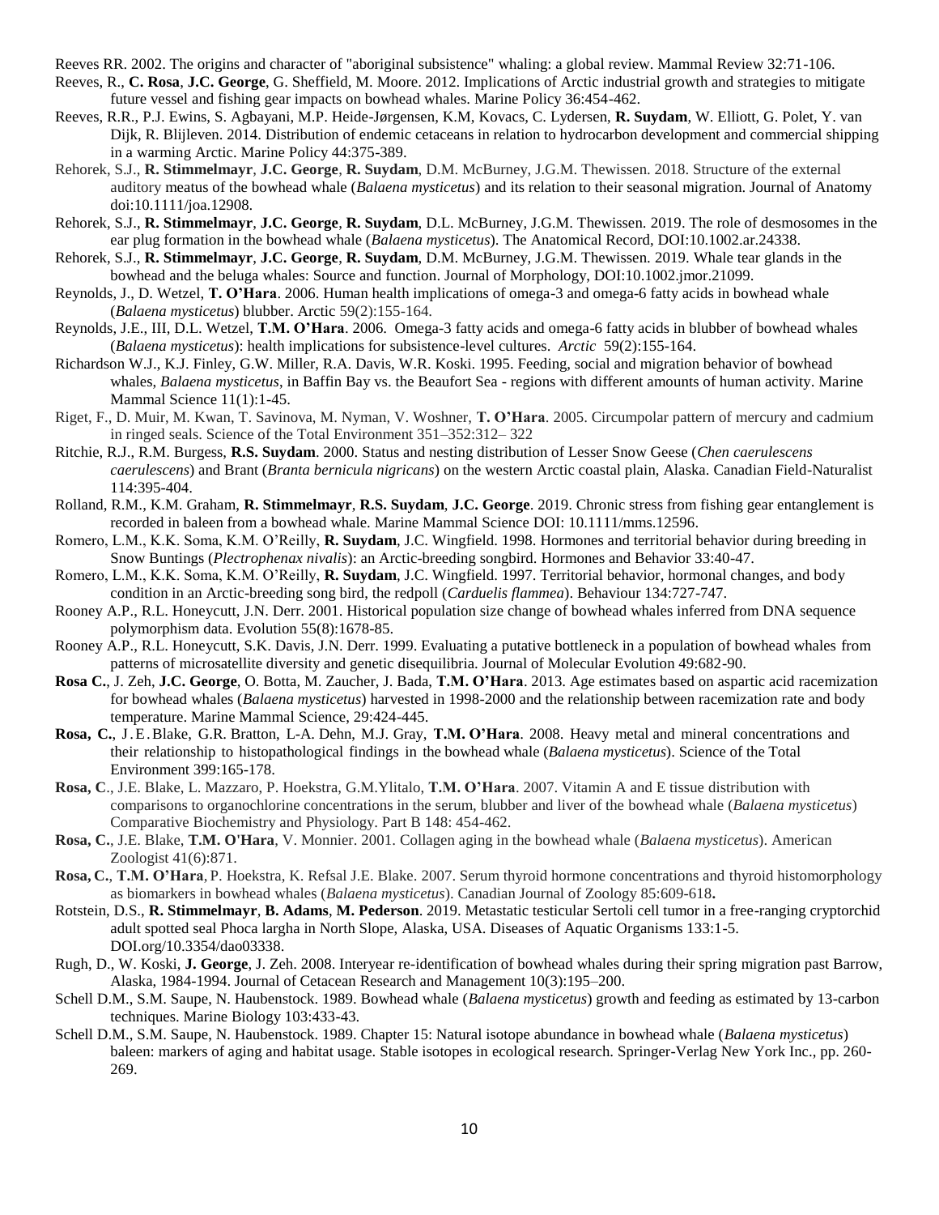Reeves RR. 2002. The origins and character of "aboriginal subsistence" whaling: a global review. Mammal Review 32:71-106.

Reeves, R., **C. Rosa**, **J.C. George**, G. Sheffield, M. Moore. 2012. Implications of Arctic industrial growth and strategies to mitigate future vessel and fishing gear impacts on bowhead whales. Marine Policy 36:454-462.

Reeves, R.R., P.J. Ewins, S. Agbayani, M.P. Heide-Jørgensen, K.M, Kovacs, C. Lydersen, **R. Suydam**, W. Elliott, G. Polet, Y. van Dijk, R. Blijleven. 2014. Distribution of endemic cetaceans in relation to hydrocarbon development and commercial shipping in a warming Arctic. Marine Policy 44:375-389.

Rehorek, S.J., **R. Stimmelmayr**, **J.C. George**, **R. Suydam**, D.M. McBurney, J.G.M. Thewissen. 2018. Structure of the external auditory meatus of the bowhead whale (*Balaena mysticetus*) and its relation to their seasonal migration. Journal of Anatomy doi:10.1111/joa.12908.

Rehorek, S.J., **R. Stimmelmayr**, **J.C. George**, **R. Suydam**, D.L. McBurney, J.G.M. Thewissen. 2019. The role of desmosomes in the ear plug formation in the bowhead whale (*Balaena mysticetus*). The Anatomical Record, DOI:10.1002.ar.24338.

Rehorek, S.J., **R. Stimmelmayr**, **J.C. George**, **R. Suydam**, D.M. McBurney, J.G.M. Thewissen. 2019. Whale tear glands in the bowhead and the beluga whales: Source and function. Journal of Morphology, DOI:10.1002.jmor.21099.

Reynolds, J., D. Wetzel, **T. O'Hara**. 2006. Human health implications of omega-3 and omega-6 fatty acids in bowhead whale (*Balaena mysticetus*) blubber. Arctic 59(2):155-164.

Reynolds, J.E., III, D.L. Wetzel, **T.M. O'Hara**. 2006. Omega-3 fatty acids and omega-6 fatty acids in blubber of bowhead whales (*Balaena mysticetus*): health implications for subsistence-level cultures. *Arctic* 59(2):155-164.

Richardson W.J., K.J. Finley, G.W. Miller, R.A. Davis, W.R. Koski. 1995. Feeding, social and migration behavior of bowhead whales, *Balaena mysticetus*, in Baffin Bay vs. the Beaufort Sea - regions with different amounts of human activity. Marine Mammal Science 11(1):1-45.

Riget, F., D. Muir, M. Kwan, T. Savinova, M. Nyman, V. Woshner, **T. O'Hara**. 2005. Circumpolar pattern of mercury and cadmium in ringed seals. Science of the Total Environment 351–352:312– 322

Ritchie, R.J., R.M. Burgess, **R.S. Suydam**. 2000. Status and nesting distribution of Lesser Snow Geese (*Chen caerulescens caerulescens*) and Brant (*Branta bernicula nigricans*) on the western Arctic coastal plain, Alaska. Canadian Field-Naturalist 114:395-404.

Rolland, R.M., K.M. Graham, **R. Stimmelmayr**, **R.S. Suydam**, **J.C. George**. 2019. Chronic stress from fishing gear entanglement is recorded in baleen from a bowhead whale. Marine Mammal Science DOI: 10.1111/mms.12596.

Romero, L.M., K.K. Soma, K.M. O'Reilly, **R. Suydam**, J.C. Wingfield. 1998. Hormones and territorial behavior during breeding in Snow Buntings (*Plectrophenax nivalis*): an Arctic-breeding songbird. Hormones and Behavior 33:40-47.

Romero, L.M., K.K. Soma, K.M. O'Reilly, **R. Suydam**, J.C. Wingfield. 1997. Territorial behavior, hormonal changes, and body condition in an Arctic-breeding song bird, the redpoll (*Carduelis flammea*). Behaviour 134:727-747.

Rooney A.P., R.L. Honeycutt, J.N. Derr. 2001. Historical population size change of bowhead whales inferred from DNA sequence polymorphism data. Evolution 55(8):1678-85.

Rooney A.P., R.L. Honeycutt, S.K. Davis, J.N. Derr. 1999. Evaluating a putative bottleneck in a population of bowhead whales from patterns of microsatellite diversity and genetic disequilibria. Journal of Molecular Evolution 49:682-90.

**Rosa C.**, J. Zeh, **J.C. George**, O. Botta, M. Zaucher, J. Bada, **T.M. O'Hara**. 2013. Age estimates based on aspartic acid racemization for bowhead whales (*Balaena mysticetus*) harvested in 1998-2000 and the relationship between racemization rate and body temperature. Marine Mammal Science, 29:424-445.

**Rosa, C.**, J.E. Blake, G.R. Bratton, L-A. Dehn, M.J. Gray, **T.M. O'Hara**. 2008. Heavy metal and mineral concentrations and their relationship to histopathological findings in the bowhead whale (*Balaena mysticetus*). Science of the Total Environment 399:165-178.

**Rosa, C**., J.E. Blake, L. Mazzaro, P. Hoekstra, G.M.Ylitalo, **T.M. O'Hara**. 2007. Vitamin A and E tissue distribution with comparisons to organochlorine concentrations in the serum, blubber and liver of the bowhead whale (*Balaena mysticetus*) Comparative Biochemistry and Physiology. Part B 148: 454-462.

**Rosa, C.**, J.E. Blake, **T.M. O'Hara**, V. Monnier. 2001. Collagen aging in the bowhead whale (*Balaena mysticetus*). American Zoologist 41(6):871.

**Rosa, C.**, **T.M. O'Hara**, P. Hoekstra, K. Refsal J.E. Blake. 2007. Serum thyroid hormone concentrations and thyroid histomorphology as biomarkers in bowhead whales (*Balaena mysticetus*). Canadian Journal of Zoology 85:609-618**.**

Rotstein, D.S., **R. Stimmelmayr**, **B. Adams**, **M. Pederson**. 2019. Metastatic testicular Sertoli cell tumor in a free-ranging cryptorchid adult spotted seal Phoca largha in North Slope, Alaska, USA. Diseases of Aquatic Organisms 133:1-5. DOI.org/10.3354/dao03338.

Rugh, D., W. Koski, **J. George**, J. Zeh. 2008. Interyear re-identification of bowhead whales during their spring migration past Barrow, Alaska, 1984-1994. Journal of Cetacean Research and Management 10(3):195–200.

Schell D.M., S.M. Saupe, N. Haubenstock. 1989. Bowhead whale (*Balaena mysticetus*) growth and feeding as estimated by 13-carbon techniques. Marine Biology 103:433-43.

Schell D.M., S.M. Saupe, N. Haubenstock. 1989. Chapter 15: Natural isotope abundance in bowhead whale (*Balaena mysticetus*) baleen: markers of aging and habitat usage. Stable isotopes in ecological research. Springer-Verlag New York Inc., pp. 260-269.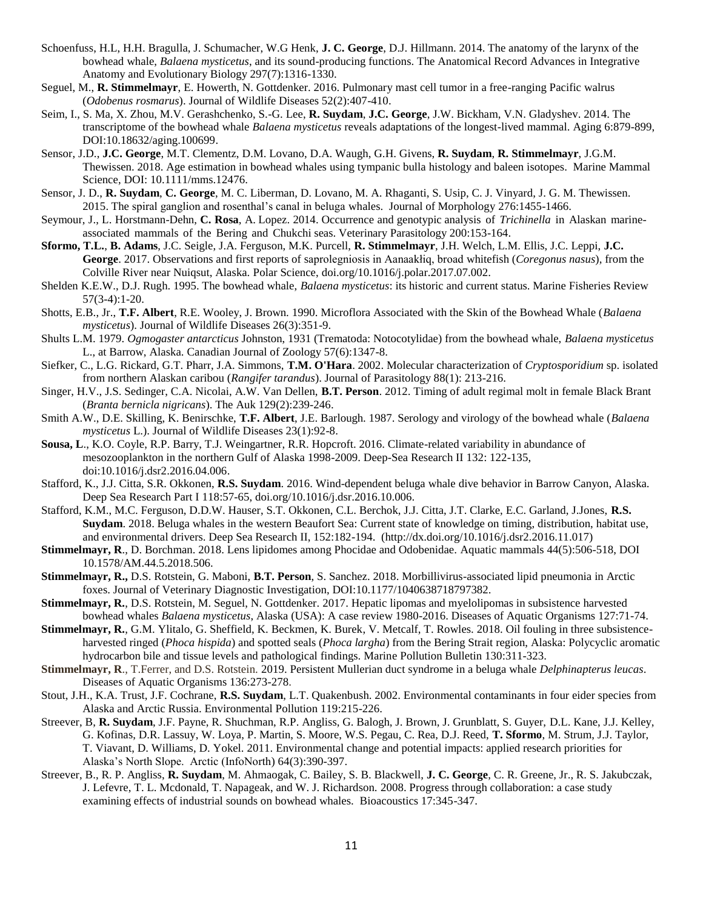Schoenfuss, H.L, H.H. Bragulla, J. Schumacher, W.G Henk, **J. C. George**, D.J. Hillmann. 2014. The anatomy of the larynx of the bowhead whale, *Balaena mysticetus*, and its sound-producing functions. The Anatomical Record Advances in Integrative Anatomy and Evolutionary Biology 297(7):1316-1330.

Seguel, M., **R. Stimmelmayr**, E. Howerth, N. Gottdenker. 2016. Pulmonary mast cell tumor in a free-ranging Pacific walrus (*Odobenus rosmarus*). Journal of Wildlife Diseases 52(2):407-410.

Seim, I., S. Ma, X. Zhou, M.V. Gerashchenko, S.-G. Lee, **R. Suydam**, **J.C. George**, J.W. Bickham, V.N. Gladyshev. 2014. The transcriptome of the bowhead whale *Balaena mysticetus* reveals adaptations of the longest-lived mammal. Aging 6:879-899, DOI:10.18632/aging.100699.

Sensor, J.D., **J.C. George**, M.T. Clementz, D.M. Lovano, D.A. Waugh, G.H. Givens, **R. Suydam**, **R. Stimmelmayr**, J.G.M. Thewissen. 2018. Age estimation in bowhead whales using tympanic bulla histology and baleen isotopes. Marine Mammal Science, DOI: 10.1111/mms.12476.

Sensor, J. D., **R. Suydam**, **C. George**, M. C. Liberman, D. Lovano, M. A. Rhaganti, S. Usip, C. J. Vinyard, J. G. M. Thewissen. 2015. The spiral ganglion and rosenthal's canal in beluga whales. Journal of Morphology 276:1455-1466.

Seymour, J., L. Horstmann-Dehn, **C. Rosa**, A. Lopez. 2014. Occurrence and genotypic analysis of *Trichinella* in Alaskan marine-associated mammals of the Bering and Chukchi seas. Veterinary Parasitology 200:153-164.

**Sformo, T.L.**, **B. Adams**, J.C. Seigle, J.A. Ferguson, M.K. Purcell, **R. Stimmelmayr**, J.H. Welch, L.M. Ellis, J.C. Leppi, **J.C. George**. 2017. Observations and first reports of saprolegniosis in Aanaakłiq, broad whitefish (*Coregonus nasus*), from the Colville River near Nuiqsut, Alaska. Polar Science, doi.org/10.1016/j.polar.2017.07.002.

Shelden K.E.W., D.J. Rugh. 1995. The bowhead whale, *Balaena mysticetus*: its historic and current status. Marine Fisheries Review 57(3-4):1-20.

Shotts, E.B., Jr., **T.F. Albert**, R.E. Wooley, J. Brown. 1990. Microflora Associated with the Skin of the Bowhead Whale (*Balaena mysticetus*). Journal of Wildlife Diseases 26(3):351-9.

Shults L.M. 1979. *Ogmogaster antarcticus* Johnston, 1931 (Trematoda: Notocotylidae) from the bowhead whale, *Balaena mysticetus* L., at Barrow, Alaska. Canadian Journal of Zoology 57(6):1347-8.

Siefker, C., L.G. Rickard, G.T. Pharr, J.A. Simmons, **T.M. O'Hara**. 2002. Molecular characterization of *Cryptosporidium* sp. isolated from northern Alaskan caribou (*Rangifer tarandus*). Journal of Parasitology 88(1): 213-216.

Singer, H.V., J.S. Sedinger, C.A. Nicolai, A.W. Van Dellen, **B.T. Person**. 2012. Timing of adult regimal molt in female Black Brant (*Branta bernicla nigricans*). The Auk 129(2):239-246.

Smith A.W., D.E. Skilling, K. Benirschke, **T.F. Albert**, J.E. Barlough. 1987. Serology and virology of the bowhead whale (*Balaena mysticetus* L.). Journal of Wildlife Diseases 23(1):92-8.

**Sousa, L**., K.O. Coyle, R.P. Barry, T.J. Weingartner, R.R. Hopcroft. 2016. Climate-related variability in abundance of mesozooplankton in the northern Gulf of Alaska 1998-2009. Deep-Sea Research II 132: 122-135, doi:10.1016/j.dsr2.2016.04.006.

Stafford, K., J.J. Citta, S.R. Okkonen, **R.S. Suydam**. 2016. Wind-dependent beluga whale dive behavior in Barrow Canyon, Alaska. Deep Sea Research Part I 118:57-65, doi.org/10.1016/j.dsr.2016.10.006.

Stafford, K.M., M.C. Ferguson, D.D.W. Hauser, S.T. Okkonen, C.L. Berchok, J.J. Citta, J.T. Clarke, E.C. Garland, J.Jones, **R.S. Suydam**. 2018. Beluga whales in the western Beaufort Sea: Current state of knowledge on timing, distribution, habitat use, and environmental drivers. Deep Sea Research II, 152:182-194. (http://dx.doi.org/10.1016/j.dsr2.2016.11.017)

**Stimmelmayr, R**., D. Borchman. 2018. Lens lipidomes among Phocidae and Odobenidae. Aquatic mammals 44(5):506-518, DOI 10.1578/AM.44.5.2018.506.

**Stimmelmayr, R.,** D.S. Rotstein, G. Maboni, **B.T. Person**, S. Sanchez. 2018. Morbillivirus-associated lipid pneumonia in Arctic foxes. Journal of Veterinary Diagnostic Investigation, DOI:10.1177/1040638718797382.

**Stimmelmayr, R.**, D.S. Rotstein, M. Seguel, N. Gottdenker. 2017. Hepatic lipomas and myelolipomas in subsistence harvested bowhead whales *Balaena mysticetus*, Alaska (USA): A case review 1980-2016. Diseases of Aquatic Organisms 127:71-74.

**Stimmelmayr, R.**, G.M. Ylitalo, G. Sheffield, K. Beckmen, K. Burek, V. Metcalf, T. Rowles. 2018. Oil fouling in three subsistence-harvested ringed (*Phoca hispida*) and spotted seals (*Phoca largha*) from the Bering Strait region, Alaska: Polycyclic aromatic hydrocarbon bile and tissue levels and pathological findings. Marine Pollution Bulletin 130:311-323.

**Stimmelmayr, R**., T.Ferrer, and D.S. Rotstein. 2019. Persistent Mullerian duct syndrome in a beluga whale *Delphinapterus leucas*. Diseases of Aquatic Organisms 136:273-278.

Stout, J.H., K.A. Trust, J.F. Cochrane, **R.S. Suydam**, L.T. Quakenbush. 2002. Environmental contaminants in four eider species from Alaska and Arctic Russia. Environmental Pollution 119:215-226.

Streever, B, **R. Suydam**, J.F. Payne, R. Shuchman, R.P. Angliss, G. Balogh, J. Brown, J. Grunblatt, S. Guyer, D.L. Kane, J.J. Kelley, G. Kofinas, D.R. Lassuy, W. Loya, P. Martin, S. Moore, W.S. Pegau, C. Rea, D.J. Reed, **T. Sformo**, M. Strum, J.J. Taylor, T. Viavant, D. Williams, D. Yokel. 2011. Environmental change and potential impacts: applied research priorities for Alaska's North Slope. Arctic (InfoNorth) 64(3):390-397.

Streever, B., R. P. Angliss, **R. Suydam**, M. Ahmaogak, C. Bailey, S. B. Blackwell, **J. C. George**, C. R. Greene, Jr., R. S. Jakubczak, J. Lefevre, T. L. Mcdonald, T. Napageak, and W. J. Richardson. 2008. Progress through collaboration: a case study examining effects of industrial sounds on bowhead whales. Bioacoustics 17:345-347.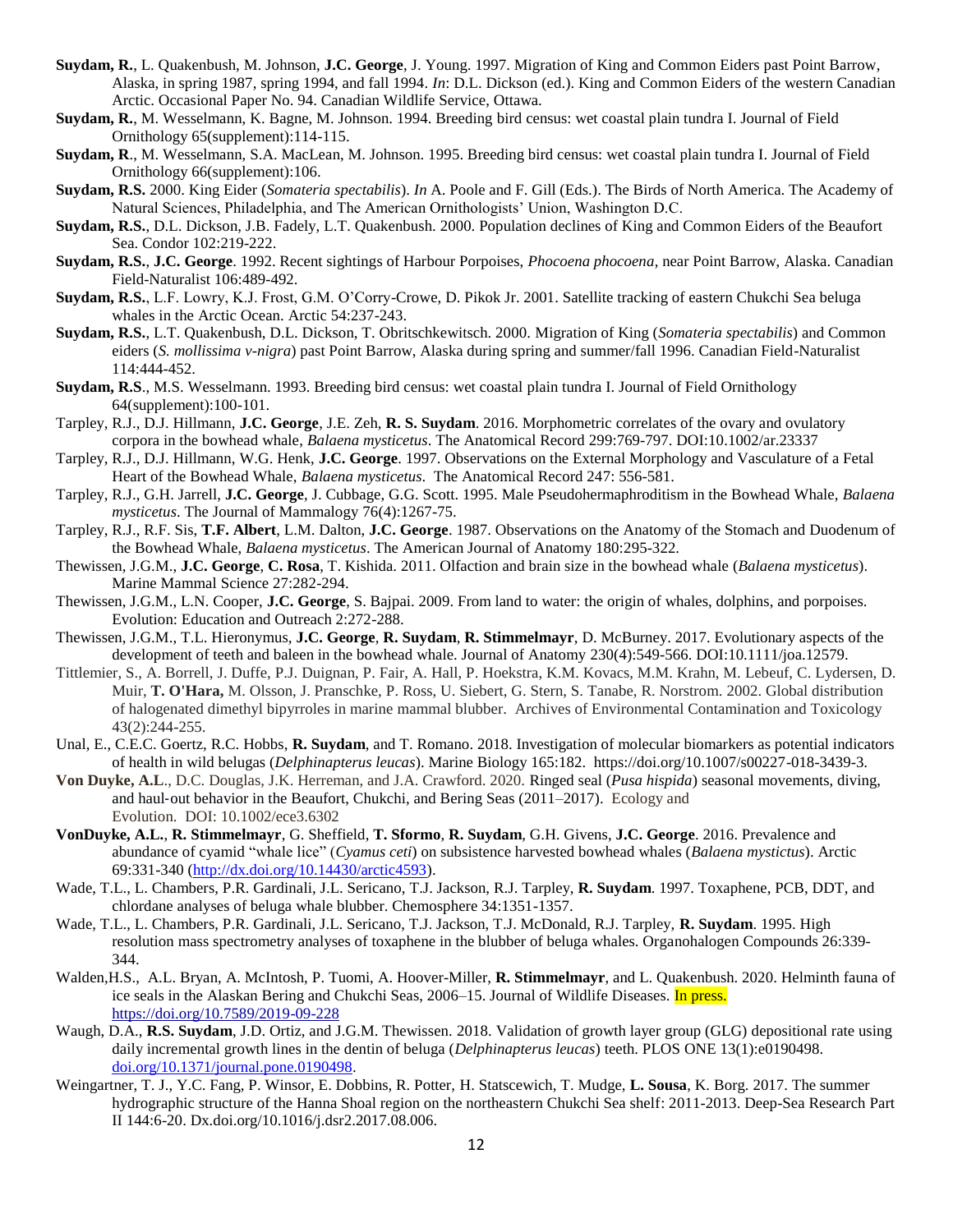**Suydam, R.**, L. Quakenbush, M. Johnson, **J.C. George**, J. Young. 1997. Migration of King and Common Eiders past Point Barrow, Alaska, in spring 1987, spring 1994, and fall 1994. *In*: D.L. Dickson (ed.). King and Common Eiders of the western Canadian Arctic. Occasional Paper No. 94. Canadian Wildlife Service, Ottawa.

**Suydam, R.**, M. Wesselmann, K. Bagne, M. Johnson. 1994. Breeding bird census: wet coastal plain tundra I. Journal of Field Ornithology 65(supplement):114-115.

**Suydam, R**., M. Wesselmann, S.A. MacLean, M. Johnson. 1995. Breeding bird census: wet coastal plain tundra I. Journal of Field Ornithology 66(supplement):106.

**Suydam, R.S.** 2000. King Eider (*Somateria spectabilis*). *In* A. Poole and F. Gill (Eds.). The Birds of North America. The Academy of Natural Sciences, Philadelphia, and The American Ornithologists' Union, Washington D.C.

**Suydam, R.S.**, D.L. Dickson, J.B. Fadely, L.T. Quakenbush. 2000. Population declines of King and Common Eiders of the Beaufort Sea. Condor 102:219-222.

**Suydam, R.S.**, **J.C. George**. 1992. Recent sightings of Harbour Porpoises, *Phocoena phocoena*, near Point Barrow, Alaska. Canadian Field-Naturalist 106:489-492.

**Suydam, R.S.**, L.F. Lowry, K.J. Frost, G.M. O'Corry-Crowe, D. Pikok Jr. 2001. Satellite tracking of eastern Chukchi Sea beluga whales in the Arctic Ocean. Arctic 54:237-243.

**Suydam, R.S.**, L.T. Quakenbush, D.L. Dickson, T. Obritschkewitsch. 2000. Migration of King (*Somateria spectabilis*) and Common eiders (*S. mollissima v-nigra*) past Point Barrow, Alaska during spring and summer/fall 1996. Canadian Field-Naturalist 114:444-452.

**Suydam, R.S**., M.S. Wesselmann. 1993. Breeding bird census: wet coastal plain tundra I. Journal of Field Ornithology 64(supplement):100-101.

Tarpley, R.J., D.J. Hillmann, **J.C. George**, J.E. Zeh, **R. S. Suydam**. 2016. Morphometric correlates of the ovary and ovulatory corpora in the bowhead whale, *Balaena mysticetus*. The Anatomical Record 299:769-797. DOI:10.1002/ar.23337

Tarpley, R.J., D.J. Hillmann, W.G. Henk, **J.C. George**. 1997. Observations on the External Morphology and Vasculature of a Fetal Heart of the Bowhead Whale, *Balaena mysticetus*. The Anatomical Record 247: 556-581.

Tarpley, R.J., G.H. Jarrell, **J.C. George**, J. Cubbage, G.G. Scott. 1995. Male Pseudohermaphroditism in the Bowhead Whale, *Balaena mysticetus*. The Journal of Mammalogy 76(4):1267-75.

Tarpley, R.J., R.F. Sis, **T.F. Albert**, L.M. Dalton, **J.C. George**. 1987. Observations on the Anatomy of the Stomach and Duodenum of the Bowhead Whale, *Balaena mysticetus*. The American Journal of Anatomy 180:295-322.

Thewissen, J.G.M., **J.C. George**, **C. Rosa**, T. Kishida. 2011. Olfaction and brain size in the bowhead whale (*Balaena mysticetus*). Marine Mammal Science 27:282-294.

Thewissen, J.G.M., L.N. Cooper, **J.C. George**, S. Bajpai. 2009. From land to water: the origin of whales, dolphins, and porpoises. Evolution: Education and Outreach 2:272-288.

Thewissen, J.G.M., T.L. Hieronymus, **J.C. George**, **R. Suydam**, **R. Stimmelmayr**, D. McBurney. 2017. Evolutionary aspects of the development of teeth and baleen in the bowhead whale. Journal of Anatomy 230(4):549-566. DOI:10.1111/joa.12579.

Tittlemier, S., A. Borrell, J. Duffe, P.J. Duignan, P. Fair, A. Hall, P. Hoekstra, K.M. Kovacs, M.M. Krahn, M. Lebeuf, C. Lydersen, D. Muir, **T. O'Hara,** M. Olsson, J. Pranschke, P. Ross, U. Siebert, G. Stern, S. Tanabe, R. Norstrom. 2002. Global distribution of halogenated dimethyl bipyrroles in marine mammal blubber. Archives of Environmental Contamination and Toxicology 43(2):244-255.

Unal, E., C.E.C. Goertz, R.C. Hobbs, **R. Suydam**, and T. Romano. 2018. Investigation of molecular biomarkers as potential indicators of health in wild belugas (*Delphinapterus leucas*). Marine Biology 165:182. https://doi.org/10.1007/s00227-018-3439-3.

**Von Duyke, A.L**., D.C. Douglas, J.K. Herreman, and J.A. Crawford. 2020. Ringed seal (*Pusa hispida*) seasonal movements, diving, and haul‐out behavior in the Beaufort, Chukchi, and Bering Seas (2011–2017). Ecology and Evolution. DOI: 10.1002/ece3.6302

**VonDuyke, A.L.**, **R. Stimmelmayr**, G. Sheffield, **T. Sformo**, **R. Suydam**, G.H. Givens, **J.C. George**. 2016. Prevalence and abundance of cyamid "whale lice" (*Cyamus ceti*) on subsistence harvested bowhead whales (*Balaena mystictus*). Arctic 69:331-340 (http://dx.doi.org/10.14430/arctic4593).

Wade, T.L., L. Chambers, P.R. Gardinali, J.L. Sericano, T.J. Jackson, R.J. Tarpley, **R. Suydam**. 1997. Toxaphene, PCB, DDT, and chlordane analyses of beluga whale blubber. Chemosphere 34:1351-1357.

Wade, T.L., L. Chambers, P.R. Gardinali, J.L. Sericano, T.J. Jackson, T.J. McDonald, R.J. Tarpley, **R. Suydam**. 1995. High resolution mass spectrometry analyses of toxaphene in the blubber of beluga whales. Organohalogen Compounds 26:339-344.

Walden,H.S., A.L. Bryan, A. McIntosh, P. Tuomi, A. Hoover-Miller, **R. Stimmelmayr**, and L. Quakenbush. 2020. Helminth fauna of ice seals in the Alaskan Bering and Chukchi Seas, 2006–15. Journal of Wildlife Diseases. In press. https://doi.org/10.7589/2019-09-228

Waugh, D.A., **R.S. Suydam**, J.D. Ortiz, and J.G.M. Thewissen. 2018. Validation of growth layer group (GLG) depositional rate using daily incremental growth lines in the dentin of beluga (*Delphinapterus leucas*) teeth. PLOS ONE 13(1):e0190498. doi.org/10.1371/journal.pone.0190498.

Weingartner, T. J., Y.C. Fang, P. Winsor, E. Dobbins, R. Potter, H. Statscewich, T. Mudge, **L. Sousa**, K. Borg. 2017. The summer hydrographic structure of the Hanna Shoal region on the northeastern Chukchi Sea shelf: 2011-2013. Deep-Sea Research Part II 144:6-20. Dx.doi.org/10.1016/j.dsr2.2017.08.006.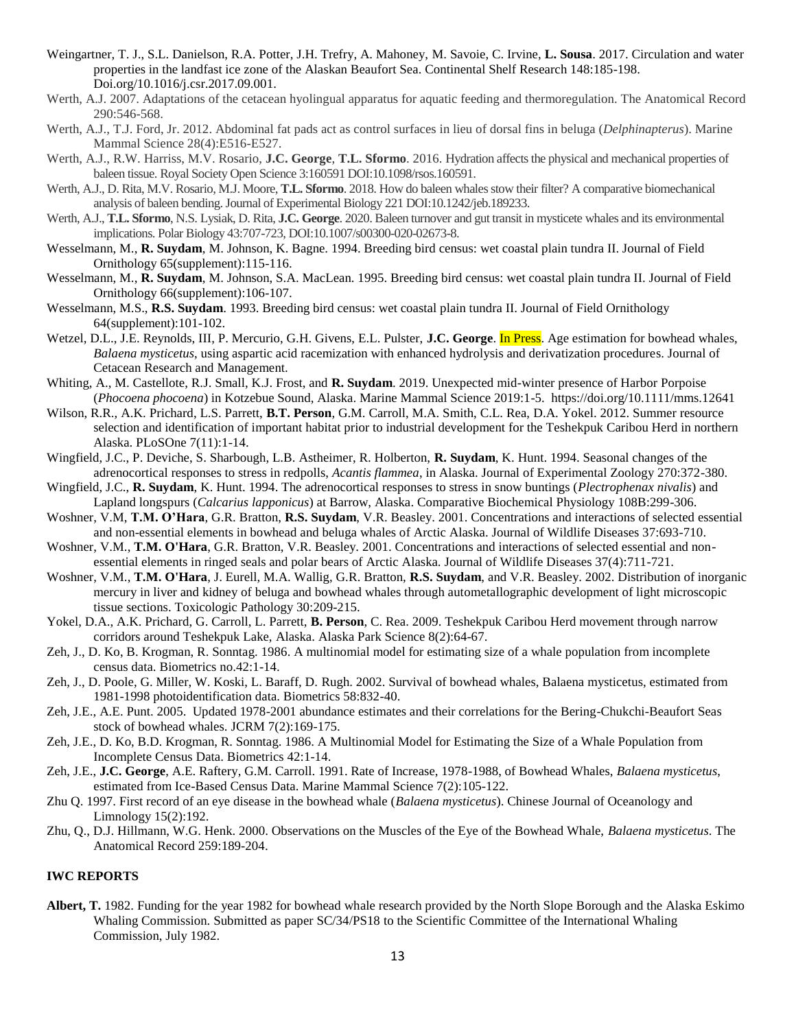Weingartner, T. J., S.L. Danielson, R.A. Potter, J.H. Trefry, A. Mahoney, M. Savoie, C. Irvine, **L. Sousa**. 2017. Circulation and water properties in the landfast ice zone of the Alaskan Beaufort Sea. Continental Shelf Research 148:185-198. Doi.org/10.1016/j.csr.2017.09.001.

Werth, A.J. 2007. Adaptations of the cetacean hyolingual apparatus for aquatic feeding and thermoregulation. The Anatomical Record 290:546-568.

Werth, A.J., T.J. Ford, Jr. 2012. Abdominal fat pads act as control surfaces in lieu of dorsal fins in beluga (*Delphinapterus*). Marine Mammal Science 28(4):E516-E527.

Werth, A.J., R.W. Harriss, M.V. Rosario, **J.C. George**, **T.L. Sformo**. 2016. Hydration affects the physical and mechanical properties of baleen tissue. Royal Society Open Science 3:160591 DOI:10.1098/rsos.160591.

Werth, A.J., D. Rita, M.V. Rosario, M.J. Moore, **T.L. Sformo**. 2018. How do baleen whales stow their filter? A comparative biomechanical analysis of baleen bending. Journal of Experimental Biology 221 DOI:10.1242/jeb.189233.

Werth, A.J., **T.L. Sformo**, N.S. Lysiak, D. Rita, **J.C. George**. 2020. Baleen turnover and gut transit in mysticete whales and its environmental implications. Polar Biology 43:707-723, DOI:10.1007/s00300-020-02673-8.

Wesselmann, M., **R. Suydam**, M. Johnson, K. Bagne. 1994. Breeding bird census: wet coastal plain tundra II. Journal of Field Ornithology 65(supplement):115-116.

Wesselmann, M., **R. Suydam**, M. Johnson, S.A. MacLean. 1995. Breeding bird census: wet coastal plain tundra II. Journal of Field Ornithology 66(supplement):106-107.

Wesselmann, M.S., **R.S. Suydam**. 1993. Breeding bird census: wet coastal plain tundra II. Journal of Field Ornithology 64(supplement):101-102.

Wetzel, D.L., J.E. Reynolds, III, P. Mercurio, G.H. Givens, E.L. Pulster, **J.C. George**. In Press. Age estimation for bowhead whales, *Balaena mysticetus*, using aspartic acid racemization with enhanced hydrolysis and derivatization procedures. Journal of Cetacean Research and Management.

Whiting, A., M. Castellote, R.J. Small, K.J. Frost, and **R. Suydam**. 2019. Unexpected mid-winter presence of Harbor Porpoise (*Phocoena phocoena*) in Kotzebue Sound, Alaska. Marine Mammal Science 2019:1-5. https://doi.org/10.1111/mms.12641

Wilson, R.R., A.K. Prichard, L.S. Parrett, **B.T. Person**, G.M. Carroll, M.A. Smith, C.L. Rea, D.A. Yokel. 2012. Summer resource selection and identification of important habitat prior to industrial development for the Teshekpuk Caribou Herd in northern Alaska. PLoSOne 7(11):1-14.

Wingfield, J.C., P. Deviche, S. Sharbough, L.B. Astheimer, R. Holberton, **R. Suydam**, K. Hunt. 1994. Seasonal changes of the adrenocortical responses to stress in redpolls, *Acantis flammea*, in Alaska. Journal of Experimental Zoology 270:372-380.

Wingfield, J.C., **R. Suydam**, K. Hunt. 1994. The adrenocortical responses to stress in snow buntings (*Plectrophenax nivalis*) and Lapland longspurs (*Calcarius lapponicus*) at Barrow, Alaska. Comparative Biochemical Physiology 108B:299-306.

Woshner, V.M, **T.M. O'Hara**, G.R. Bratton, **R.S. Suydam**, V.R. Beasley. 2001. Concentrations and interactions of selected essential and non-essential elements in bowhead and beluga whales of Arctic Alaska. Journal of Wildlife Diseases 37:693-710.

Woshner, V.M., **T.M. O'Hara**, G.R. Bratton, V.R. Beasley. 2001. Concentrations and interactions of selected essential and non-essential elements in ringed seals and polar bears of Arctic Alaska. Journal of Wildlife Diseases 37(4):711-721.

Woshner, V.M., **T.M. O'Hara**, J. Eurell, M.A. Wallig, G.R. Bratton, **R.S. Suydam**, and V.R. Beasley. 2002. Distribution of inorganic mercury in liver and kidney of beluga and bowhead whales through autometallographic development of light microscopic tissue sections. Toxicologic Pathology 30:209-215.

Yokel, D.A., A.K. Prichard, G. Carroll, L. Parrett, **B. Person**, C. Rea. 2009. Teshekpuk Caribou Herd movement through narrow corridors around Teshekpuk Lake, Alaska. Alaska Park Science 8(2):64-67.

Zeh, J., D. Ko, B. Krogman, R. Sonntag. 1986. A multinomial model for estimating size of a whale population from incomplete census data. Biometrics no.42:1-14.

Zeh, J., D. Poole, G. Miller, W. Koski, L. Baraff, D. Rugh. 2002. Survival of bowhead whales, Balaena mysticetus, estimated from 1981-1998 photoidentification data. Biometrics 58:832-40.

Zeh, J.E., A.E. Punt. 2005. Updated 1978-2001 abundance estimates and their correlations for the Bering-Chukchi-Beaufort Seas stock of bowhead whales. JCRM 7(2):169-175.

Zeh, J.E., D. Ko, B.D. Krogman, R. Sonntag. 1986. A Multinomial Model for Estimating the Size of a Whale Population from Incomplete Census Data. Biometrics 42:1-14.

Zeh, J.E., **J.C. George**, A.E. Raftery, G.M. Carroll. 1991. Rate of Increase, 1978-1988, of Bowhead Whales, *Balaena mysticetus*, estimated from Ice-Based Census Data. Marine Mammal Science 7(2):105-122.

Zhu Q. 1997. First record of an eye disease in the bowhead whale (*Balaena mysticetus*). Chinese Journal of Oceanology and Limnology 15(2):192.

Zhu, Q., D.J. Hillmann, W.G. Henk. 2000. Observations on the Muscles of the Eye of the Bowhead Whale, *Balaena mysticetus*. The Anatomical Record 259:189-204.

## IWC REPORTS

**Albert, T.** 1982. Funding for the year 1982 for bowhead whale research provided by the North Slope Borough and the Alaska Eskimo Whaling Commission. Submitted as paper SC/34/PS18 to the Scientific Committee of the International Whaling Commission, July 1982.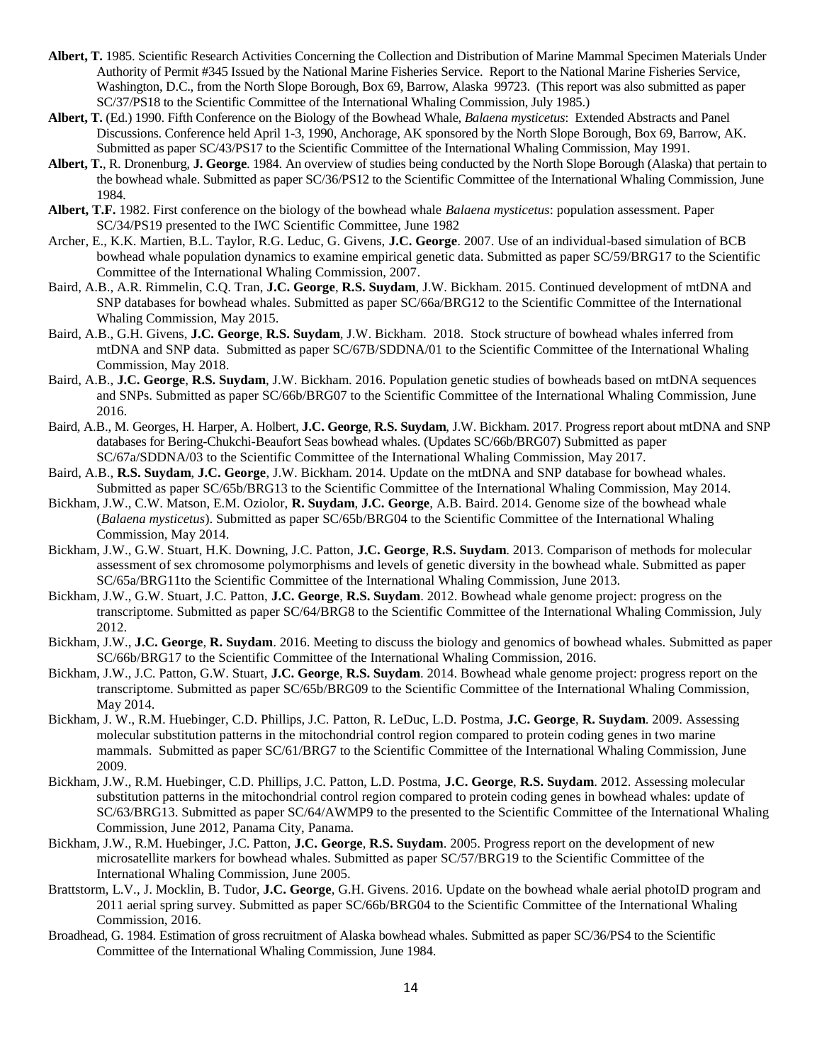**Albert, T.** 1985. Scientific Research Activities Concerning the Collection and Distribution of Marine Mammal Specimen Materials Under Authority of Permit #345 Issued by the National Marine Fisheries Service. Report to the National Marine Fisheries Service, Washington, D.C., from the North Slope Borough, Box 69, Barrow, Alaska 99723. (This report was also submitted as paper SC/37/PS18 to the Scientific Committee of the International Whaling Commission, July 1985.)

**Albert, T.** (Ed.) 1990. Fifth Conference on the Biology of the Bowhead Whale, *Balaena mysticetus*: Extended Abstracts and Panel Discussions. Conference held April 1-3, 1990, Anchorage, AK sponsored by the North Slope Borough, Box 69, Barrow, AK. Submitted as paper SC/43/PS17 to the Scientific Committee of the International Whaling Commission, May 1991.

**Albert, T.**, R. Dronenburg, **J. George**. 1984. An overview of studies being conducted by the North Slope Borough (Alaska) that pertain to the bowhead whale. Submitted as paper SC/36/PS12 to the Scientific Committee of the International Whaling Commission, June 1984.

**Albert, T.F.** 1982. First conference on the biology of the bowhead whale *Balaena mysticetus*: population assessment. Paper SC/34/PS19 presented to the IWC Scientific Committee, June 1982

Archer, E., K.K. Martien, B.L. Taylor, R.G. Leduc, G. Givens, **J.C. George**. 2007. Use of an individual-based simulation of BCB bowhead whale population dynamics to examine empirical genetic data. Submitted as paper SC/59/BRG17 to the Scientific Committee of the International Whaling Commission, 2007.

Baird, A.B., A.R. Rimmelin, C.Q. Tran, **J.C. George**, **R.S. Suydam**, J.W. Bickham. 2015. Continued development of mtDNA and SNP databases for bowhead whales. Submitted as paper SC/66a/BRG12 to the Scientific Committee of the International Whaling Commission, May 2015.

Baird, A.B., G.H. Givens, **J.C. George**, **R.S. Suydam**, J.W. Bickham. 2018. Stock structure of bowhead whales inferred from mtDNA and SNP data. Submitted as paper SC/67B/SDDNA/01 to the Scientific Committee of the International Whaling Commission, May 2018.

Baird, A.B., **J.C. George**, **R.S. Suydam**, J.W. Bickham. 2016. Population genetic studies of bowheads based on mtDNA sequences and SNPs. Submitted as paper SC/66b/BRG07 to the Scientific Committee of the International Whaling Commission, June 2016.

Baird, A.B., M. Georges, H. Harper, A. Holbert, **J.C. George**, **R.S. Suydam**, J.W. Bickham. 2017. Progress report about mtDNA and SNP databases for Bering-Chukchi-Beaufort Seas bowhead whales. (Updates SC/66b/BRG07) Submitted as paper SC/67a/SDDNA/03 to the Scientific Committee of the International Whaling Commission, May 2017.

Baird, A.B., **R.S. Suydam**, **J.C. George**, J.W. Bickham. 2014. Update on the mtDNA and SNP database for bowhead whales. Submitted as paper SC/65b/BRG13 to the Scientific Committee of the International Whaling Commission, May 2014.

Bickham, J.W., C.W. Matson, E.M. Oziolor, **R. Suydam**, **J.C. George**, A.B. Baird. 2014. Genome size of the bowhead whale (*Balaena mysticetus*). Submitted as paper SC/65b/BRG04 to the Scientific Committee of the International Whaling Commission, May 2014.

Bickham, J.W., G.W. Stuart, H.K. Downing, J.C. Patton, **J.C. George**, **R.S. Suydam**. 2013. Comparison of methods for molecular assessment of sex chromosome polymorphisms and levels of genetic diversity in the bowhead whale. Submitted as paper SC/65a/BRG11to the Scientific Committee of the International Whaling Commission, June 2013.

Bickham, J.W., G.W. Stuart, J.C. Patton, **J.C. George**, **R.S. Suydam**. 2012. Bowhead whale genome project: progress on the transcriptome. Submitted as paper SC/64/BRG8 to the Scientific Committee of the International Whaling Commission, July 2012.

Bickham, J.W., **J.C. George**, **R. Suydam**. 2016. Meeting to discuss the biology and genomics of bowhead whales. Submitted as paper SC/66b/BRG17 to the Scientific Committee of the International Whaling Commission, 2016.

Bickham, J.W., J.C. Patton, G.W. Stuart, **J.C. George**, **R.S. Suydam**. 2014. Bowhead whale genome project: progress report on the transcriptome. Submitted as paper SC/65b/BRG09 to the Scientific Committee of the International Whaling Commission, May 2014.

Bickham, J. W., R.M. Huebinger, C.D. Phillips, J.C. Patton, R. LeDuc, L.D. Postma, **J.C. George**, **R. Suydam**. 2009. Assessing molecular substitution patterns in the mitochondrial control region compared to protein coding genes in two marine mammals. Submitted as paper SC/61/BRG7 to the Scientific Committee of the International Whaling Commission, June 2009.

Bickham, J.W., R.M. Huebinger, C.D. Phillips, J.C. Patton, L.D. Postma, **J.C. George**, **R.S. Suydam**. 2012. Assessing molecular substitution patterns in the mitochondrial control region compared to protein coding genes in bowhead whales: update of SC/63/BRG13. Submitted as paper SC/64/AWMP9 to the presented to the Scientific Committee of the International Whaling Commission, June 2012, Panama City, Panama.

Bickham, J.W., R.M. Huebinger, J.C. Patton, **J.C. George**, **R.S. Suydam**. 2005. Progress report on the development of new microsatellite markers for bowhead whales. Submitted as paper SC/57/BRG19 to the Scientific Committee of the International Whaling Commission, June 2005.

Brattstorm, L.V., J. Mocklin, B. Tudor, **J.C. George**, G.H. Givens. 2016. Update on the bowhead whale aerial photoID program and 2011 aerial spring survey. Submitted as paper SC/66b/BRG04 to the Scientific Committee of the International Whaling Commission, 2016.

Broadhead, G. 1984. Estimation of gross recruitment of Alaska bowhead whales. Submitted as paper SC/36/PS4 to the Scientific Committee of the International Whaling Commission, June 1984.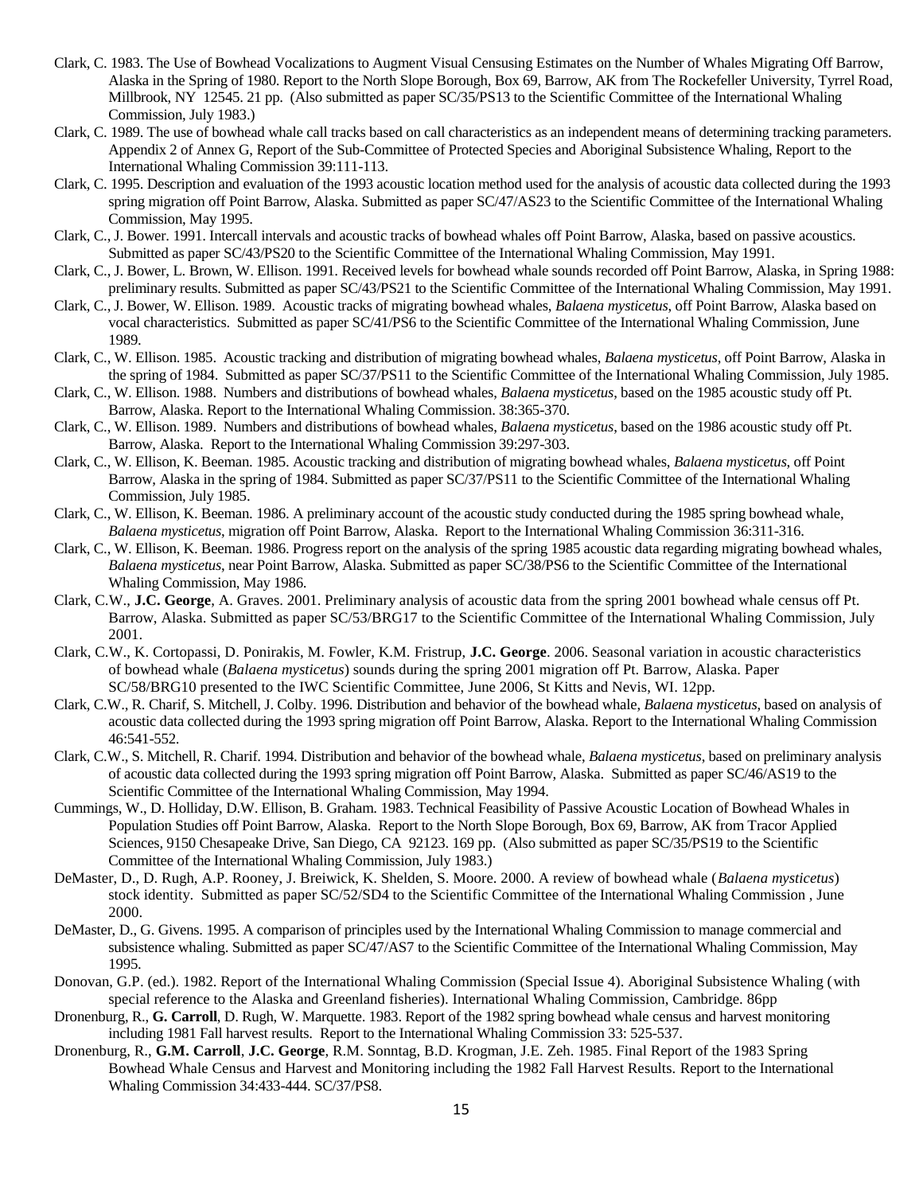Clark, C. 1983. The Use of Bowhead Vocalizations to Augment Visual Censusing Estimates on the Number of Whales Migrating Off Barrow, Alaska in the Spring of 1980. Report to the North Slope Borough, Box 69, Barrow, AK from The Rockefeller University, Tyrrel Road, Millbrook, NY 12545. 21 pp. (Also submitted as paper SC/35/PS13 to the Scientific Committee of the International Whaling Commission, July 1983.)

Clark, C. 1989. The use of bowhead whale call tracks based on call characteristics as an independent means of determining tracking parameters. Appendix 2 of Annex G, Report of the Sub-Committee of Protected Species and Aboriginal Subsistence Whaling, Report to the International Whaling Commission 39:111-113.

Clark, C. 1995. Description and evaluation of the 1993 acoustic location method used for the analysis of acoustic data collected during the 1993 spring migration off Point Barrow, Alaska. Submitted as paper SC/47/AS23 to the Scientific Committee of the International Whaling Commission, May 1995.

Clark, C., J. Bower. 1991. Intercall intervals and acoustic tracks of bowhead whales off Point Barrow, Alaska, based on passive acoustics. Submitted as paper SC/43/PS20 to the Scientific Committee of the International Whaling Commission, May 1991.

Clark, C., J. Bower, L. Brown, W. Ellison. 1991. Received levels for bowhead whale sounds recorded off Point Barrow, Alaska, in Spring 1988: preliminary results. Submitted as paper SC/43/PS21 to the Scientific Committee of the International Whaling Commission, May 1991.

Clark, C., J. Bower, W. Ellison. 1989. Acoustic tracks of migrating bowhead whales, *Balaena mysticetus*, off Point Barrow, Alaska based on vocal characteristics. Submitted as paper SC/41/PS6 to the Scientific Committee of the International Whaling Commission, June 1989.

Clark, C., W. Ellison. 1985. Acoustic tracking and distribution of migrating bowhead whales, *Balaena mysticetus*, off Point Barrow, Alaska in the spring of 1984. Submitted as paper SC/37/PS11 to the Scientific Committee of the International Whaling Commission, July 1985.

Clark, C., W. Ellison. 1988. Numbers and distributions of bowhead whales, *Balaena mysticetus*, based on the 1985 acoustic study off Pt. Barrow, Alaska. Report to the International Whaling Commission. 38:365-370.

Clark, C., W. Ellison. 1989. Numbers and distributions of bowhead whales, *Balaena mysticetus*, based on the 1986 acoustic study off Pt. Barrow, Alaska. Report to the International Whaling Commission 39:297-303.

Clark, C., W. Ellison, K. Beeman. 1985. Acoustic tracking and distribution of migrating bowhead whales, *Balaena mysticetus*, off Point Barrow, Alaska in the spring of 1984. Submitted as paper SC/37/PS11 to the Scientific Committee of the International Whaling Commission, July 1985.

Clark, C., W. Ellison, K. Beeman. 1986. A preliminary account of the acoustic study conducted during the 1985 spring bowhead whale, *Balaena mysticetus*, migration off Point Barrow, Alaska. Report to the International Whaling Commission 36:311-316.

Clark, C., W. Ellison, K. Beeman. 1986. Progress report on the analysis of the spring 1985 acoustic data regarding migrating bowhead whales, *Balaena mysticetus*, near Point Barrow, Alaska. Submitted as paper SC/38/PS6 to the Scientific Committee of the International Whaling Commission, May 1986.

Clark, C.W., **J.C. George**, A. Graves. 2001. Preliminary analysis of acoustic data from the spring 2001 bowhead whale census off Pt. Barrow, Alaska. Submitted as paper SC/53/BRG17 to the Scientific Committee of the International Whaling Commission, July 2001.

Clark, C.W., K. Cortopassi, D. Ponirakis, M. Fowler, K.M. Fristrup, **J.C. George**. 2006. Seasonal variation in acoustic characteristics of bowhead whale (*Balaena mysticetus*) sounds during the spring 2001 migration off Pt. Barrow, Alaska. Paper SC/58/BRG10 presented to the IWC Scientific Committee, June 2006, St Kitts and Nevis, WI. 12pp.

Clark, C.W., R. Charif, S. Mitchell, J. Colby. 1996. Distribution and behavior of the bowhead whale, *Balaena mysticetus*, based on analysis of acoustic data collected during the 1993 spring migration off Point Barrow, Alaska. Report to the International Whaling Commission 46:541-552.

Clark, C.W., S. Mitchell, R. Charif. 1994. Distribution and behavior of the bowhead whale, *Balaena mysticetus*, based on preliminary analysis of acoustic data collected during the 1993 spring migration off Point Barrow, Alaska. Submitted as paper SC/46/AS19 to the Scientific Committee of the International Whaling Commission, May 1994.

Cummings, W., D. Holliday, D.W. Ellison, B. Graham. 1983. Technical Feasibility of Passive Acoustic Location of Bowhead Whales in Population Studies off Point Barrow, Alaska. Report to the North Slope Borough, Box 69, Barrow, AK from Tracor Applied Sciences, 9150 Chesapeake Drive, San Diego, CA 92123. 169 pp. (Also submitted as paper SC/35/PS19 to the Scientific Committee of the International Whaling Commission, July 1983.)

DeMaster, D., D. Rugh, A.P. Rooney, J. Breiwick, K. Shelden, S. Moore. 2000. A review of bowhead whale (*Balaena mysticetus*) stock identity. Submitted as paper SC/52/SD4 to the Scientific Committee of the International Whaling Commission , June 2000.

DeMaster, D., G. Givens. 1995. A comparison of principles used by the International Whaling Commission to manage commercial and subsistence whaling. Submitted as paper SC/47/AS7 to the Scientific Committee of the International Whaling Commission, May 1995.

Donovan, G.P. (ed.). 1982. Report of the International Whaling Commission (Special Issue 4). Aboriginal Subsistence Whaling (with special reference to the Alaska and Greenland fisheries). International Whaling Commission, Cambridge. 86pp

Dronenburg, R., **G. Carroll**, D. Rugh, W. Marquette. 1983. Report of the 1982 spring bowhead whale census and harvest monitoring including 1981 Fall harvest results. Report to the International Whaling Commission 33: 525-537.

Dronenburg, R., **G.M. Carroll**, **J.C. George**, R.M. Sonntag, B.D. Krogman, J.E. Zeh. 1985. Final Report of the 1983 Spring Bowhead Whale Census and Harvest and Monitoring including the 1982 Fall Harvest Results. Report to the International Whaling Commission 34:433-444. SC/37/PS8.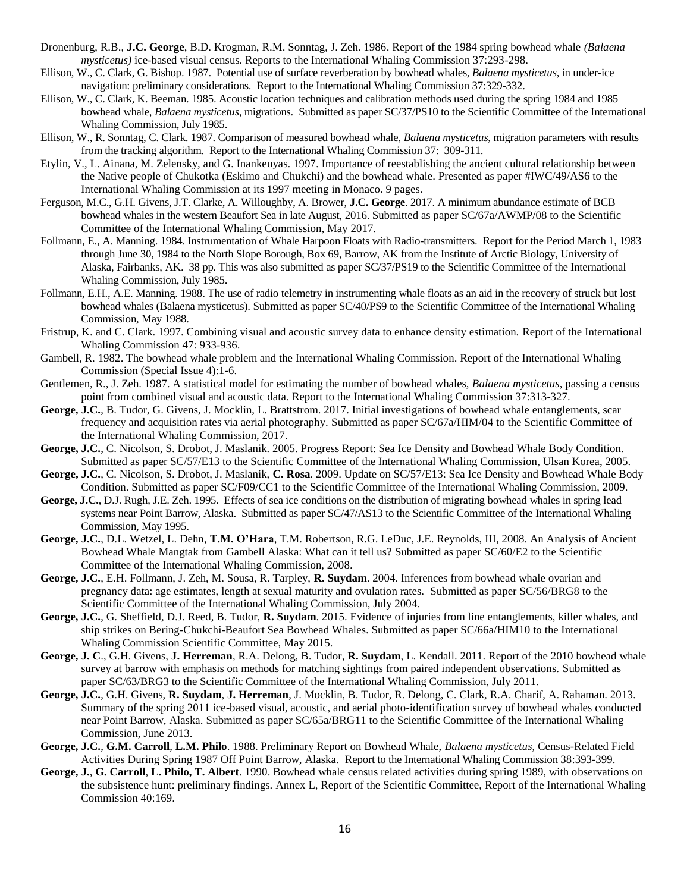Dronenburg, R.B., **J.C. George**, B.D. Krogman, R.M. Sonntag, J. Zeh. 1986. Report of the 1984 spring bowhead whale *(Balaena mysticetus)* ice-based visual census. Reports to the International Whaling Commission 37:293-298.

Ellison, W., C. Clark, G. Bishop. 1987. Potential use of surface reverberation by bowhead whales, *Balaena mysticetus*, in under-ice navigation: preliminary considerations. Report to the International Whaling Commission 37:329-332.

Ellison, W., C. Clark, K. Beeman. 1985. Acoustic location techniques and calibration methods used during the spring 1984 and 1985 bowhead whale, *Balaena mysticetus*, migrations. Submitted as paper SC/37/PS10 to the Scientific Committee of the International Whaling Commission, July 1985.

Ellison, W., R. Sonntag, C. Clark. 1987. Comparison of measured bowhead whale, *Balaena mysticetus*, migration parameters with results from the tracking algorithm. Report to the International Whaling Commission 37: 309-311.

Etylin, V., L. Ainana, M. Zelensky, and G. Inankeuyas. 1997. Importance of reestablishing the ancient cultural relationship between the Native people of Chukotka (Eskimo and Chukchi) and the bowhead whale. Presented as paper #IWC/49/AS6 to the International Whaling Commission at its 1997 meeting in Monaco. 9 pages.

Ferguson, M.C., G.H. Givens, J.T. Clarke, A. Willoughby, A. Brower, **J.C. George**. 2017. A minimum abundance estimate of BCB bowhead whales in the western Beaufort Sea in late August, 2016. Submitted as paper SC/67a/AWMP/08 to the Scientific Committee of the International Whaling Commission, May 2017.

Follmann, E., A. Manning. 1984. Instrumentation of Whale Harpoon Floats with Radio-transmitters. Report for the Period March 1, 1983 through June 30, 1984 to the North Slope Borough, Box 69, Barrow, AK from the Institute of Arctic Biology, University of Alaska, Fairbanks, AK. 38 pp. This was also submitted as paper SC/37/PS19 to the Scientific Committee of the International Whaling Commission, July 1985.

Follmann, E.H., A.E. Manning. 1988. The use of radio telemetry in instrumenting whale floats as an aid in the recovery of struck but lost bowhead whales (Balaena mysticetus). Submitted as paper SC/40/PS9 to the Scientific Committee of the International Whaling Commission, May 1988.

Fristrup, K. and C. Clark. 1997. Combining visual and acoustic survey data to enhance density estimation. Report of the International Whaling Commission 47: 933-936.

Gambell, R. 1982. The bowhead whale problem and the International Whaling Commission. Report of the International Whaling Commission (Special Issue 4):1-6.

Gentlemen, R., J. Zeh. 1987. A statistical model for estimating the number of bowhead whales, *Balaena mysticetus*, passing a census point from combined visual and acoustic data. Report to the International Whaling Commission 37:313-327.

**George, J.C.**, B. Tudor, G. Givens, J. Mocklin, L. Brattstrom. 2017. Initial investigations of bowhead whale entanglements, scar frequency and acquisition rates via aerial photography. Submitted as paper SC/67a/HIM/04 to the Scientific Committee of the International Whaling Commission, 2017.

**George, J.C.**, C. Nicolson, S. Drobot, J. Maslanik. 2005. Progress Report: Sea Ice Density and Bowhead Whale Body Condition. Submitted as paper SC/57/E13 to the Scientific Committee of the International Whaling Commission, Ulsan Korea, 2005.

**George, J.C.**, C. Nicolson, S. Drobot, J. Maslanik, **C. Rosa**. 2009. Update on SC/57/E13: Sea Ice Density and Bowhead Whale Body Condition. Submitted as paper SC/F09/CC1 to the Scientific Committee of the International Whaling Commission, 2009.

**George, J.C.**, D.J. Rugh, J.E. Zeh. 1995. Effects of sea ice conditions on the distribution of migrating bowhead whales in spring lead systems near Point Barrow, Alaska. Submitted as paper SC/47/AS13 to the Scientific Committee of the International Whaling Commission, May 1995.

**George, J.C.**, D.L. Wetzel, L. Dehn, **T.M. O'Hara**, T.M. Robertson, R.G. LeDuc, J.E. Reynolds, III, 2008. An Analysis of Ancient Bowhead Whale Mangtak from Gambell Alaska: What can it tell us? Submitted as paper SC/60/E2 to the Scientific Committee of the International Whaling Commission, 2008.

**George, J.C.**, E.H. Follmann, J. Zeh, M. Sousa, R. Tarpley, **R. Suydam**. 2004. Inferences from bowhead whale ovarian and pregnancy data: age estimates, length at sexual maturity and ovulation rates. Submitted as paper SC/56/BRG8 to the Scientific Committee of the International Whaling Commission, July 2004.

**George, J.C.**, G. Sheffield, D.J. Reed, B. Tudor, **R. Suydam**. 2015. Evidence of injuries from line entanglements, killer whales, and ship strikes on Bering-Chukchi-Beaufort Sea Bowhead Whales. Submitted as paper SC/66a/HIM10 to the International Whaling Commission Scientific Committee, May 2015.

**George, J. C**., G.H. Givens, **J. Herreman**, R.A. Delong, B. Tudor, **R. Suydam**, L. Kendall. 2011. Report of the 2010 bowhead whale survey at barrow with emphasis on methods for matching sightings from paired independent observations. Submitted as paper SC/63/BRG3 to the Scientific Committee of the International Whaling Commission, July 2011.

**George, J.C.**, G.H. Givens, **R. Suydam**, **J. Herreman**, J. Mocklin, B. Tudor, R. Delong, C. Clark, R.A. Charif, A. Rahaman. 2013. Summary of the spring 2011 ice-based visual, acoustic, and aerial photo-identification survey of bowhead whales conducted near Point Barrow, Alaska. Submitted as paper SC/65a/BRG11 to the Scientific Committee of the International Whaling Commission, June 2013.

**George, J.C.**, **G.M. Carroll**, **L.M. Philo**. 1988. Preliminary Report on Bowhead Whale, *Balaena mysticetus*, Census-Related Field Activities During Spring 1987 Off Point Barrow, Alaska. Report to the International Whaling Commission 38:393-399.

**George, J.**, **G. Carroll**, **L. Philo, T. Albert**. 1990. Bowhead whale census related activities during spring 1989, with observations on the subsistence hunt: preliminary findings. Annex L, Report of the Scientific Committee, Report of the International Whaling Commission 40:169.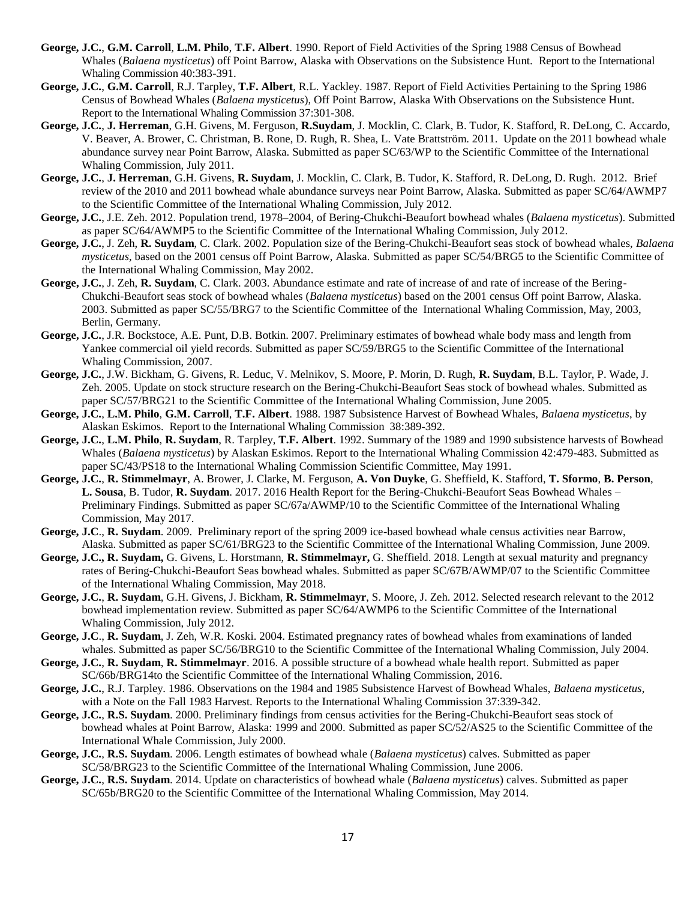**George, J.C.**, **G.M. Carroll**, **L.M. Philo**, **T.F. Albert**. 1990. Report of Field Activities of the Spring 1988 Census of Bowhead Whales (*Balaena mysticetus*) off Point Barrow, Alaska with Observations on the Subsistence Hunt. Report to the International Whaling Commission 40:383-391.

**George, J.C.**, **G.M. Carroll**, R.J. Tarpley, **T.F. Albert**, R.L. Yackley. 1987. Report of Field Activities Pertaining to the Spring 1986 Census of Bowhead Whales (*Balaena mysticetus*), Off Point Barrow, Alaska With Observations on the Subsistence Hunt. Report to the International Whaling Commission 37:301-308.

**George, J.C.**, **J. Herreman**, G.H. Givens, M. Ferguson, **R.Suydam**, J. Mocklin, C. Clark, B. Tudor, K. Stafford, R. DeLong, C. Accardo, V. Beaver, A. Brower, C. Christman, B. Rone, D. Rugh, R. Shea, L. Vate Brattström. 2011. Update on the 2011 bowhead whale abundance survey near Point Barrow, Alaska. Submitted as paper SC/63/WP to the Scientific Committee of the International Whaling Commission, July 2011.

**George, J.C.**, **J. Herreman**, G.H. Givens, **R. Suydam**, J. Mocklin, C. Clark, B. Tudor, K. Stafford, R. DeLong, D. Rugh. 2012. Brief review of the 2010 and 2011 bowhead whale abundance surveys near Point Barrow, Alaska. Submitted as paper SC/64/AWMP7 to the Scientific Committee of the International Whaling Commission, July 2012.

**George, J.C.**, J.E. Zeh. 2012. Population trend, 1978–2004, of Bering-Chukchi-Beaufort bowhead whales (*Balaena mysticetus*). Submitted as paper SC/64/AWMP5 to the Scientific Committee of the International Whaling Commission, July 2012.

**George, J.C.**, J. Zeh, **R. Suydam**, C. Clark. 2002. Population size of the Bering-Chukchi-Beaufort seas stock of bowhead whales, *Balaena mysticetus*, based on the 2001 census off Point Barrow, Alaska. Submitted as paper SC/54/BRG5 to the Scientific Committee of the International Whaling Commission, May 2002.

**George, J.C.**, J. Zeh, **R. Suydam**, C. Clark. 2003. Abundance estimate and rate of increase of and rate of increase of the Bering-Chukchi-Beaufort seas stock of bowhead whales (*Balaena mysticetus*) based on the 2001 census Off point Barrow, Alaska. 2003. Submitted as paper SC/55/BRG7 to the Scientific Committee of the International Whaling Commission, May, 2003, Berlin, Germany.

**George, J.C.**, J.R. Bockstoce, A.E. Punt, D.B. Botkin. 2007. Preliminary estimates of bowhead whale body mass and length from Yankee commercial oil yield records. Submitted as paper SC/59/BRG5 to the Scientific Committee of the International Whaling Commission, 2007.

**George, J.C.**, J.W. Bickham, G. Givens, R. Leduc, V. Melnikov, S. Moore, P. Morin, D. Rugh, **R. Suydam**, B.L. Taylor, P. Wade, J. Zeh. 2005. Update on stock structure research on the Bering-Chukchi-Beaufort Seas stock of bowhead whales. Submitted as paper SC/57/BRG21 to the Scientific Committee of the International Whaling Commission, June 2005.

**George, J.C.**, **L.M. Philo**, **G.M. Carroll**, **T.F. Albert**. 1988. 1987 Subsistence Harvest of Bowhead Whales, *Balaena mysticetus*, by Alaskan Eskimos. Report to the International Whaling Commission 38:389-392.

**George, J.C.**, **L.M. Philo**, **R. Suydam**, R. Tarpley, **T.F. Albert**. 1992. Summary of the 1989 and 1990 subsistence harvests of Bowhead Whales (*Balaena mysticetus*) by Alaskan Eskimos. Report to the International Whaling Commission 42:479-483. Submitted as paper SC/43/PS18 to the International Whaling Commission Scientific Committee, May 1991.

**George, J.C.**, **R. Stimmelmayr**, A. Brower, J. Clarke, M. Ferguson, **A. Von Duyke**, G. Sheffield, K. Stafford, **T. Sformo**, **B. Person**, **L. Sousa**, B. Tudor, **R. Suydam**. 2017. 2016 Health Report for the Bering-Chukchi-Beaufort Seas Bowhead Whales – Preliminary Findings. Submitted as paper SC/67a/AWMP/10 to the Scientific Committee of the International Whaling Commission, May 2017.

**George, J.C**., **R. Suydam**. 2009. Preliminary report of the spring 2009 ice-based bowhead whale census activities near Barrow, Alaska. Submitted as paper SC/61/BRG23 to the Scientific Committee of the International Whaling Commission, June 2009.

**George, J.C., R. Suydam,** G. Givens, L. Horstmann, **R. Stimmelmayr,** G. Sheffield. 2018. Length at sexual maturity and pregnancy rates of Bering-Chukchi-Beaufort Seas bowhead whales. Submitted as paper SC/67B/AWMP/07 to the Scientific Committee of the International Whaling Commission, May 2018.

**George, J.C.**, **R. Suydam**, G.H. Givens, J. Bickham, **R. Stimmelmayr**, S. Moore, J. Zeh. 2012. Selected research relevant to the 2012 bowhead implementation review. Submitted as paper SC/64/AWMP6 to the Scientific Committee of the International Whaling Commission, July 2012.

**George, J.C**., **R. Suydam**, J. Zeh, W.R. Koski. 2004. Estimated pregnancy rates of bowhead whales from examinations of landed whales. Submitted as paper SC/56/BRG10 to the Scientific Committee of the International Whaling Commission, July 2004.

**George, J.C.**, **R. Suydam**, **R. Stimmelmayr**. 2016. A possible structure of a bowhead whale health report. Submitted as paper SC/66b/BRG14to the Scientific Committee of the International Whaling Commission, 2016.

**George, J.C.**, R.J. Tarpley. 1986. Observations on the 1984 and 1985 Subsistence Harvest of Bowhead Whales, *Balaena mysticetus*, with a Note on the Fall 1983 Harvest. Reports to the International Whaling Commission 37:339-342.

**George, J.C.**, **R.S. Suydam**. 2000. Preliminary findings from census activities for the Bering-Chukchi-Beaufort seas stock of bowhead whales at Point Barrow, Alaska: 1999 and 2000. Submitted as paper SC/52/AS25 to the Scientific Committee of the International Whale Commission, July 2000.

**George, J.C.**, **R.S. Suydam**. 2006. Length estimates of bowhead whale (*Balaena mysticetus*) calves. Submitted as paper SC/58/BRG23 to the Scientific Committee of the International Whaling Commission, June 2006.

**George, J.C.**, **R.S. Suydam**. 2014. Update on characteristics of bowhead whale (*Balaena mysticetus*) calves. Submitted as paper SC/65b/BRG20 to the Scientific Committee of the International Whaling Commission, May 2014.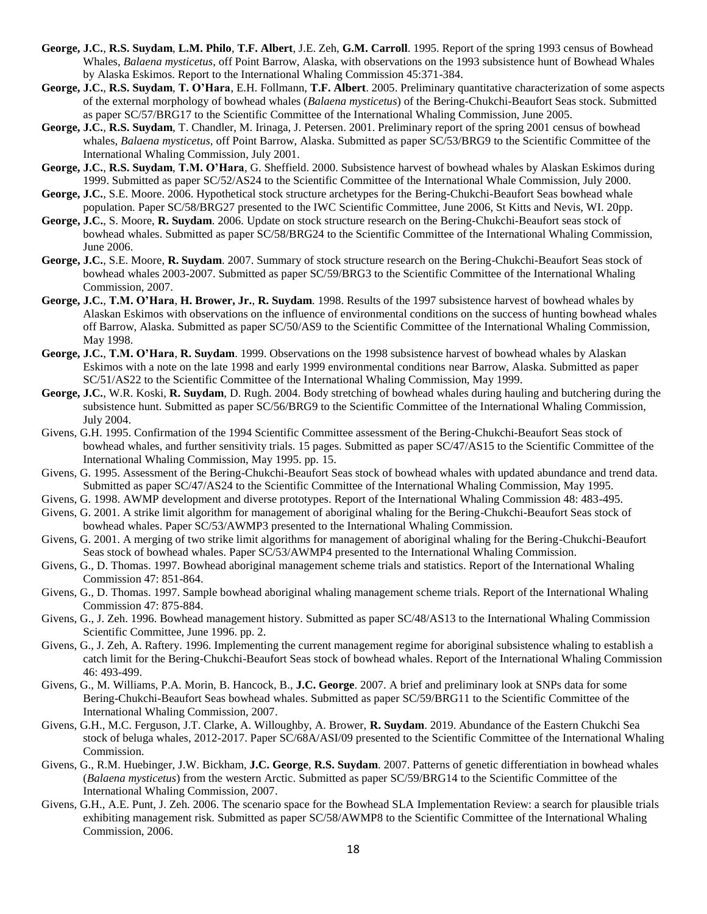**George, J.C.**, **R.S. Suydam**, **L.M. Philo**, **T.F. Albert**, J.E. Zeh, **G.M. Carroll**. 1995. Report of the spring 1993 census of Bowhead Whales, *Balaena mysticetus*, off Point Barrow, Alaska, with observations on the 1993 subsistence hunt of Bowhead Whales by Alaska Eskimos. Report to the International Whaling Commission 45:371-384.

**George, J.C.**, **R.S. Suydam**, **T. O'Hara**, E.H. Follmann, **T.F. Albert**. 2005. Preliminary quantitative characterization of some aspects of the external morphology of bowhead whales (*Balaena mysticetus*) of the Bering-Chukchi-Beaufort Seas stock. Submitted as paper SC/57/BRG17 to the Scientific Committee of the International Whaling Commission, June 2005.

**George, J.C.**, **R.S. Suydam**, T. Chandler, M. Irinaga, J. Petersen. 2001. Preliminary report of the spring 2001 census of bowhead whales, *Balaena mysticetus*, off Point Barrow, Alaska. Submitted as paper SC/53/BRG9 to the Scientific Committee of the International Whaling Commission, July 2001.

**George, J.C.**, **R.S. Suydam**, **T.M. O'Hara**, G. Sheffield. 2000. Subsistence harvest of bowhead whales by Alaskan Eskimos during 1999. Submitted as paper SC/52/AS24 to the Scientific Committee of the International Whale Commission, July 2000.

**George, J.C.**, S.E. Moore. 2006. Hypothetical stock structure archetypes for the Bering-Chukchi-Beaufort Seas bowhead whale population. Paper SC/58/BRG27 presented to the IWC Scientific Committee, June 2006, St Kitts and Nevis, WI. 20pp.

**George, J.C.**, S. Moore, **R. Suydam**. 2006. Update on stock structure research on the Bering-Chukchi-Beaufort seas stock of bowhead whales. Submitted as paper SC/58/BRG24 to the Scientific Committee of the International Whaling Commission, June 2006.

**George, J.C.**, S.E. Moore, **R. Suydam**. 2007. Summary of stock structure research on the Bering-Chukchi-Beaufort Seas stock of bowhead whales 2003-2007. Submitted as paper SC/59/BRG3 to the Scientific Committee of the International Whaling Commission, 2007.

**George, J.C.**, **T.M. O'Hara**, **H. Brower, Jr.**, **R. Suydam**. 1998. Results of the 1997 subsistence harvest of bowhead whales by Alaskan Eskimos with observations on the influence of environmental conditions on the success of hunting bowhead whales off Barrow, Alaska. Submitted as paper SC/50/AS9 to the Scientific Committee of the International Whaling Commission, May 1998.

**George, J.C.**, **T.M. O'Hara**, **R. Suydam**. 1999. Observations on the 1998 subsistence harvest of bowhead whales by Alaskan Eskimos with a note on the late 1998 and early 1999 environmental conditions near Barrow, Alaska. Submitted as paper SC/51/AS22 to the Scientific Committee of the International Whaling Commission, May 1999.

**George, J.C.**, W.R. Koski, **R. Suydam**, D. Rugh. 2004. Body stretching of bowhead whales during hauling and butchering during the subsistence hunt. Submitted as paper SC/56/BRG9 to the Scientific Committee of the International Whaling Commission, July 2004.

Givens, G.H. 1995. Confirmation of the 1994 Scientific Committee assessment of the Bering-Chukchi-Beaufort Seas stock of bowhead whales, and further sensitivity trials. 15 pages. Submitted as paper SC/47/AS15 to the Scientific Committee of the International Whaling Commission, May 1995. pp. 15.

Givens, G. 1995. Assessment of the Bering-Chukchi-Beaufort Seas stock of bowhead whales with updated abundance and trend data. Submitted as paper SC/47/AS24 to the Scientific Committee of the International Whaling Commission, May 1995.

Givens, G. 1998. AWMP development and diverse prototypes. Report of the International Whaling Commission 48: 483-495.

Givens, G. 2001. A strike limit algorithm for management of aboriginal whaling for the Bering-Chukchi-Beaufort Seas stock of bowhead whales. Paper SC/53/AWMP3 presented to the International Whaling Commission.

Givens, G. 2001. A merging of two strike limit algorithms for management of aboriginal whaling for the Bering-Chukchi-Beaufort Seas stock of bowhead whales. Paper SC/53/AWMP4 presented to the International Whaling Commission.

Givens, G., D. Thomas. 1997. Bowhead aboriginal management scheme trials and statistics. Report of the International Whaling Commission 47: 851-864.

Givens, G., D. Thomas. 1997. Sample bowhead aboriginal whaling management scheme trials. Report of the International Whaling Commission 47: 875-884.

Givens, G., J. Zeh. 1996. Bowhead management history. Submitted as paper SC/48/AS13 to the International Whaling Commission Scientific Committee, June 1996. pp. 2.

Givens, G., J. Zeh, A. Raftery. 1996. Implementing the current management regime for aboriginal subsistence whaling to establish a catch limit for the Bering-Chukchi-Beaufort Seas stock of bowhead whales. Report of the International Whaling Commission 46: 493-499.

Givens, G., M. Williams, P.A. Morin, B. Hancock, B., **J.C. George**. 2007. A brief and preliminary look at SNPs data for some Bering-Chukchi-Beaufort Seas bowhead whales. Submitted as paper SC/59/BRG11 to the Scientific Committee of the International Whaling Commission, 2007.

Givens, G.H., M.C. Ferguson, J.T. Clarke, A. Willoughby, A. Brower, **R. Suydam**. 2019. Abundance of the Eastern Chukchi Sea stock of beluga whales, 2012-2017. Paper SC/68A/ASI/09 presented to the Scientific Committee of the International Whaling Commission.

Givens, G., R.M. Huebinger, J.W. Bickham, **J.C. George**, **R.S. Suydam**. 2007. Patterns of genetic differentiation in bowhead whales (*Balaena mysticetus*) from the western Arctic. Submitted as paper SC/59/BRG14 to the Scientific Committee of the International Whaling Commission, 2007.

Givens, G.H., A.E. Punt, J. Zeh. 2006. The scenario space for the Bowhead SLA Implementation Review: a search for plausible trials exhibiting management risk. Submitted as paper SC/58/AWMP8 to the Scientific Committee of the International Whaling Commission, 2006.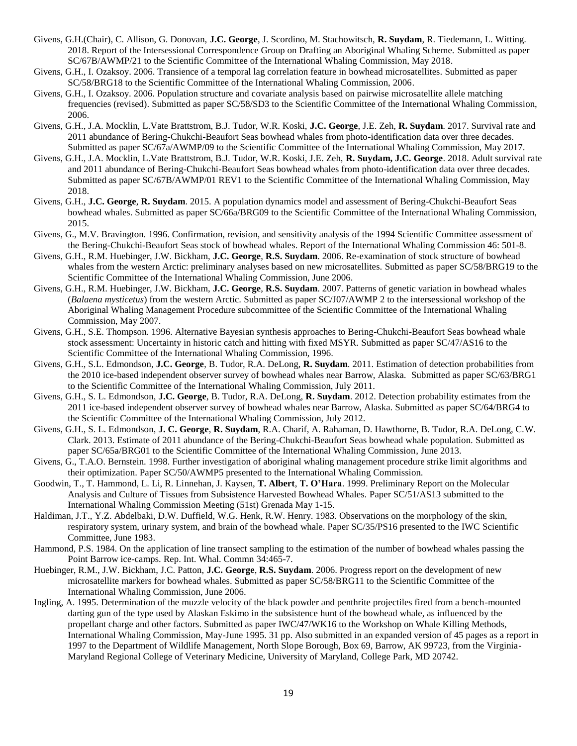Givens, G.H.(Chair), C. Allison, G. Donovan, **J.C. George**, J. Scordino, M. Stachowitsch, **R. Suydam**, R. Tiedemann, L. Witting. 2018. Report of the Intersessional Correspondence Group on Drafting an Aboriginal Whaling Scheme. Submitted as paper SC/67B/AWMP/21 to the Scientific Committee of the International Whaling Commission, May 2018.

Givens, G.H., I. Ozaksoy. 2006. Transience of a temporal lag correlation feature in bowhead microsatellites. Submitted as paper SC/58/BRG18 to the Scientific Committee of the International Whaling Commission, 2006.

Givens, G.H., I. Ozaksoy. 2006. Population structure and covariate analysis based on pairwise microsatellite allele matching frequencies (revised). Submitted as paper SC/58/SD3 to the Scientific Committee of the International Whaling Commission, 2006.

Givens, G.H., J.A. Mocklin, L.Vate Brattstrom, B.J. Tudor, W.R. Koski, **J.C. George**, J.E. Zeh, **R. Suydam**. 2017. Survival rate and 2011 abundance of Bering-Chukchi-Beaufort Seas bowhead whales from photo-identification data over three decades. Submitted as paper SC/67a/AWMP/09 to the Scientific Committee of the International Whaling Commission, May 2017.

Givens, G.H., J.A. Mocklin, L.Vate Brattstrom, B.J. Tudor, W.R. Koski, J.E. Zeh, **R. Suydam, J.C. George**. 2018. Adult survival rate and 2011 abundance of Bering-Chukchi-Beaufort Seas bowhead whales from photo-identification data over three decades. Submitted as paper SC/67B/AWMP/01 REV1 to the Scientific Committee of the International Whaling Commission, May 2018.

Givens, G.H., **J.C. George**, **R. Suydam**. 2015. A population dynamics model and assessment of Bering-Chukchi-Beaufort Seas bowhead whales. Submitted as paper SC/66a/BRG09 to the Scientific Committee of the International Whaling Commission, 2015.

Givens, G., M.V. Bravington. 1996. Confirmation, revision, and sensitivity analysis of the 1994 Scientific Committee assessment of the Bering-Chukchi-Beaufort Seas stock of bowhead whales. Report of the International Whaling Commission 46: 501-8.

Givens, G.H., R.M. Huebinger, J.W. Bickham, **J.C. George**, **R.S. Suydam**. 2006. Re-examination of stock structure of bowhead whales from the western Arctic: preliminary analyses based on new microsatellites. Submitted as paper SC/58/BRG19 to the Scientific Committee of the International Whaling Commission, June 2006.

Givens, G.H., R.M. Huebinger, J.W. Bickham, **J.C. George**, **R.S. Suydam**. 2007. Patterns of genetic variation in bowhead whales (*Balaena mysticetus*) from the western Arctic. Submitted as paper SC/J07/AWMP 2 to the intersessional workshop of the Aboriginal Whaling Management Procedure subcommittee of the Scientific Committee of the International Whaling Commission, May 2007.

Givens, G.H., S.E. Thompson. 1996. Alternative Bayesian synthesis approaches to Bering-Chukchi-Beaufort Seas bowhead whale stock assessment: Uncertainty in historic catch and hitting with fixed MSYR. Submitted as paper SC/47/AS16 to the Scientific Committee of the International Whaling Commission, 1996.

Givens, G.H., S.L. Edmondson, **J.C. George**, B. Tudor, R.A. DeLong, **R. Suydam**. 2011. Estimation of detection probabilities from the 2010 ice-based independent observer survey of bowhead whales near Barrow, Alaska. Submitted as paper SC/63/BRG1 to the Scientific Committee of the International Whaling Commission, July 2011.

Givens, G.H., S. L. Edmondson, **J.C. George**, B. Tudor, R.A. DeLong, **R. Suydam**. 2012. Detection probability estimates from the 2011 ice-based independent observer survey of bowhead whales near Barrow, Alaska. Submitted as paper SC/64/BRG4 to the Scientific Committee of the International Whaling Commission, July 2012.

Givens, G.H., S. L. Edmondson, **J. C. George**, **R. Suydam**, R.A. Charif, A. Rahaman, D. Hawthorne, B. Tudor, R.A. DeLong, C.W. Clark. 2013. Estimate of 2011 abundance of the Bering-Chukchi-Beaufort Seas bowhead whale population. Submitted as paper SC/65a/BRG01 to the Scientific Committee of the International Whaling Commission, June 2013.

Givens, G., T.A.O. Bernstein. 1998. Further investigation of aboriginal whaling management procedure strike limit algorithms and their optimization. Paper SC/50/AWMP5 presented to the International Whaling Commission.

Goodwin, T., T. Hammond, L. Li, R. Linnehan, J. Kaysen, **T. Albert**, **T. O'Hara**. 1999. Preliminary Report on the Molecular Analysis and Culture of Tissues from Subsistence Harvested Bowhead Whales. Paper SC/51/AS13 submitted to the International Whaling Commission Meeting (51st) Grenada May 1-15.

Haldiman, J.T., Y.Z. Abdelbaki, D.W. Duffield, W.G. Henk, R.W. Henry. 1983. Observations on the morphology of the skin, respiratory system, urinary system, and brain of the bowhead whale. Paper SC/35/PS16 presented to the IWC Scientific Committee, June 1983.

Hammond, P.S. 1984. On the application of line transect sampling to the estimation of the number of bowhead whales passing the Point Barrow ice-camps. Rep. Int. Whal. Commn 34:465-7.

Huebinger, R.M., J.W. Bickham, J.C. Patton, **J.C. George**, **R.S. Suydam**. 2006. Progress report on the development of new microsatellite markers for bowhead whales. Submitted as paper SC/58/BRG11 to the Scientific Committee of the International Whaling Commission, June 2006.

Ingling, A. 1995. Determination of the muzzle velocity of the black powder and penthrite projectiles fired from a bench-mounted darting gun of the type used by Alaskan Eskimo in the subsistence hunt of the bowhead whale, as influenced by the propellant charge and other factors. Submitted as paper IWC/47/WK16 to the Workshop on Whale Killing Methods, International Whaling Commission, May-June 1995. 31 pp. Also submitted in an expanded version of 45 pages as a report in 1997 to the Department of Wildlife Management, North Slope Borough, Box 69, Barrow, AK 99723, from the Virginia-Maryland Regional College of Veterinary Medicine, University of Maryland, College Park, MD 20742.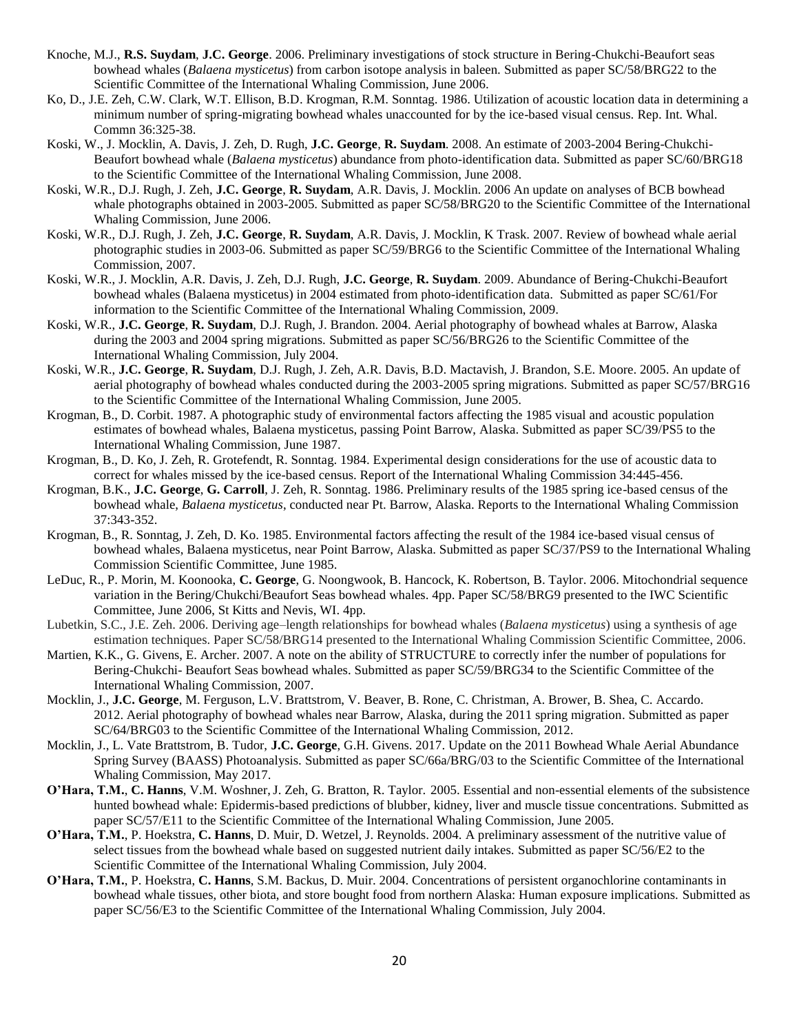Knoche, M.J., **R.S. Suydam**, **J.C. George**. 2006. Preliminary investigations of stock structure in Bering-Chukchi-Beaufort seas bowhead whales (*Balaena mysticetus*) from carbon isotope analysis in baleen. Submitted as paper SC/58/BRG22 to the Scientific Committee of the International Whaling Commission, June 2006.

Ko, D., J.E. Zeh, C.W. Clark, W.T. Ellison, B.D. Krogman, R.M. Sonntag. 1986. Utilization of acoustic location data in determining a minimum number of spring-migrating bowhead whales unaccounted for by the ice-based visual census. Rep. Int. Whal. Commn 36:325-38.

Koski, W., J. Mocklin, A. Davis, J. Zeh, D. Rugh, **J.C. George**, **R. Suydam**. 2008. An estimate of 2003-2004 Bering-Chukchi-Beaufort bowhead whale (*Balaena mysticetus*) abundance from photo-identification data. Submitted as paper SC/60/BRG18 to the Scientific Committee of the International Whaling Commission, June 2008.

Koski, W.R., D.J. Rugh, J. Zeh, **J.C. George**, **R. Suydam**, A.R. Davis, J. Mocklin. 2006 An update on analyses of BCB bowhead whale photographs obtained in 2003-2005. Submitted as paper SC/58/BRG20 to the Scientific Committee of the International Whaling Commission, June 2006.

Koski, W.R., D.J. Rugh, J. Zeh, **J.C. George**, **R. Suydam**, A.R. Davis, J. Mocklin, K Trask. 2007. Review of bowhead whale aerial photographic studies in 2003-06. Submitted as paper SC/59/BRG6 to the Scientific Committee of the International Whaling Commission, 2007.

Koski, W.R., J. Mocklin, A.R. Davis, J. Zeh, D.J. Rugh, **J.C. George**, **R. Suydam**. 2009. Abundance of Bering-Chukchi-Beaufort bowhead whales (Balaena mysticetus) in 2004 estimated from photo-identification data. Submitted as paper SC/61/For information to the Scientific Committee of the International Whaling Commission, 2009.

Koski, W.R., **J.C. George**, **R. Suydam**, D.J. Rugh, J. Brandon. 2004. Aerial photography of bowhead whales at Barrow, Alaska during the 2003 and 2004 spring migrations. Submitted as paper SC/56/BRG26 to the Scientific Committee of the International Whaling Commission, July 2004.

Koski, W.R., **J.C. George**, **R. Suydam**, D.J. Rugh, J. Zeh, A.R. Davis, B.D. Mactavish, J. Brandon, S.E. Moore. 2005. An update of aerial photography of bowhead whales conducted during the 2003-2005 spring migrations. Submitted as paper SC/57/BRG16 to the Scientific Committee of the International Whaling Commission, June 2005.

Krogman, B., D. Corbit. 1987. A photographic study of environmental factors affecting the 1985 visual and acoustic population estimates of bowhead whales, Balaena mysticetus, passing Point Barrow, Alaska. Submitted as paper SC/39/PS5 to the International Whaling Commission, June 1987.

Krogman, B., D. Ko, J. Zeh, R. Grotefendt, R. Sonntag. 1984. Experimental design considerations for the use of acoustic data to correct for whales missed by the ice-based census. Report of the International Whaling Commission 34:445-456.

Krogman, B.K., **J.C. George**, **G. Carroll**, J. Zeh, R. Sonntag. 1986. Preliminary results of the 1985 spring ice-based census of the bowhead whale, *Balaena mysticetus*, conducted near Pt. Barrow, Alaska. Reports to the International Whaling Commission 37:343-352.

Krogman, B., R. Sonntag, J. Zeh, D. Ko. 1985. Environmental factors affecting the result of the 1984 ice-based visual census of bowhead whales, Balaena mysticetus, near Point Barrow, Alaska. Submitted as paper SC/37/PS9 to the International Whaling Commission Scientific Committee, June 1985.

LeDuc, R., P. Morin, M. Koonooka, **C. George**, G. Noongwook, B. Hancock, K. Robertson, B. Taylor. 2006. Mitochondrial sequence variation in the Bering/Chukchi/Beaufort Seas bowhead whales. 4pp. Paper SC/58/BRG9 presented to the IWC Scientific Committee, June 2006, St Kitts and Nevis, WI. 4pp.

Lubetkin, S.C., J.E. Zeh. 2006. Deriving age–length relationships for bowhead whales (*Balaena mysticetus*) using a synthesis of age estimation techniques. Paper SC/58/BRG14 presented to the International Whaling Commission Scientific Committee, 2006.

Martien, K.K., G. Givens, E. Archer. 2007. A note on the ability of STRUCTURE to correctly infer the number of populations for Bering-Chukchi- Beaufort Seas bowhead whales. Submitted as paper SC/59/BRG34 to the Scientific Committee of the International Whaling Commission, 2007.

Mocklin, J., **J.C. George**, M. Ferguson, L.V. Brattstrom, V. Beaver, B. Rone, C. Christman, A. Brower, B. Shea, C. Accardo. 2012. Aerial photography of bowhead whales near Barrow, Alaska, during the 2011 spring migration. Submitted as paper SC/64/BRG03 to the Scientific Committee of the International Whaling Commission, 2012.

Mocklin, J., L. Vate Brattstrom, B. Tudor, **J.C. George**, G.H. Givens. 2017. Update on the 2011 Bowhead Whale Aerial Abundance Spring Survey (BAASS) Photoanalysis. Submitted as paper SC/66a/BRG/03 to the Scientific Committee of the International Whaling Commission, May 2017.

**O'Hara, T.M.**, **C. Hanns**, V.M. Woshner, J. Zeh, G. Bratton, R. Taylor. 2005. Essential and non-essential elements of the subsistence hunted bowhead whale: Epidermis-based predictions of blubber, kidney, liver and muscle tissue concentrations. Submitted as paper SC/57/E11 to the Scientific Committee of the International Whaling Commission, June 2005.

**O'Hara, T.M.**, P. Hoekstra, **C. Hanns**, D. Muir, D. Wetzel, J. Reynolds. 2004. A preliminary assessment of the nutritive value of select tissues from the bowhead whale based on suggested nutrient daily intakes. Submitted as paper SC/56/E2 to the Scientific Committee of the International Whaling Commission, July 2004.

**O'Hara, T.M.**, P. Hoekstra, **C. Hanns**, S.M. Backus, D. Muir. 2004. Concentrations of persistent organochlorine contaminants in bowhead whale tissues, other biota, and store bought food from northern Alaska: Human exposure implications. Submitted as paper SC/56/E3 to the Scientific Committee of the International Whaling Commission, July 2004.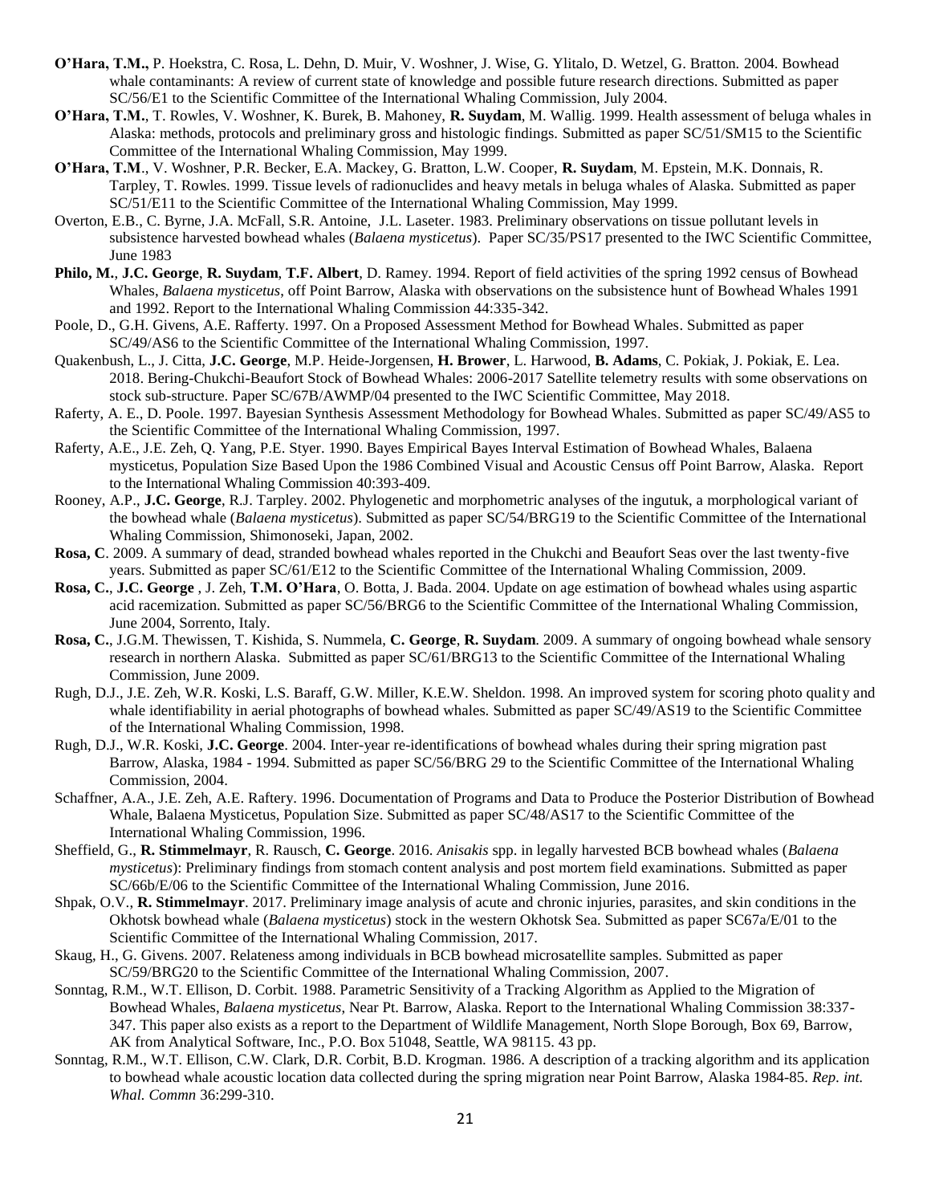**O'Hara, T.M.,** P. Hoekstra, C. Rosa, L. Dehn, D. Muir, V. Woshner, J. Wise, G. Ylitalo, D. Wetzel, G. Bratton. 2004. Bowhead whale contaminants: A review of current state of knowledge and possible future research directions. Submitted as paper SC/56/E1 to the Scientific Committee of the International Whaling Commission, July 2004.

**O'Hara, T.M.**, T. Rowles, V. Woshner, K. Burek, B. Mahoney, **R. Suydam**, M. Wallig. 1999. Health assessment of beluga whales in Alaska: methods, protocols and preliminary gross and histologic findings. Submitted as paper SC/51/SM15 to the Scientific Committee of the International Whaling Commission, May 1999.

**O'Hara, T.M**., V. Woshner, P.R. Becker, E.A. Mackey, G. Bratton, L.W. Cooper, **R. Suydam**, M. Epstein, M.K. Donnais, R. Tarpley, T. Rowles. 1999. Tissue levels of radionuclides and heavy metals in beluga whales of Alaska. Submitted as paper SC/51/E11 to the Scientific Committee of the International Whaling Commission, May 1999.

Overton, E.B., C. Byrne, J.A. McFall, S.R. Antoine, J.L. Laseter. 1983. Preliminary observations on tissue pollutant levels in subsistence harvested bowhead whales (*Balaena mysticetus*). Paper SC/35/PS17 presented to the IWC Scientific Committee, June 1983

**Philo, M.**, **J.C. George**, **R. Suydam**, **T.F. Albert**, D. Ramey. 1994. Report of field activities of the spring 1992 census of Bowhead Whales, *Balaena mysticetus*, off Point Barrow, Alaska with observations on the subsistence hunt of Bowhead Whales 1991 and 1992. Report to the International Whaling Commission 44:335-342.

Poole, D., G.H. Givens, A.E. Rafferty. 1997. On a Proposed Assessment Method for Bowhead Whales. Submitted as paper SC/49/AS6 to the Scientific Committee of the International Whaling Commission, 1997.

Quakenbush, L., J. Citta, **J.C. George**, M.P. Heide-Jorgensen, **H. Brower**, L. Harwood, **B. Adams**, C. Pokiak, J. Pokiak, E. Lea. 2018. Bering-Chukchi-Beaufort Stock of Bowhead Whales: 2006-2017 Satellite telemetry results with some observations on stock sub-structure. Paper SC/67B/AWMP/04 presented to the IWC Scientific Committee, May 2018.

Raferty, A. E., D. Poole. 1997. Bayesian Synthesis Assessment Methodology for Bowhead Whales. Submitted as paper SC/49/AS5 to the Scientific Committee of the International Whaling Commission, 1997.

Raferty, A.E., J.E. Zeh, Q. Yang, P.E. Styer. 1990. Bayes Empirical Bayes Interval Estimation of Bowhead Whales, Balaena mysticetus, Population Size Based Upon the 1986 Combined Visual and Acoustic Census off Point Barrow, Alaska. Report to the International Whaling Commission 40:393-409.

Rooney, A.P., **J.C. George**, R.J. Tarpley. 2002. Phylogenetic and morphometric analyses of the ingutuk, a morphological variant of the bowhead whale (*Balaena mysticetus*). Submitted as paper SC/54/BRG19 to the Scientific Committee of the International Whaling Commission, Shimonoseki, Japan, 2002.

**Rosa, C**. 2009. A summary of dead, stranded bowhead whales reported in the Chukchi and Beaufort Seas over the last twenty-five years. Submitted as paper SC/61/E12 to the Scientific Committee of the International Whaling Commission, 2009.

**Rosa, C.**, **J.C. George** , J. Zeh, **T.M. O'Hara**, O. Botta, J. Bada. 2004. Update on age estimation of bowhead whales using aspartic acid racemization. Submitted as paper SC/56/BRG6 to the Scientific Committee of the International Whaling Commission, June 2004, Sorrento, Italy.

**Rosa, C.**, J.G.M. Thewissen, T. Kishida, S. Nummela, **C. George**, **R. Suydam**. 2009. A summary of ongoing bowhead whale sensory research in northern Alaska. Submitted as paper SC/61/BRG13 to the Scientific Committee of the International Whaling Commission, June 2009.

Rugh, D.J., J.E. Zeh, W.R. Koski, L.S. Baraff, G.W. Miller, K.E.W. Sheldon. 1998. An improved system for scoring photo quality and whale identifiability in aerial photographs of bowhead whales. Submitted as paper SC/49/AS19 to the Scientific Committee of the International Whaling Commission, 1998.

Rugh, D.J., W.R. Koski, **J.C. George**. 2004. Inter-year re-identifications of bowhead whales during their spring migration past Barrow, Alaska, 1984 - 1994. Submitted as paper SC/56/BRG 29 to the Scientific Committee of the International Whaling Commission, 2004.

Schaffner, A.A., J.E. Zeh, A.E. Raftery. 1996. Documentation of Programs and Data to Produce the Posterior Distribution of Bowhead Whale, Balaena Mysticetus, Population Size. Submitted as paper SC/48/AS17 to the Scientific Committee of the International Whaling Commission, 1996.

Sheffield, G., **R. Stimmelmayr**, R. Rausch, **C. George**. 2016. *Anisakis* spp. in legally harvested BCB bowhead whales (*Balaena mysticetus*): Preliminary findings from stomach content analysis and post mortem field examinations. Submitted as paper SC/66b/E/06 to the Scientific Committee of the International Whaling Commission, June 2016.

Shpak, O.V., **R. Stimmelmayr**. 2017. Preliminary image analysis of acute and chronic injuries, parasites, and skin conditions in the Okhotsk bowhead whale (*Balaena mysticetus*) stock in the western Okhotsk Sea. Submitted as paper SC67a/E/01 to the Scientific Committee of the International Whaling Commission, 2017.

Skaug, H., G. Givens. 2007. Relateness among individuals in BCB bowhead microsatellite samples. Submitted as paper SC/59/BRG20 to the Scientific Committee of the International Whaling Commission, 2007.

Sonntag, R.M., W.T. Ellison, D. Corbit. 1988. Parametric Sensitivity of a Tracking Algorithm as Applied to the Migration of Bowhead Whales, *Balaena mysticetus*, Near Pt. Barrow, Alaska. Report to the International Whaling Commission 38:337-347. This paper also exists as a report to the Department of Wildlife Management, North Slope Borough, Box 69, Barrow, AK from Analytical Software, Inc., P.O. Box 51048, Seattle, WA 98115. 43 pp.

Sonntag, R.M., W.T. Ellison, C.W. Clark, D.R. Corbit, B.D. Krogman. 1986. A description of a tracking algorithm and its application to bowhead whale acoustic location data collected during the spring migration near Point Barrow, Alaska 1984-85. *Rep. int. Whal. Commn* 36:299-310.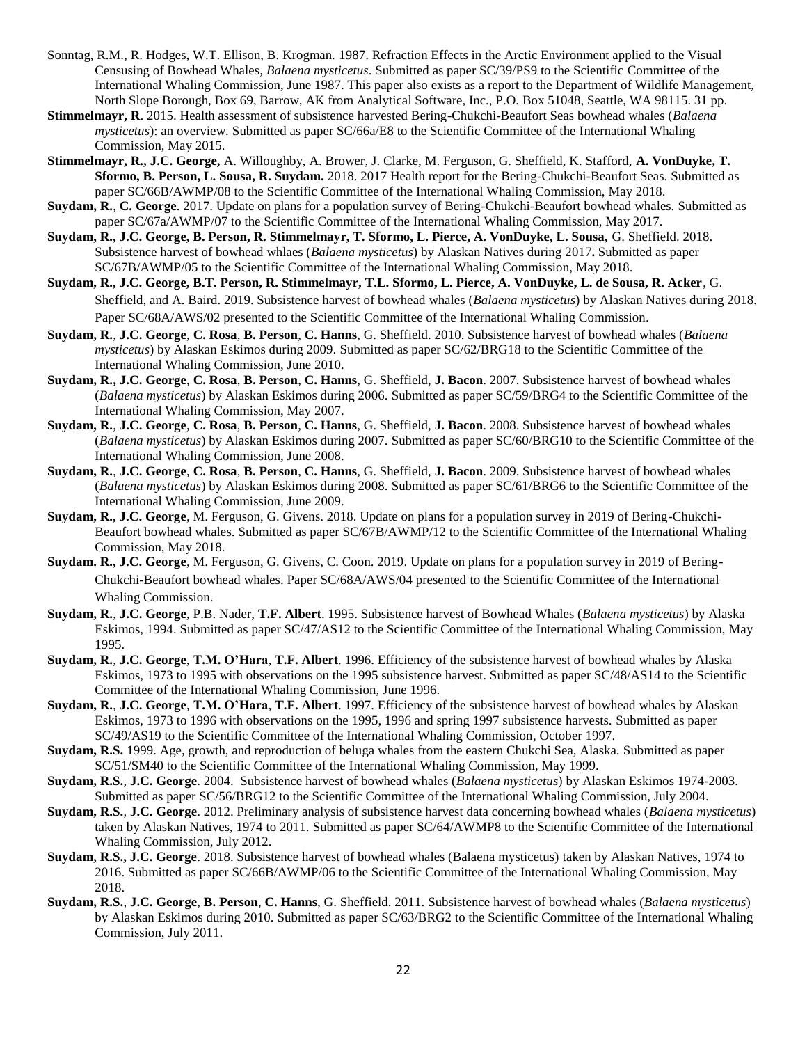Sonntag, R.M., R. Hodges, W.T. Ellison, B. Krogman. 1987. Refraction Effects in the Arctic Environment applied to the Visual Censusing of Bowhead Whales, *Balaena mysticetus*. Submitted as paper SC/39/PS9 to the Scientific Committee of the International Whaling Commission, June 1987. This paper also exists as a report to the Department of Wildlife Management, North Slope Borough, Box 69, Barrow, AK from Analytical Software, Inc., P.O. Box 51048, Seattle, WA 98115. 31 pp.

**Stimmelmayr, R**. 2015. Health assessment of subsistence harvested Bering-Chukchi-Beaufort Seas bowhead whales (*Balaena mysticetus*): an overview. Submitted as paper SC/66a/E8 to the Scientific Committee of the International Whaling Commission, May 2015.

**Stimmelmayr, R., J.C. George,** A. Willoughby, A. Brower, J. Clarke, M. Ferguson, G. Sheffield, K. Stafford, **A. VonDuyke, T. Sformo, B. Person, L. Sousa, R. Suydam.** 2018. 2017 Health report for the Bering-Chukchi-Beaufort Seas. Submitted as paper SC/66B/AWMP/08 to the Scientific Committee of the International Whaling Commission, May 2018.

**Suydam, R.**, **C. George**. 2017. Update on plans for a population survey of Bering-Chukchi-Beaufort bowhead whales. Submitted as paper SC/67a/AWMP/07 to the Scientific Committee of the International Whaling Commission, May 2017.

**Suydam, R., J.C. George, B. Person, R. Stimmelmayr, T. Sformo, L. Pierce, A. VonDuyke, L. Sousa,** G. Sheffield. 2018. Subsistence harvest of bowhead whlaes (*Balaena mysticetus*) by Alaskan Natives during 2017**.** Submitted as paper SC/67B/AWMP/05 to the Scientific Committee of the International Whaling Commission, May 2018.

**Suydam, R., J.C. George, B.T. Person, R. Stimmelmayr, T.L. Sformo, L. Pierce, A. VonDuyke, L. de Sousa, R. Acker**, G. Sheffield, and A. Baird. 2019. Subsistence harvest of bowhead whales (*Balaena mysticetus*) by Alaskan Natives during 2018. Paper SC/68A/AWS/02 presented to the Scientific Committee of the International Whaling Commission.

**Suydam, R.**, **J.C. George**, **C. Rosa**, **B. Person**, **C. Hanns**, G. Sheffield. 2010. Subsistence harvest of bowhead whales (*Balaena mysticetus*) by Alaskan Eskimos during 2009. Submitted as paper SC/62/BRG18 to the Scientific Committee of the International Whaling Commission, June 2010.

**Suydam, R.**, **J.C. George**, **C. Rosa**, **B. Person**, **C. Hanns**, G. Sheffield, **J. Bacon**. 2007. Subsistence harvest of bowhead whales (*Balaena mysticetus*) by Alaskan Eskimos during 2006. Submitted as paper SC/59/BRG4 to the Scientific Committee of the International Whaling Commission, May 2007.

**Suydam, R.**, **J.C. George**, **C. Rosa**, **B. Person**, **C. Hanns**, G. Sheffield, **J. Bacon**. 2008. Subsistence harvest of bowhead whales (*Balaena mysticetus*) by Alaskan Eskimos during 2007. Submitted as paper SC/60/BRG10 to the Scientific Committee of the International Whaling Commission, June 2008.

**Suydam, R.**, **J.C. George**, **C. Rosa**, **B. Person**, **C. Hanns**, G. Sheffield, **J. Bacon**. 2009. Subsistence harvest of bowhead whales (*Balaena mysticetus*) by Alaskan Eskimos during 2008. Submitted as paper SC/61/BRG6 to the Scientific Committee of the International Whaling Commission, June 2009.

**Suydam, R., J.C. George**, M. Ferguson, G. Givens. 2018. Update on plans for a population survey in 2019 of Bering-Chukchi-Beaufort bowhead whales. Submitted as paper SC/67B/AWMP/12 to the Scientific Committee of the International Whaling Commission, May 2018.

**Suydam. R., J.C. George**, M. Ferguson, G. Givens, C. Coon. 2019. Update on plans for a population survey in 2019 of Bering-Chukchi-Beaufort bowhead whales. Paper SC/68A/AWS/04 presented to the Scientific Committee of the International Whaling Commission.

**Suydam, R.**, **J.C. George**, P.B. Nader, **T.F. Albert**. 1995. Subsistence harvest of Bowhead Whales (*Balaena mysticetus*) by Alaska Eskimos, 1994. Submitted as paper SC/47/AS12 to the Scientific Committee of the International Whaling Commission, May 1995.

**Suydam, R.**, **J.C. George**, **T.M. O'Hara**, **T.F. Albert**. 1996. Efficiency of the subsistence harvest of bowhead whales by Alaska Eskimos, 1973 to 1995 with observations on the 1995 subsistence harvest. Submitted as paper SC/48/AS14 to the Scientific Committee of the International Whaling Commission, June 1996.

**Suydam, R.**, **J.C. George**, **T.M. O'Hara**, **T.F. Albert**. 1997. Efficiency of the subsistence harvest of bowhead whales by Alaskan Eskimos, 1973 to 1996 with observations on the 1995, 1996 and spring 1997 subsistence harvests. Submitted as paper SC/49/AS19 to the Scientific Committee of the International Whaling Commission, October 1997.

**Suydam, R.S.** 1999. Age, growth, and reproduction of beluga whales from the eastern Chukchi Sea, Alaska. Submitted as paper SC/51/SM40 to the Scientific Committee of the International Whaling Commission, May 1999.

**Suydam, R.S.**, **J.C. George**. 2004. Subsistence harvest of bowhead whales (*Balaena mysticetus*) by Alaskan Eskimos 1974-2003. Submitted as paper SC/56/BRG12 to the Scientific Committee of the International Whaling Commission, July 2004.

**Suydam, R.S.**, **J.C. George**. 2012. Preliminary analysis of subsistence harvest data concerning bowhead whales (*Balaena mysticetus*) taken by Alaskan Natives, 1974 to 2011. Submitted as paper SC/64/AWMP8 to the Scientific Committee of the International Whaling Commission, July 2012.

**Suydam, R.S., J.C. George**. 2018. Subsistence harvest of bowhead whales (Balaena mysticetus) taken by Alaskan Natives, 1974 to 2016. Submitted as paper SC/66B/AWMP/06 to the Scientific Committee of the International Whaling Commission, May 2018.

**Suydam, R.S.**, **J.C. George**, **B. Person**, **C. Hanns**, G. Sheffield. 2011. Subsistence harvest of bowhead whales (*Balaena mysticetus*) by Alaskan Eskimos during 2010. Submitted as paper SC/63/BRG2 to the Scientific Committee of the International Whaling Commission, July 2011.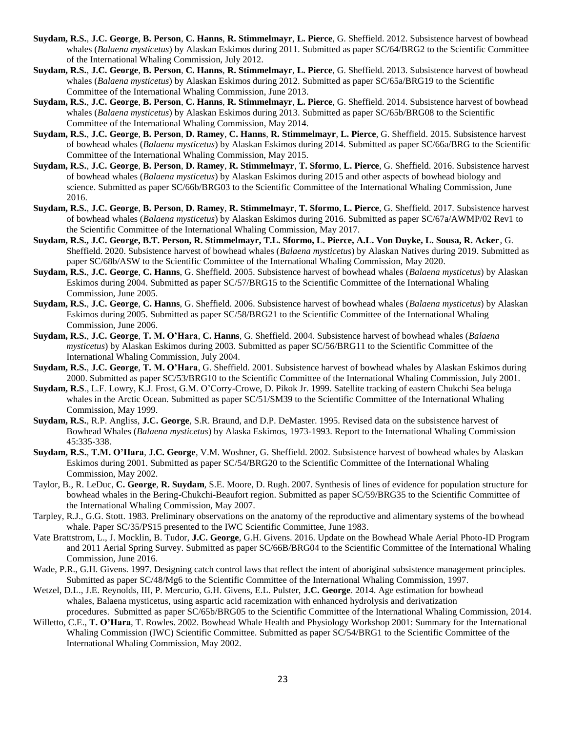**Suydam, R.S.**, **J.C. George**, **B. Person**, **C. Hanns**, **R. Stimmelmayr**, **L. Pierce**, G. Sheffield. 2012. Subsistence harvest of bowhead whales (*Balaena mysticetus*) by Alaskan Eskimos during 2011. Submitted as paper SC/64/BRG2 to the Scientific Committee of the International Whaling Commission, July 2012.

**Suydam, R.S.**, **J.C. George**, **B. Person**, **C. Hanns**, **R. Stimmelmayr**, **L. Pierce**, G. Sheffield. 2013. Subsistence harvest of bowhead whales (*Balaena mysticetus*) by Alaskan Eskimos during 2012. Submitted as paper SC/65a/BRG19 to the Scientific Committee of the International Whaling Commission, June 2013.

**Suydam, R.S.**, **J.C. George**, **B. Person**, **C. Hanns**, **R. Stimmelmayr**, **L. Pierce**, G. Sheffield. 2014. Subsistence harvest of bowhead whales (*Balaena mysticetus*) by Alaskan Eskimos during 2013. Submitted as paper SC/65b/BRG08 to the Scientific Committee of the International Whaling Commission, May 2014.

**Suydam, R.S.**, **J.C. George**, **B. Person**, **D. Ramey**, **C. Hanns**, **R. Stimmelmayr**, **L. Pierce**, G. Sheffield. 2015. Subsistence harvest of bowhead whales (*Balaena mysticetus*) by Alaskan Eskimos during 2014. Submitted as paper SC/66a/BRG to the Scientific Committee of the International Whaling Commission, May 2015.

**Suydam, R.S.**, **J.C. George**, **B. Person**, **D. Ramey**, **R. Stimmelmayr**, **T. Sformo**, **L. Pierce**, G. Sheffield. 2016. Subsistence harvest of bowhead whales (*Balaena mysticetus*) by Alaskan Eskimos during 2015 and other aspects of bowhead biology and science. Submitted as paper SC/66b/BRG03 to the Scientific Committee of the International Whaling Commission, June 2016.

**Suydam, R.S.**, **J.C. George**, **B. Person**, **D. Ramey**, **R. Stimmelmayr**, **T. Sformo**, **L. Pierce**, G. Sheffield. 2017. Subsistence harvest of bowhead whales (*Balaena mysticetus*) by Alaskan Eskimos during 2016. Submitted as paper SC/67a/AWMP/02 Rev1 to the Scientific Committee of the International Whaling Commission, May 2017.

**Suydam, R.S., J.C. George, B.T. Person, R. Stimmelmayr, T.L. Sformo, L. Pierce, A.L. Von Duyke, L. Sousa, R. Acker**, G. Sheffield. 2020. Subsistence harvest of bowhead whales (*Balaena mysticetus*) by Alaskan Natives during 2019. Submitted as paper SC/68b/ASW to the Scientific Committee of the International Whaling Commission, May 2020.

**Suydam, R.S.**, **J.C. George**, **C. Hanns**, G. Sheffield. 2005. Subsistence harvest of bowhead whales (*Balaena mysticetus*) by Alaskan Eskimos during 2004. Submitted as paper SC/57/BRG15 to the Scientific Committee of the International Whaling Commission, June 2005.

**Suydam, R.S.**, **J.C. George**, **C. Hanns**, G. Sheffield. 2006. Subsistence harvest of bowhead whales (*Balaena mysticetus*) by Alaskan Eskimos during 2005. Submitted as paper SC/58/BRG21 to the Scientific Committee of the International Whaling Commission, June 2006.

**Suydam, R.S.**, **J.C. George**, **T. M. O'Hara**, **C. Hanns**, G. Sheffield. 2004. Subsistence harvest of bowhead whales (*Balaena mysticetus*) by Alaskan Eskimos during 2003. Submitted as paper SC/56/BRG11 to the Scientific Committee of the International Whaling Commission, July 2004.

**Suydam, R.S.**, **J.C. George**, **T. M. O'Hara**, G. Sheffield. 2001. Subsistence harvest of bowhead whales by Alaskan Eskimos during 2000. Submitted as paper SC/53/BRG10 to the Scientific Committee of the International Whaling Commission, July 2001.

**Suydam, R.S**., L.F. Lowry, K.J. Frost, G.M. O'Corry-Crowe, D. Pikok Jr. 1999. Satellite tracking of eastern Chukchi Sea beluga whales in the Arctic Ocean. Submitted as paper SC/51/SM39 to the Scientific Committee of the International Whaling Commission, May 1999.

**Suydam, R.S.**, R.P. Angliss, **J.C. George**, S.R. Braund, and D.P. DeMaster. 1995. Revised data on the subsistence harvest of Bowhead Whales (*Balaena mysticetus*) by Alaska Eskimos, 1973-1993. Report to the International Whaling Commission 45:335-338.

**Suydam, R.S.**, **T.M. O'Hara**, **J.C. George**, V.M. Woshner, G. Sheffield. 2002. Subsistence harvest of bowhead whales by Alaskan Eskimos during 2001. Submitted as paper SC/54/BRG20 to the Scientific Committee of the International Whaling Commission, May 2002.

Taylor, B., R. LeDuc, **C. George**, **R. Suydam**, S.E. Moore, D. Rugh. 2007. Synthesis of lines of evidence for population structure for bowhead whales in the Bering-Chukchi-Beaufort region. Submitted as paper SC/59/BRG35 to the Scientific Committee of the International Whaling Commission, May 2007.

Tarpley, R.J., G.G. Stott. 1983. Preliminary observations on the anatomy of the reproductive and alimentary systems of the bowhead whale. Paper SC/35/PS15 presented to the IWC Scientific Committee, June 1983.

Vate Brattstrom, L., J. Mocklin, B. Tudor, **J.C. George**, G.H. Givens. 2016. Update on the Bowhead Whale Aerial Photo-ID Program and 2011 Aerial Spring Survey. Submitted as paper SC/66B/BRG04 to the Scientific Committee of the International Whaling Commission, June 2016.

Wade, P.R., G.H. Givens. 1997. Designing catch control laws that reflect the intent of aboriginal subsistence management principles. Submitted as paper SC/48/Mg6 to the Scientific Committee of the International Whaling Commission, 1997.

Wetzel, D.L., J.E. Reynolds, III, P. Mercurio, G.H. Givens, E.L. Pulster, **J.C. George**. 2014. Age estimation for bowhead whales, Balaena mysticetus, using aspartic acid racemization with enhanced hydrolysis and derivatization procedures. Submitted as paper SC/65b/BRG05 to the Scientific Committee of the International Whaling Commission, 2014.

Willetto, C.E., **T. O'Hara**, T. Rowles. 2002. Bowhead Whale Health and Physiology Workshop 2001: Summary for the International Whaling Commission (IWC) Scientific Committee. Submitted as paper SC/54/BRG1 to the Scientific Committee of the International Whaling Commission, May 2002.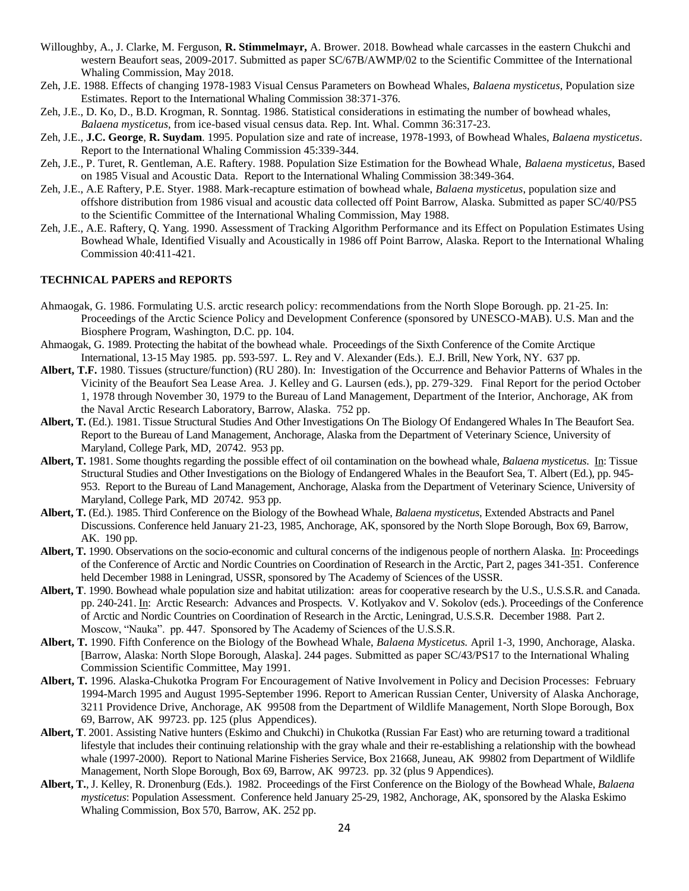Willoughby, A., J. Clarke, M. Ferguson, **R. Stimmelmayr,** A. Brower. 2018. Bowhead whale carcasses in the eastern Chukchi and western Beaufort seas, 2009-2017. Submitted as paper SC/67B/AWMP/02 to the Scientific Committee of the International Whaling Commission, May 2018.

Zeh, J.E. 1988. Effects of changing 1978-1983 Visual Census Parameters on Bowhead Whales, *Balaena mysticetus*, Population size Estimates. Report to the International Whaling Commission 38:371-376.

Zeh, J.E., D. Ko, D., B.D. Krogman, R. Sonntag. 1986. Statistical considerations in estimating the number of bowhead whales, *Balaena mysticetus*, from ice-based visual census data. Rep. Int. Whal. Commn 36:317-23.

Zeh, J.E., **J.C. George**, **R. Suydam**. 1995. Population size and rate of increase, 1978-1993, of Bowhead Whales, *Balaena mysticetus*. Report to the International Whaling Commission 45:339-344.

Zeh, J.E., P. Turet, R. Gentleman, A.E. Raftery. 1988. Population Size Estimation for the Bowhead Whale, *Balaena mysticetus*, Based on 1985 Visual and Acoustic Data. Report to the International Whaling Commission 38:349-364.

Zeh, J.E., A.E Raftery, P.E. Styer. 1988. Mark-recapture estimation of bowhead whale, *Balaena mysticetus*, population size and offshore distribution from 1986 visual and acoustic data collected off Point Barrow, Alaska. Submitted as paper SC/40/PS5 to the Scientific Committee of the International Whaling Commission, May 1988.

Zeh, J.E., A.E. Raftery, Q. Yang. 1990. Assessment of Tracking Algorithm Performance and its Effect on Population Estimates Using Bowhead Whale, Identified Visually and Acoustically in 1986 off Point Barrow, Alaska. Report to the International Whaling Commission 40:411-421.

**TECHNICAL PAPERS and REPORTS**

Ahmaogak, G. 1986. Formulating U.S. arctic research policy: recommendations from the North Slope Borough. pp. 21-25. In: Proceedings of the Arctic Science Policy and Development Conference (sponsored by UNESCO-MAB). U.S. Man and the Biosphere Program, Washington, D.C. pp. 104.

Ahmaogak, G. 1989. Protecting the habitat of the bowhead whale. Proceedings of the Sixth Conference of the Comite Arctique International, 13-15 May 1985. pp. 593-597. L. Rey and V. Alexander (Eds.). E.J. Brill, New York, NY. 637 pp.

**Albert, T.F.** 1980. Tissues (structure/function) (RU 280). In: Investigation of the Occurrence and Behavior Patterns of Whales in the Vicinity of the Beaufort Sea Lease Area. J. Kelley and G. Laursen (eds.), pp. 279-329. Final Report for the period October 1, 1978 through November 30, 1979 to the Bureau of Land Management, Department of the Interior, Anchorage, AK from the Naval Arctic Research Laboratory, Barrow, Alaska. 752 pp.

**Albert, T.** (Ed.). 1981. Tissue Structural Studies And Other Investigations On The Biology Of Endangered Whales In The Beaufort Sea. Report to the Bureau of Land Management, Anchorage, Alaska from the Department of Veterinary Science, University of Maryland, College Park, MD, 20742. 953 pp.

**Albert, T.** 1981. Some thoughts regarding the possible effect of oil contamination on the bowhead whale, *Balaena mysticetus.* In: Tissue Structural Studies and Other Investigations on the Biology of Endangered Whales in the Beaufort Sea, T. Albert (Ed.), pp. 945-953. Report to the Bureau of Land Management, Anchorage, Alaska from the Department of Veterinary Science, University of Maryland, College Park, MD 20742. 953 pp.

**Albert, T.** (Ed.). 1985. Third Conference on the Biology of the Bowhead Whale, *Balaena mysticetus*, Extended Abstracts and Panel Discussions. Conference held January 21-23, 1985, Anchorage, AK, sponsored by the North Slope Borough, Box 69, Barrow, AK. 190 pp.

**Albert, T.** 1990. Observations on the socio-economic and cultural concerns of the indigenous people of northern Alaska. In: Proceedings of the Conference of Arctic and Nordic Countries on Coordination of Research in the Arctic, Part 2, pages 341-351. Conference held December 1988 in Leningrad, USSR, sponsored by The Academy of Sciences of the USSR.

**Albert, T**. 1990. Bowhead whale population size and habitat utilization: areas for cooperative research by the U.S., U.S.S.R. and Canada. pp. 240-241. In: Arctic Research: Advances and Prospects. V. Kotlyakov and V. Sokolov (eds.). Proceedings of the Conference of Arctic and Nordic Countries on Coordination of Research in the Arctic, Leningrad, U.S.S.R. December 1988. Part 2. Moscow, "Nauka". pp. 447. Sponsored by The Academy of Sciences of the U.S.S.R.

**Albert, T.** 1990. Fifth Conference on the Biology of the Bowhead Whale, *Balaena Mysticetus.* April 1-3, 1990, Anchorage, Alaska. [Barrow, Alaska: North Slope Borough, Alaska]. 244 pages. Submitted as paper SC/43/PS17 to the International Whaling Commission Scientific Committee, May 1991.

**Albert, T.** 1996. Alaska-Chukotka Program For Encouragement of Native Involvement in Policy and Decision Processes: February 1994-March 1995 and August 1995-September 1996. Report to American Russian Center, University of Alaska Anchorage, 3211 Providence Drive, Anchorage, AK 99508 from the Department of Wildlife Management, North Slope Borough, Box 69, Barrow, AK 99723. pp. 125 (plus Appendices).

**Albert, T**. 2001. Assisting Native hunters (Eskimo and Chukchi) in Chukotka (Russian Far East) who are returning toward a traditional lifestyle that includes their continuing relationship with the gray whale and their re-establishing a relationship with the bowhead whale (1997-2000). Report to National Marine Fisheries Service, Box 21668, Juneau, AK 99802 from Department of Wildlife Management, North Slope Borough, Box 69, Barrow, AK 99723. pp. 32 (plus 9 Appendices).

**Albert, T.**, J. Kelley, R. Dronenburg (Eds.). 1982. Proceedings of the First Conference on the Biology of the Bowhead Whale, *Balaena mysticetus*: Population Assessment. Conference held January 25-29, 1982, Anchorage, AK, sponsored by the Alaska Eskimo Whaling Commission, Box 570, Barrow, AK. 252 pp.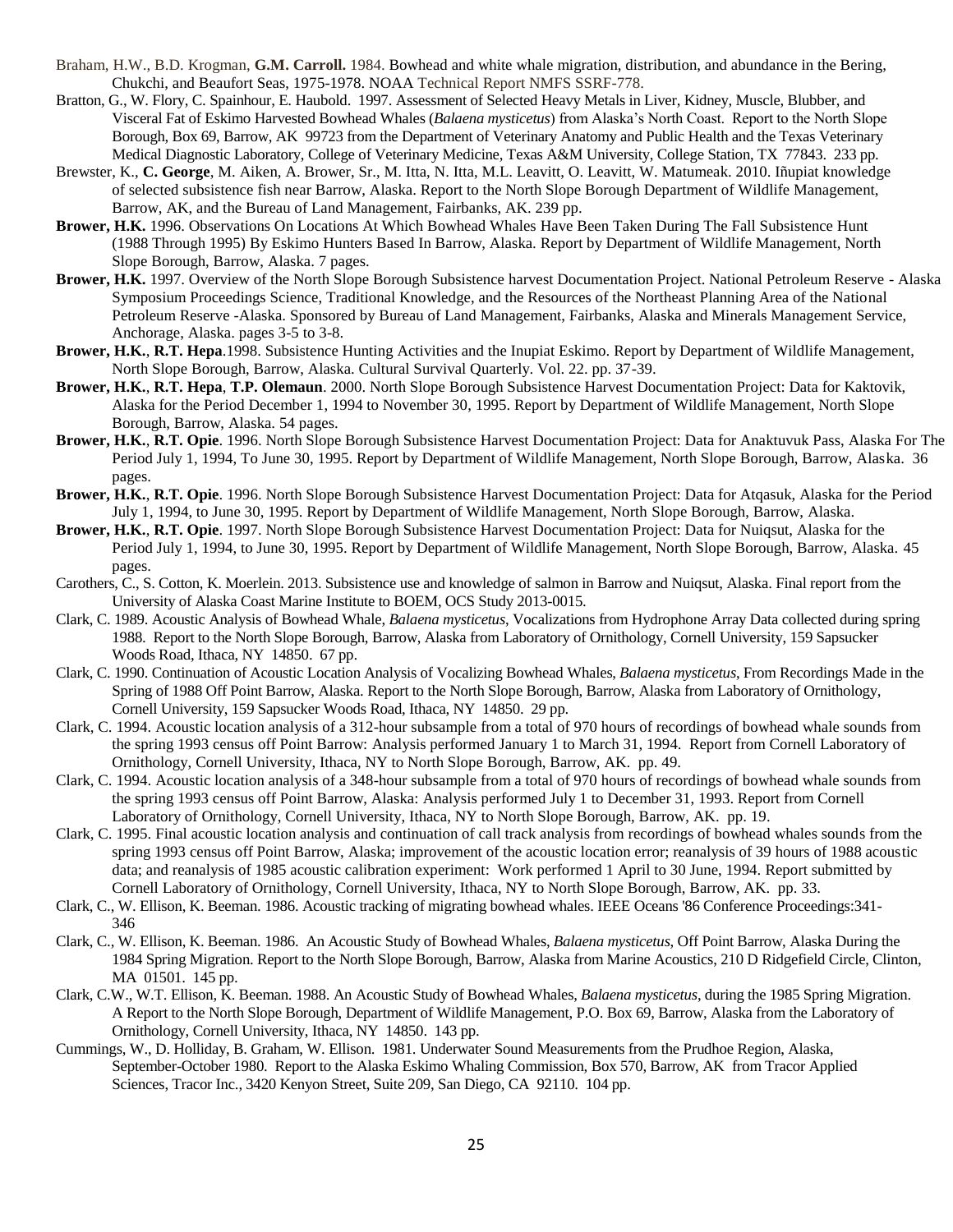Braham, H.W., B.D. Krogman, **G.M. Carroll.** 1984. Bowhead and white whale migration, distribution, and abundance in the Bering, Chukchi, and Beaufort Seas, 1975-1978. NOAA Technical Report NMFS SSRF-778.

Bratton, G., W. Flory, C. Spainhour, E. Haubold. 1997. Assessment of Selected Heavy Metals in Liver, Kidney, Muscle, Blubber, and Visceral Fat of Eskimo Harvested Bowhead Whales (*Balaena mysticetus*) from Alaska's North Coast. Report to the North Slope Borough, Box 69, Barrow, AK 99723 from the Department of Veterinary Anatomy and Public Health and the Texas Veterinary Medical Diagnostic Laboratory, College of Veterinary Medicine, Texas A&M University, College Station, TX 77843. 233 pp.

Brewster, K., **C. George**, M. Aiken, A. Brower, Sr., M. Itta, N. Itta, M.L. Leavitt, O. Leavitt, W. Matumeak. 2010. Iñupiat knowledge of selected subsistence fish near Barrow, Alaska. Report to the North Slope Borough Department of Wildlife Management, Barrow, AK, and the Bureau of Land Management, Fairbanks, AK. 239 pp.

**Brower, H.K.** 1996. Observations On Locations At Which Bowhead Whales Have Been Taken During The Fall Subsistence Hunt (1988 Through 1995) By Eskimo Hunters Based In Barrow, Alaska. Report by Department of Wildlife Management, North Slope Borough, Barrow, Alaska. 7 pages.

**Brower, H.K.** 1997. Overview of the North Slope Borough Subsistence harvest Documentation Project. National Petroleum Reserve - Alaska Symposium Proceedings Science, Traditional Knowledge, and the Resources of the Northeast Planning Area of the National Petroleum Reserve -Alaska. Sponsored by Bureau of Land Management, Fairbanks, Alaska and Minerals Management Service, Anchorage, Alaska. pages 3-5 to 3-8.

**Brower, H.K.**, **R.T. Hepa**.1998. Subsistence Hunting Activities and the Inupiat Eskimo. Report by Department of Wildlife Management, North Slope Borough, Barrow, Alaska. Cultural Survival Quarterly. Vol. 22. pp. 37-39.

**Brower, H.K.**, **R.T. Hepa**, **T.P. Olemaun**. 2000. North Slope Borough Subsistence Harvest Documentation Project: Data for Kaktovik, Alaska for the Period December 1, 1994 to November 30, 1995. Report by Department of Wildlife Management, North Slope Borough, Barrow, Alaska. 54 pages.

**Brower, H.K.**, **R.T. Opie**. 1996. North Slope Borough Subsistence Harvest Documentation Project: Data for Anaktuvuk Pass, Alaska For The Period July 1, 1994, To June 30, 1995. Report by Department of Wildlife Management, North Slope Borough, Barrow, Alaska. 36 pages.

**Brower, H.K.**, **R.T. Opie**. 1996. North Slope Borough Subsistence Harvest Documentation Project: Data for Atqasuk, Alaska for the Period July 1, 1994, to June 30, 1995. Report by Department of Wildlife Management, North Slope Borough, Barrow, Alaska.

**Brower, H.K.**, **R.T. Opie**. 1997. North Slope Borough Subsistence Harvest Documentation Project: Data for Nuiqsut, Alaska for the Period July 1, 1994, to June 30, 1995. Report by Department of Wildlife Management, North Slope Borough, Barrow, Alaska. 45 pages.

Carothers, C., S. Cotton, K. Moerlein. 2013. Subsistence use and knowledge of salmon in Barrow and Nuiqsut, Alaska. Final report from the University of Alaska Coast Marine Institute to BOEM, OCS Study 2013-0015.

Clark, C. 1989. Acoustic Analysis of Bowhead Whale, *Balaena mysticetus*, Vocalizations from Hydrophone Array Data collected during spring 1988. Report to the North Slope Borough, Barrow, Alaska from Laboratory of Ornithology, Cornell University, 159 Sapsucker Woods Road, Ithaca, NY 14850. 67 pp.

Clark, C. 1990. Continuation of Acoustic Location Analysis of Vocalizing Bowhead Whales, *Balaena mysticetus*, From Recordings Made in the Spring of 1988 Off Point Barrow, Alaska. Report to the North Slope Borough, Barrow, Alaska from Laboratory of Ornithology, Cornell University, 159 Sapsucker Woods Road, Ithaca, NY 14850. 29 pp.

Clark, C. 1994. Acoustic location analysis of a 312-hour subsample from a total of 970 hours of recordings of bowhead whale sounds from the spring 1993 census off Point Barrow: Analysis performed January 1 to March 31, 1994. Report from Cornell Laboratory of Ornithology, Cornell University, Ithaca, NY to North Slope Borough, Barrow, AK. pp. 49.

Clark, C. 1994. Acoustic location analysis of a 348-hour subsample from a total of 970 hours of recordings of bowhead whale sounds from the spring 1993 census off Point Barrow, Alaska: Analysis performed July 1 to December 31, 1993. Report from Cornell Laboratory of Ornithology, Cornell University, Ithaca, NY to North Slope Borough, Barrow, AK. pp. 19.

Clark, C. 1995. Final acoustic location analysis and continuation of call track analysis from recordings of bowhead whales sounds from the spring 1993 census off Point Barrow, Alaska; improvement of the acoustic location error; reanalysis of 39 hours of 1988 acoustic data; and reanalysis of 1985 acoustic calibration experiment: Work performed 1 April to 30 June, 1994. Report submitted by Cornell Laboratory of Ornithology, Cornell University, Ithaca, NY to North Slope Borough, Barrow, AK. pp. 33.

Clark, C., W. Ellison, K. Beeman. 1986. Acoustic tracking of migrating bowhead whales. IEEE Oceans '86 Conference Proceedings:341-346

Clark, C., W. Ellison, K. Beeman. 1986. An Acoustic Study of Bowhead Whales, *Balaena mysticetus*, Off Point Barrow, Alaska During the 1984 Spring Migration. Report to the North Slope Borough, Barrow, Alaska from Marine Acoustics, 210 D Ridgefield Circle, Clinton, MA 01501. 145 pp.

Clark, C.W., W.T. Ellison, K. Beeman. 1988. An Acoustic Study of Bowhead Whales, *Balaena mysticetus*, during the 1985 Spring Migration. A Report to the North Slope Borough, Department of Wildlife Management, P.O. Box 69, Barrow, Alaska from the Laboratory of Ornithology, Cornell University, Ithaca, NY 14850. 143 pp.

Cummings, W., D. Holliday, B. Graham, W. Ellison. 1981. Underwater Sound Measurements from the Prudhoe Region, Alaska, September-October 1980. Report to the Alaska Eskimo Whaling Commission, Box 570, Barrow, AK from Tracor Applied Sciences, Tracor Inc., 3420 Kenyon Street, Suite 209, San Diego, CA 92110. 104 pp.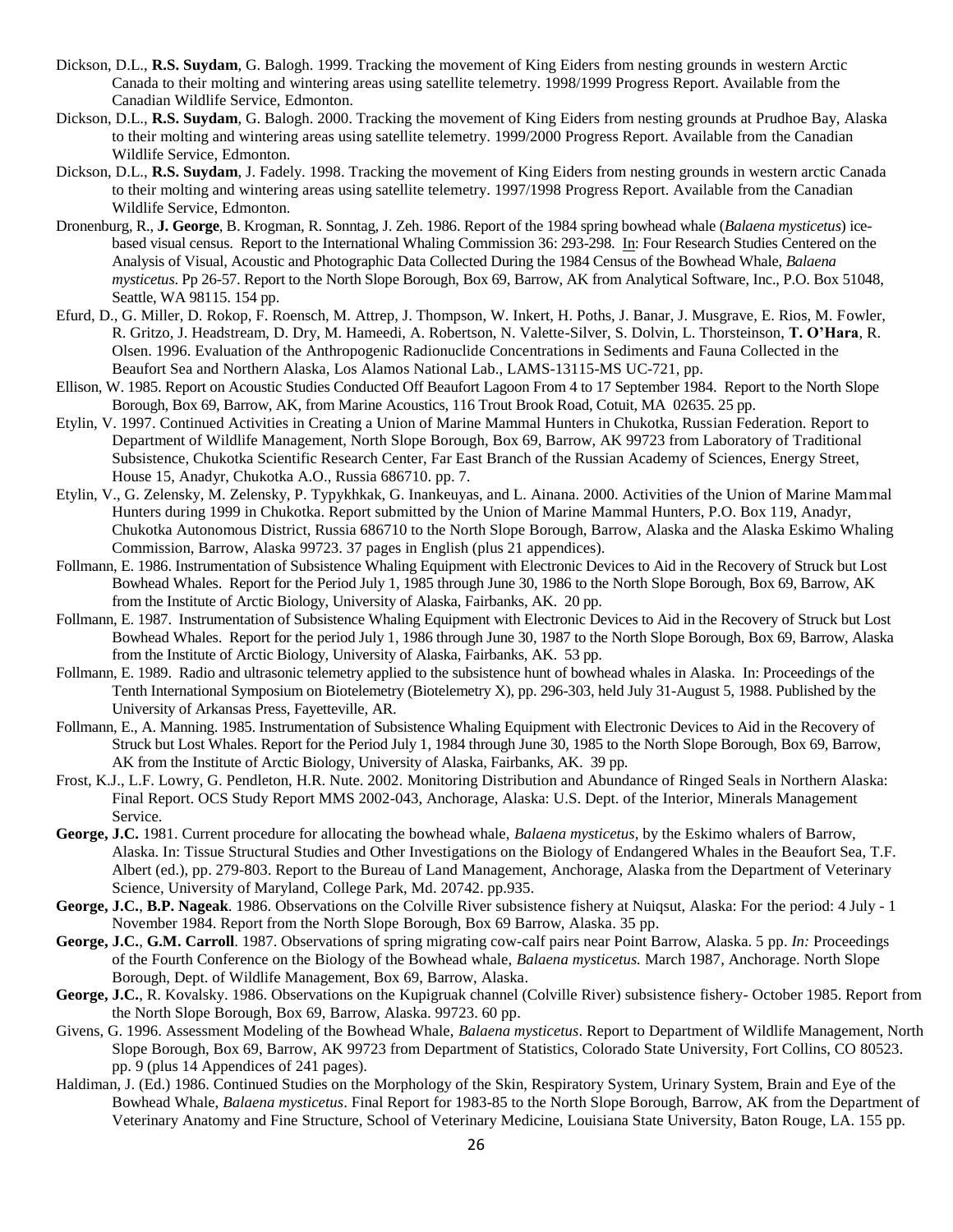Dickson, D.L., **R.S. Suydam**, G. Balogh. 1999. Tracking the movement of King Eiders from nesting grounds in western Arctic Canada to their molting and wintering areas using satellite telemetry. 1998/1999 Progress Report. Available from the Canadian Wildlife Service, Edmonton.

Dickson, D.L., **R.S. Suydam**, G. Balogh. 2000. Tracking the movement of King Eiders from nesting grounds at Prudhoe Bay, Alaska to their molting and wintering areas using satellite telemetry. 1999/2000 Progress Report. Available from the Canadian Wildlife Service, Edmonton.

Dickson, D.L., **R.S. Suydam**, J. Fadely. 1998. Tracking the movement of King Eiders from nesting grounds in western arctic Canada to their molting and wintering areas using satellite telemetry. 1997/1998 Progress Report. Available from the Canadian Wildlife Service, Edmonton.

Dronenburg, R., **J. George**, B. Krogman, R. Sonntag, J. Zeh. 1986. Report of the 1984 spring bowhead whale (*Balaena mysticetus*) ice-based visual census. Report to the International Whaling Commission 36: 293-298. In: Four Research Studies Centered on the Analysis of Visual, Acoustic and Photographic Data Collected During the 1984 Census of the Bowhead Whale, *Balaena mysticetus*. Pp 26-57. Report to the North Slope Borough, Box 69, Barrow, AK from Analytical Software, Inc., P.O. Box 51048, Seattle, WA 98115. 154 pp.

Efurd, D., G. Miller, D. Rokop, F. Roensch, M. Attrep, J. Thompson, W. Inkert, H. Poths, J. Banar, J. Musgrave, E. Rios, M. Fowler, R. Gritzo, J. Headstream, D. Dry, M. Hameedi, A. Robertson, N. Valette-Silver, S. Dolvin, L. Thorsteinson, **T. O'Hara**, R. Olsen. 1996. Evaluation of the Anthropogenic Radionuclide Concentrations in Sediments and Fauna Collected in the Beaufort Sea and Northern Alaska, Los Alamos National Lab., LAMS-13115-MS UC-721, pp.

Ellison, W. 1985. Report on Acoustic Studies Conducted Off Beaufort Lagoon From 4 to 17 September 1984. Report to the North Slope Borough, Box 69, Barrow, AK, from Marine Acoustics, 116 Trout Brook Road, Cotuit, MA 02635. 25 pp.

Etylin, V. 1997. Continued Activities in Creating a Union of Marine Mammal Hunters in Chukotka, Russian Federation. Report to Department of Wildlife Management, North Slope Borough, Box 69, Barrow, AK 99723 from Laboratory of Traditional Subsistence, Chukotka Scientific Research Center, Far East Branch of the Russian Academy of Sciences, Energy Street, House 15, Anadyr, Chukotka A.O., Russia 686710. pp. 7.

Etylin, V., G. Zelensky, M. Zelensky, P. Typykhkak, G. Inankeuyas, and L. Ainana. 2000. Activities of the Union of Marine Mammal Hunters during 1999 in Chukotka. Report submitted by the Union of Marine Mammal Hunters, P.O. Box 119, Anadyr, Chukotka Autonomous District, Russia 686710 to the North Slope Borough, Barrow, Alaska and the Alaska Eskimo Whaling Commission, Barrow, Alaska 99723. 37 pages in English (plus 21 appendices).

Follmann, E. 1986. Instrumentation of Subsistence Whaling Equipment with Electronic Devices to Aid in the Recovery of Struck but Lost Bowhead Whales. Report for the Period July 1, 1985 through June 30, 1986 to the North Slope Borough, Box 69, Barrow, AK from the Institute of Arctic Biology, University of Alaska, Fairbanks, AK. 20 pp.

Follmann, E. 1987. Instrumentation of Subsistence Whaling Equipment with Electronic Devices to Aid in the Recovery of Struck but Lost Bowhead Whales. Report for the period July 1, 1986 through June 30, 1987 to the North Slope Borough, Box 69, Barrow, Alaska from the Institute of Arctic Biology, University of Alaska, Fairbanks, AK. 53 pp.

Follmann, E. 1989. Radio and ultrasonic telemetry applied to the subsistence hunt of bowhead whales in Alaska. In: Proceedings of the Tenth International Symposium on Biotelemetry (Biotelemetry X), pp. 296-303, held July 31-August 5, 1988. Published by the University of Arkansas Press, Fayetteville, AR.

Follmann, E., A. Manning. 1985. Instrumentation of Subsistence Whaling Equipment with Electronic Devices to Aid in the Recovery of Struck but Lost Whales. Report for the Period July 1, 1984 through June 30, 1985 to the North Slope Borough, Box 69, Barrow, AK from the Institute of Arctic Biology, University of Alaska, Fairbanks, AK. 39 pp.

Frost, K.J., L.F. Lowry, G. Pendleton, H.R. Nute. 2002. Monitoring Distribution and Abundance of Ringed Seals in Northern Alaska: Final Report. OCS Study Report MMS 2002-043, Anchorage, Alaska: U.S. Dept. of the Interior, Minerals Management Service.

**George, J.C.** 1981. Current procedure for allocating the bowhead whale, *Balaena mysticetus*, by the Eskimo whalers of Barrow, Alaska. In: Tissue Structural Studies and Other Investigations on the Biology of Endangered Whales in the Beaufort Sea, T.F. Albert (ed.), pp. 279-803. Report to the Bureau of Land Management, Anchorage, Alaska from the Department of Veterinary Science, University of Maryland, College Park, Md. 20742. pp.935.

**George, J.C.**, **B.P. Nageak**. 1986. Observations on the Colville River subsistence fishery at Nuiqsut, Alaska: For the period: 4 July - 1 November 1984. Report from the North Slope Borough, Box 69 Barrow, Alaska. 35 pp.

**George, J.C.**, **G.M. Carroll**. 1987. Observations of spring migrating cow-calf pairs near Point Barrow, Alaska. 5 pp. *In:* Proceedings of the Fourth Conference on the Biology of the Bowhead whale, *Balaena mysticetus.* March 1987, Anchorage. North Slope Borough, Dept. of Wildlife Management, Box 69, Barrow, Alaska.

**George, J.C.**, R. Kovalsky. 1986. Observations on the Kupigruak channel (Colville River) subsistence fishery- October 1985. Report from the North Slope Borough, Box 69, Barrow, Alaska. 99723. 60 pp.

Givens, G. 1996. Assessment Modeling of the Bowhead Whale, *Balaena mysticetus*. Report to Department of Wildlife Management, North Slope Borough, Box 69, Barrow, AK 99723 from Department of Statistics, Colorado State University, Fort Collins, CO 80523. pp. 9 (plus 14 Appendices of 241 pages).

Haldiman, J. (Ed.) 1986. Continued Studies on the Morphology of the Skin, Respiratory System, Urinary System, Brain and Eye of the Bowhead Whale, *Balaena mysticetus*. Final Report for 1983-85 to the North Slope Borough, Barrow, AK from the Department of Veterinary Anatomy and Fine Structure, School of Veterinary Medicine, Louisiana State University, Baton Rouge, LA. 155 pp.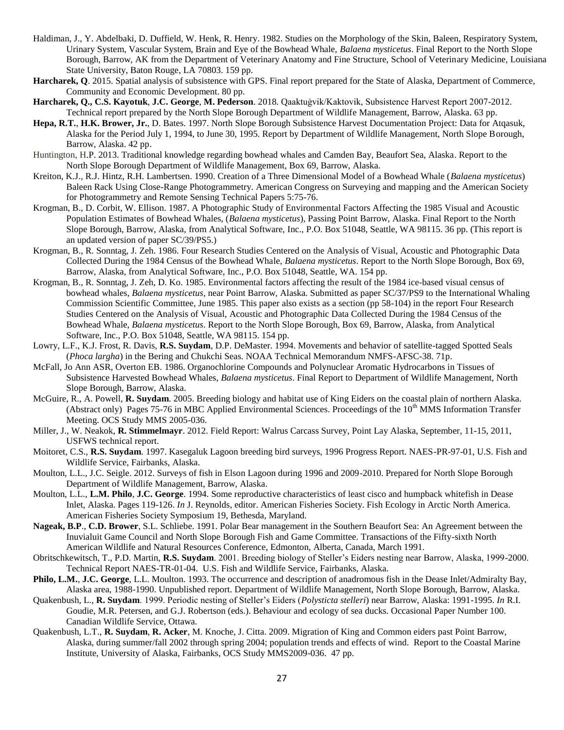Haldiman, J., Y. Abdelbaki, D. Duffield, W. Henk, R. Henry. 1982. Studies on the Morphology of the Skin, Baleen, Respiratory System, Urinary System, Vascular System, Brain and Eye of the Bowhead Whale, *Balaena mysticetus*. Final Report to the North Slope Borough, Barrow, AK from the Department of Veterinary Anatomy and Fine Structure, School of Veterinary Medicine, Louisiana State University, Baton Rouge, LA 70803. 159 pp.

**Harcharek, Q**. 2015. Spatial analysis of subsistence with GPS. Final report prepared for the State of Alaska, Department of Commerce, Community and Economic Development. 80 pp.

**Harcharek, Q., C.S. Kayotuk**, **J.C. George**, **M. Pederson**. 2018. Qaaktuġvik/Kaktovik, Subsistence Harvest Report 2007-2012. Technical report prepared by the North Slope Borough Department of Wildlife Management, Barrow, Alaska. 63 pp.

**Hepa, R.T.**, **H.K. Brower, Jr.**, D. Bates. 1997. North Slope Borough Subsistence Harvest Documentation Project: Data for Atqasuk, Alaska for the Period July 1, 1994, to June 30, 1995. Report by Department of Wildlife Management, North Slope Borough, Barrow, Alaska. 42 pp.

Huntington, H.P. 2013. Traditional knowledge regarding bowhead whales and Camden Bay, Beaufort Sea, Alaska. Report to the North Slope Borough Department of Wildlife Management, Box 69, Barrow, Alaska.

Kreiton, K.J., R.J. Hintz, R.H. Lambertsen. 1990. Creation of a Three Dimensional Model of a Bowhead Whale (*Balaena mysticetus*) Baleen Rack Using Close-Range Photogrammetry. American Congress on Surveying and mapping and the American Society for Photogrammetry and Remote Sensing Technical Papers 5:75-76.

Krogman, B., D. Corbit, W. Ellison. 1987. A Photographic Study of Environmental Factors Affecting the 1985 Visual and Acoustic Population Estimates of Bowhead Whales, (*Balaena mysticetus*), Passing Point Barrow, Alaska. Final Report to the North Slope Borough, Barrow, Alaska, from Analytical Software, Inc., P.O. Box 51048, Seattle, WA 98115. 36 pp. (This report is an updated version of paper SC/39/PS5.)

Krogman, B., R. Sonntag, J. Zeh. 1986. Four Research Studies Centered on the Analysis of Visual, Acoustic and Photographic Data Collected During the 1984 Census of the Bowhead Whale, *Balaena mysticetus*. Report to the North Slope Borough, Box 69, Barrow, Alaska, from Analytical Software, Inc., P.O. Box 51048, Seattle, WA. 154 pp.

Krogman, B., R. Sonntag, J. Zeh, D. Ko. 1985. Environmental factors affecting the result of the 1984 ice-based visual census of bowhead whales, *Balaena mysticetus*, near Point Barrow, Alaska. Submitted as paper SC/37/PS9 to the International Whaling Commission Scientific Committee, June 1985. This paper also exists as a section (pp 58-104) in the report Four Research Studies Centered on the Analysis of Visual, Acoustic and Photographic Data Collected During the 1984 Census of the Bowhead Whale, *Balaena mysticetus*. Report to the North Slope Borough, Box 69, Barrow, Alaska, from Analytical Software, Inc., P.O. Box 51048, Seattle, WA 98115. 154 pp.

Lowry, L.F., K.J. Frost, R. Davis, **R.S. Suydam**, D.P. DeMaster. 1994. Movements and behavior of satellite-tagged Spotted Seals (*Phoca largha*) in the Bering and Chukchi Seas. NOAA Technical Memorandum NMFS-AFSC-38. 71p.

McFall, Jo Ann ASR, Overton EB. 1986. Organochlorine Compounds and Polynuclear Aromatic Hydrocarbons in Tissues of Subsistence Harvested Bowhead Whales, *Balaena mysticetus*. Final Report to Department of Wildlife Management, North Slope Borough, Barrow, Alaska.

McGuire, R., A. Powell, **R. Suydam**. 2005. Breeding biology and habitat use of King Eiders on the coastal plain of northern Alaska. (Abstract only) Pages 75-76 in MBC Applied Environmental Sciences. Proceedings of the 10th MMS Information Transfer Meeting. OCS Study MMS 2005-036.

Miller, J., W. Neakok, **R. Stimmelmayr**. 2012. Field Report: Walrus Carcass Survey, Point Lay Alaska, September, 11-15, 2011, USFWS technical report.

Moitoret, C.S., **R.S. Suydam**. 1997. Kasegaluk Lagoon breeding bird surveys, 1996 Progress Report. NAES-PR-97-01, U.S. Fish and Wildlife Service, Fairbanks, Alaska.

Moulton, L.L., J.C. Seigle. 2012. Surveys of fish in Elson Lagoon during 1996 and 2009-2010. Prepared for North Slope Borough Department of Wildlife Management, Barrow, Alaska.

Moulton, L.L., **L.M. Philo**, **J.C. George**. 1994. Some reproductive characteristics of least cisco and humpback whitefish in Dease Inlet, Alaska. Pages 119-126. *In* J. Reynolds, editor. American Fisheries Society. Fish Ecology in Arctic North America. American Fisheries Society Symposium 19, Bethesda, Maryland.

**Nageak, B.P**., **C.D. Brower**, S.L. Schliebe. 1991. Polar Bear management in the Southern Beaufort Sea: An Agreement between the Inuvialuit Game Council and North Slope Borough Fish and Game Committee. Transactions of the Fifty-sixth North American Wildlife and Natural Resources Conference, Edmonton, Alberta, Canada, March 1991.

Obritschkewitsch, T., P.D. Martin, **R.S. Suydam**. 2001. Breeding biology of Steller's Eiders nesting near Barrow, Alaska, 1999-2000. Technical Report NAES-TR-01-04. U.S. Fish and Wildlife Service, Fairbanks, Alaska.

**Philo, L.M.**, **J.C. George**, L.L. Moulton. 1993. The occurrence and description of anadromous fish in the Dease Inlet/Admiralty Bay, Alaska area, 1988-1990. Unpublished report. Department of Wildlife Management, North Slope Borough, Barrow, Alaska.

Quakenbush, L., **R. Suydam**. 1999. Periodic nesting of Steller's Eiders (*Polysticta stelleri*) near Barrow, Alaska: 1991-1995. *In* R.I. Goudie, M.R. Petersen, and G.J. Robertson (eds.). Behaviour and ecology of sea ducks. Occasional Paper Number 100. Canadian Wildlife Service, Ottawa.

Quakenbush, L.T., **R. Suydam**, **R. Acker**, M. Knoche, J. Citta. 2009. Migration of King and Common eiders past Point Barrow, Alaska, during summer/fall 2002 through spring 2004; population trends and effects of wind. Report to the Coastal Marine Institute, University of Alaska, Fairbanks, OCS Study MMS2009-036. 47 pp.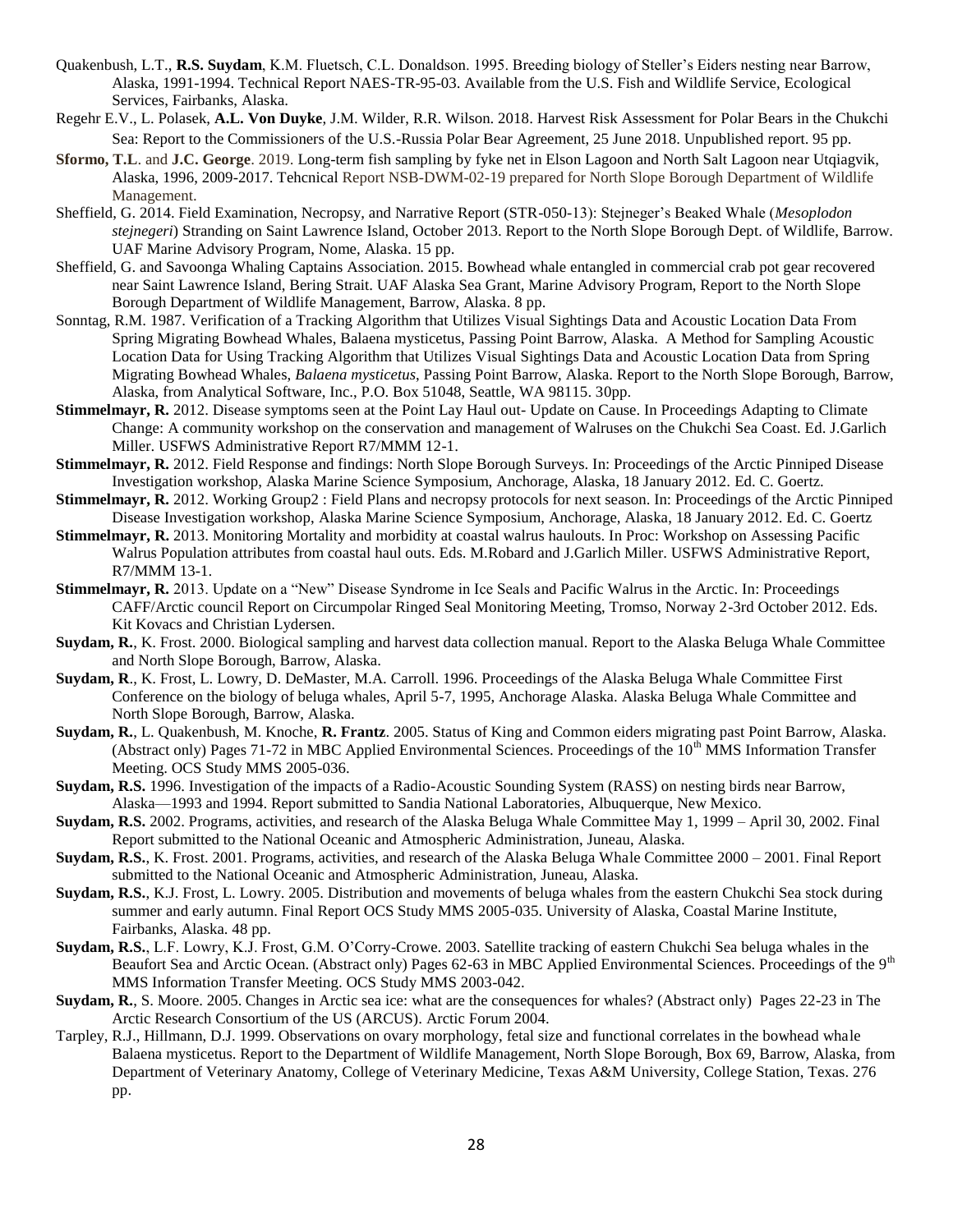Quakenbush, L.T., **R.S. Suydam**, K.M. Fluetsch, C.L. Donaldson. 1995. Breeding biology of Steller's Eiders nesting near Barrow, Alaska, 1991-1994. Technical Report NAES-TR-95-03. Available from the U.S. Fish and Wildlife Service, Ecological Services, Fairbanks, Alaska.

Regehr E.V., L. Polasek, **A.L. Von Duyke**, J.M. Wilder, R.R. Wilson. 2018. Harvest Risk Assessment for Polar Bears in the Chukchi Sea: Report to the Commissioners of the U.S.-Russia Polar Bear Agreement, 25 June 2018. Unpublished report. 95 pp.

**Sformo, T.L**. and **J.C. George**. 2019. Long-term fish sampling by fyke net in Elson Lagoon and North Salt Lagoon near Utqiagvik, Alaska, 1996, 2009-2017. Tehcnical Report NSB-DWM-02-19 prepared for North Slope Borough Department of Wildlife Management.

Sheffield, G. 2014. Field Examination, Necropsy, and Narrative Report (STR-050-13): Stejneger's Beaked Whale (*Mesoplodon stejnegeri*) Stranding on Saint Lawrence Island, October 2013. Report to the North Slope Borough Dept. of Wildlife, Barrow. UAF Marine Advisory Program, Nome, Alaska. 15 pp.

Sheffield, G. and Savoonga Whaling Captains Association. 2015. Bowhead whale entangled in commercial crab pot gear recovered near Saint Lawrence Island, Bering Strait. UAF Alaska Sea Grant, Marine Advisory Program, Report to the North Slope Borough Department of Wildlife Management, Barrow, Alaska. 8 pp.

Sonntag, R.M. 1987. Verification of a Tracking Algorithm that Utilizes Visual Sightings Data and Acoustic Location Data From Spring Migrating Bowhead Whales, Balaena mysticetus, Passing Point Barrow, Alaska. A Method for Sampling Acoustic Location Data for Using Tracking Algorithm that Utilizes Visual Sightings Data and Acoustic Location Data from Spring Migrating Bowhead Whales, *Balaena mysticetus*, Passing Point Barrow, Alaska. Report to the North Slope Borough, Barrow, Alaska, from Analytical Software, Inc., P.O. Box 51048, Seattle, WA 98115. 30pp.

**Stimmelmayr, R.** 2012. Disease symptoms seen at the Point Lay Haul out- Update on Cause. In Proceedings Adapting to Climate Change: A community workshop on the conservation and management of Walruses on the Chukchi Sea Coast. Ed. J.Garlich Miller. USFWS Administrative Report R7/MMM 12-1.

**Stimmelmayr, R.** 2012. Field Response and findings: North Slope Borough Surveys. In: Proceedings of the Arctic Pinniped Disease Investigation workshop, Alaska Marine Science Symposium, Anchorage, Alaska, 18 January 2012. Ed. C. Goertz.

**Stimmelmayr, R.** 2012. Working Group2 : Field Plans and necropsy protocols for next season. In: Proceedings of the Arctic Pinniped Disease Investigation workshop, Alaska Marine Science Symposium, Anchorage, Alaska, 18 January 2012. Ed. C. Goertz

**Stimmelmayr, R.** 2013. Monitoring Mortality and morbidity at coastal walrus haulouts. In Proc: Workshop on Assessing Pacific Walrus Population attributes from coastal haul outs. Eds. M.Robard and J.Garlich Miller. USFWS Administrative Report, R7/MMM 13-1.

**Stimmelmayr, R.** 2013. Update on a "New" Disease Syndrome in Ice Seals and Pacific Walrus in the Arctic. In: Proceedings CAFF/Arctic council Report on Circumpolar Ringed Seal Monitoring Meeting, Tromso, Norway 2-3rd October 2012. Eds. Kit Kovacs and Christian Lydersen.

**Suydam, R.**, K. Frost. 2000. Biological sampling and harvest data collection manual. Report to the Alaska Beluga Whale Committee and North Slope Borough, Barrow, Alaska.

**Suydam, R**., K. Frost, L. Lowry, D. DeMaster, M.A. Carroll. 1996. Proceedings of the Alaska Beluga Whale Committee First Conference on the biology of beluga whales, April 5-7, 1995, Anchorage Alaska. Alaska Beluga Whale Committee and North Slope Borough, Barrow, Alaska.

**Suydam, R.**, L. Quakenbush, M. Knoche, **R. Frantz**. 2005. Status of King and Common eiders migrating past Point Barrow, Alaska. (Abstract only) Pages 71-72 in MBC Applied Environmental Sciences. Proceedings of the 10th MMS Information Transfer Meeting. OCS Study MMS 2005-036.

**Suydam, R.S.** 1996. Investigation of the impacts of a Radio-Acoustic Sounding System (RASS) on nesting birds near Barrow, Alaska—1993 and 1994. Report submitted to Sandia National Laboratories, Albuquerque, New Mexico.

**Suydam, R.S.** 2002. Programs, activities, and research of the Alaska Beluga Whale Committee May 1, 1999 – April 30, 2002. Final Report submitted to the National Oceanic and Atmospheric Administration, Juneau, Alaska.

**Suydam, R.S.**, K. Frost. 2001. Programs, activities, and research of the Alaska Beluga Whale Committee 2000 – 2001. Final Report submitted to the National Oceanic and Atmospheric Administration, Juneau, Alaska.

**Suydam, R.S.**, K.J. Frost, L. Lowry. 2005. Distribution and movements of beluga whales from the eastern Chukchi Sea stock during summer and early autumn. Final Report OCS Study MMS 2005-035. University of Alaska, Coastal Marine Institute, Fairbanks, Alaska. 48 pp.

**Suydam, R.S.**, L.F. Lowry, K.J. Frost, G.M. O'Corry-Crowe. 2003. Satellite tracking of eastern Chukchi Sea beluga whales in the Beaufort Sea and Arctic Ocean. (Abstract only) Pages 62-63 in MBC Applied Environmental Sciences. Proceedings of the 9th MMS Information Transfer Meeting. OCS Study MMS 2003-042.

**Suydam, R.**, S. Moore. 2005. Changes in Arctic sea ice: what are the consequences for whales? (Abstract only) Pages 22-23 in The Arctic Research Consortium of the US (ARCUS). Arctic Forum 2004.

Tarpley, R.J., Hillmann, D.J. 1999. Observations on ovary morphology, fetal size and functional correlates in the bowhead whale Balaena mysticetus. Report to the Department of Wildlife Management, North Slope Borough, Box 69, Barrow, Alaska, from Department of Veterinary Anatomy, College of Veterinary Medicine, Texas A&M University, College Station, Texas. 276 pp.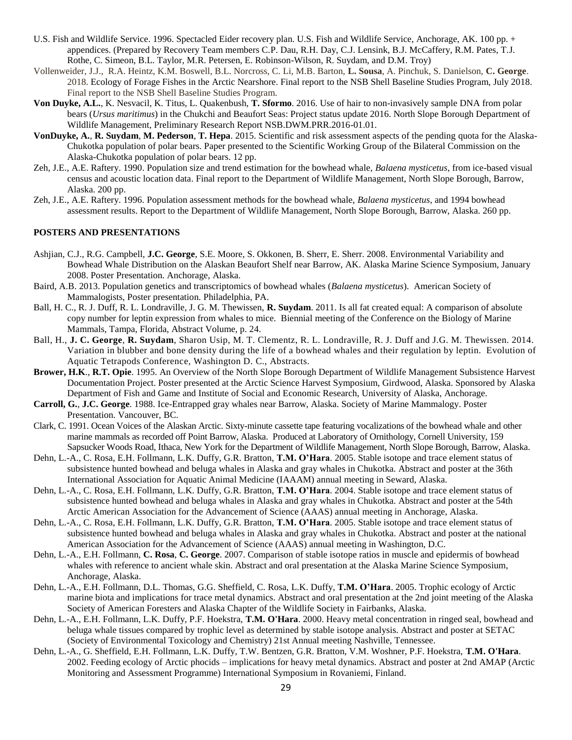U.S. Fish and Wildlife Service. 1996. Spectacled Eider recovery plan. U.S. Fish and Wildlife Service, Anchorage, AK. 100 pp. + appendices. (Prepared by Recovery Team members C.P. Dau, R.H. Day, C.J. Lensink, B.J. McCaffery, R.M. Pates, T.J. Rothe, C. Simeon, B.L. Taylor, M.R. Petersen, E. Robinson-Wilson, R. Suydam, and D.M. Troy)

Vollenweider, J.J., R.A. Heintz, K.M. Boswell, B.L. Norcross, C. Li, M.B. Barton, **L. Sousa**, A. Pinchuk, S. Danielson, **C. George**. 2018. Ecology of Forage Fishes in the Arctic Nearshore. Final report to the NSB Shell Baseline Studies Program, July 2018. Final report to the NSB Shell Baseline Studies Program.

**Von Duyke, A.L.**, K. Nesvacil, K. Titus, L. Quakenbush, **T. Sformo**. 2016. Use of hair to non-invasively sample DNA from polar bears (*Ursus maritimus*) in the Chukchi and Beaufort Seas: Project status update 2016. North Slope Borough Department of Wildlife Management, Preliminary Research Report NSB.DWM.PRR.2016-01.01.

**VonDuyke, A.**, **R. Suydam**, **M. Pederson**, **T. Hepa**. 2015. Scientific and risk assessment aspects of the pending quota for the Alaska-Chukotka population of polar bears. Paper presented to the Scientific Working Group of the Bilateral Commission on the Alaska-Chukotka population of polar bears. 12 pp.

Zeh, J.E., A.E. Raftery. 1990. Population size and trend estimation for the bowhead whale, *Balaena mysticetus*, from ice-based visual census and acoustic location data. Final report to the Department of Wildlife Management, North Slope Borough, Barrow, Alaska. 200 pp.

Zeh, J.E., A.E. Raftery. 1996. Population assessment methods for the bowhead whale, *Balaena mysticetus*, and 1994 bowhead assessment results. Report to the Department of Wildlife Management, North Slope Borough, Barrow, Alaska. 260 pp.

## POSTERS AND PRESENTATIONS

Ashjian, C.J., R.G. Campbell, **J.C. George**, S.E. Moore, S. Okkonen, B. Sherr, E. Sherr. 2008. Environmental Variability and Bowhead Whale Distribution on the Alaskan Beaufort Shelf near Barrow, AK. Alaska Marine Science Symposium, January 2008. Poster Presentation. Anchorage, Alaska.

Baird, A.B. 2013. Population genetics and transcriptomics of bowhead whales (*Balaena mysticetus*). American Society of Mammalogists, Poster presentation. Philadelphia, PA.

Ball, H. C., R. J. Duff, R. L. Londraville, J. G. M. Thewissen, **R. Suydam**. 2011. Is all fat created equal: A comparison of absolute copy number for leptin expression from whales to mice. Biennial meeting of the Conference on the Biology of Marine Mammals, Tampa, Florida, Abstract Volume, p. 24.

Ball, H., **J. C. George**, **R. Suydam**, Sharon Usip, M. T. Clementz, R. L. Londraville, R. J. Duff and J.G. M. Thewissen. 2014. Variation in blubber and bone density during the life of a bowhead whales and their regulation by leptin. Evolution of Aquatic Tetrapods Conference, Washington D. C., Abstracts.

**Brower, H.K**., **R.T. Opie**. 1995. An Overview of the North Slope Borough Department of Wildlife Management Subsistence Harvest Documentation Project. Poster presented at the Arctic Science Harvest Symposium, Girdwood, Alaska. Sponsored by Alaska Department of Fish and Game and Institute of Social and Economic Research, University of Alaska, Anchorage.

**Carroll, G.**, **J.C. George**. 1988. Ice-Entrapped gray whales near Barrow, Alaska. Society of Marine Mammalogy. Poster Presentation. Vancouver, BC.

Clark, C. 1991. Ocean Voices of the Alaskan Arctic. Sixty-minute cassette tape featuring vocalizations of the bowhead whale and other marine mammals as recorded off Point Barrow, Alaska. Produced at Laboratory of Ornithology, Cornell University, 159 Sapsucker Woods Road, Ithaca, New York for the Department of Wildlife Management, North Slope Borough, Barrow, Alaska.

Dehn, L.-A., C. Rosa, E.H. Follmann, L.K. Duffy, G.R. Bratton, **T.M. O'Hara**. 2005. Stable isotope and trace element status of subsistence hunted bowhead and beluga whales in Alaska and gray whales in Chukotka. Abstract and poster at the 36th International Association for Aquatic Animal Medicine (IAAAM) annual meeting in Seward, Alaska.

Dehn, L.-A., C. Rosa, E.H. Follmann, L.K. Duffy, G.R. Bratton, **T.M. O'Hara**. 2004. Stable isotope and trace element status of subsistence hunted bowhead and beluga whales in Alaska and gray whales in Chukotka. Abstract and poster at the 54th Arctic American Association for the Advancement of Science (AAAS) annual meeting in Anchorage, Alaska.

Dehn, L.-A., C. Rosa, E.H. Follmann, L.K. Duffy, G.R. Bratton, **T.M. O'Hara**. 2005. Stable isotope and trace element status of subsistence hunted bowhead and beluga whales in Alaska and gray whales in Chukotka. Abstract and poster at the national American Association for the Advancement of Science (AAAS) annual meeting in Washington, D.C.

Dehn, L.-A., E.H. Follmann, **C. Rosa**, **C. George**. 2007. Comparison of stable isotope ratios in muscle and epidermis of bowhead whales with reference to ancient whale skin. Abstract and oral presentation at the Alaska Marine Science Symposium, Anchorage, Alaska.

Dehn, L.-A., E.H. Follmann, D.L. Thomas, G.G. Sheffield, C. Rosa, L.K. Duffy, **T.M. O'Hara**. 2005. Trophic ecology of Arctic marine biota and implications for trace metal dynamics. Abstract and oral presentation at the 2nd joint meeting of the Alaska Society of American Foresters and Alaska Chapter of the Wildlife Society in Fairbanks, Alaska.

Dehn, L.-A., E.H. Follmann, L.K. Duffy, P.F. Hoekstra, **T.M. O'Hara**. 2000. Heavy metal concentration in ringed seal, bowhead and beluga whale tissues compared by trophic level as determined by stable isotope analysis. Abstract and poster at SETAC (Society of Environmental Toxicology and Chemistry) 21st Annual meeting Nashville, Tennessee.

Dehn, L.-A., G. Sheffield, E.H. Follmann, L.K. Duffy, T.W. Bentzen, G.R. Bratton, V.M. Woshner, P.F. Hoekstra, **T.M. O'Hara**. 2002. Feeding ecology of Arctic phocids – implications for heavy metal dynamics. Abstract and poster at 2nd AMAP (Arctic Monitoring and Assessment Programme) International Symposium in Rovaniemi, Finland.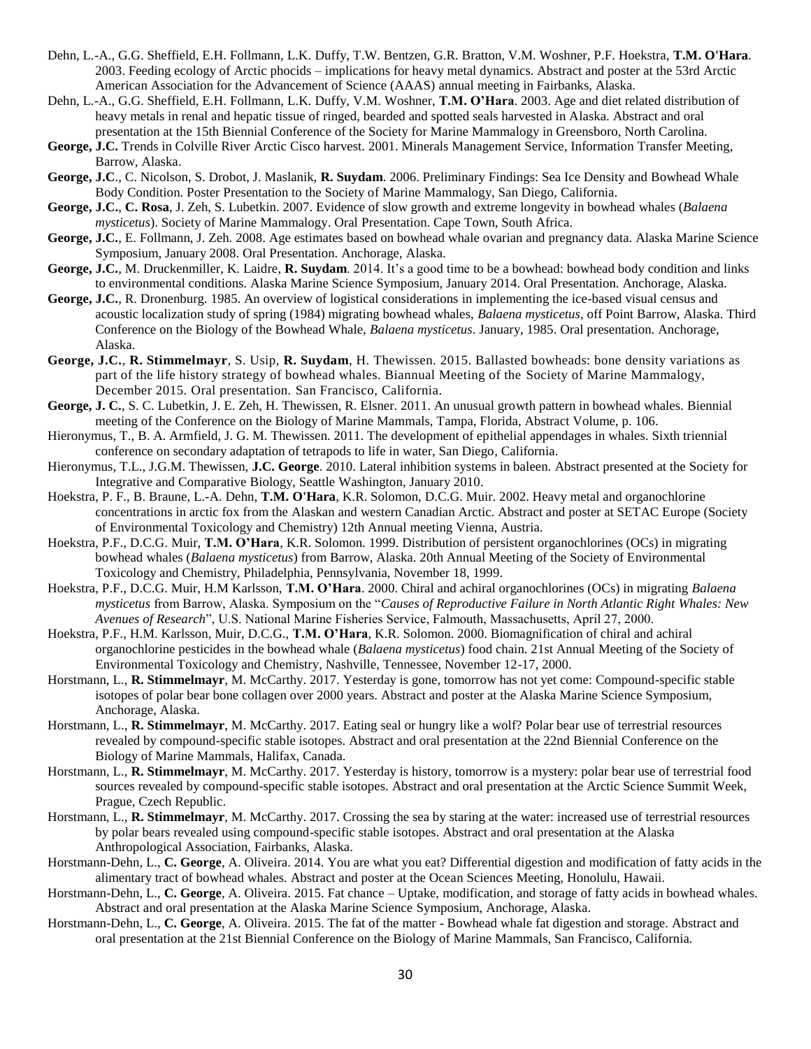Dehn, L.-A., G.G. Sheffield, E.H. Follmann, L.K. Duffy, T.W. Bentzen, G.R. Bratton, V.M. Woshner, P.F. Hoekstra, **T.M. O'Hara**. 2003. Feeding ecology of Arctic phocids – implications for heavy metal dynamics. Abstract and poster at the 53rd Arctic American Association for the Advancement of Science (AAAS) annual meeting in Fairbanks, Alaska.

Dehn, L.-A., G.G. Sheffield, E.H. Follmann, L.K. Duffy, V.M. Woshner, **T.M. O'Hara**. 2003. Age and diet related distribution of heavy metals in renal and hepatic tissue of ringed, bearded and spotted seals harvested in Alaska. Abstract and oral presentation at the 15th Biennial Conference of the Society for Marine Mammalogy in Greensboro, North Carolina.

**George, J.C.** Trends in Colville River Arctic Cisco harvest. 2001. Minerals Management Service, Information Transfer Meeting, Barrow, Alaska.

**George, J.C**., C. Nicolson, S. Drobot, J. Maslanik, **R. Suydam**. 2006. Preliminary Findings: Sea Ice Density and Bowhead Whale Body Condition. Poster Presentation to the Society of Marine Mammalogy, San Diego, California.

**George, J.C.**, **C. Rosa**, J. Zeh, S. Lubetkin. 2007. Evidence of slow growth and extreme longevity in bowhead whales (*Balaena mysticetus*). Society of Marine Mammalogy. Oral Presentation. Cape Town, South Africa.

**George, J.C.**, E. Follmann, J. Zeh. 2008. Age estimates based on bowhead whale ovarian and pregnancy data. Alaska Marine Science Symposium, January 2008. Oral Presentation. Anchorage, Alaska.

**George, J.C.**, M. Druckenmiller, K. Laidre, **R. Suydam**. 2014. It's a good time to be a bowhead: bowhead body condition and links to environmental conditions. Alaska Marine Science Symposium, January 2014. Oral Presentation. Anchorage, Alaska.

**George, J.C.**, R. Dronenburg. 1985. An overview of logistical considerations in implementing the ice-based visual census and acoustic localization study of spring (1984) migrating bowhead whales, *Balaena mysticetus*, off Point Barrow, Alaska. Third Conference on the Biology of the Bowhead Whale, *Balaena mysticetus*. January, 1985. Oral presentation. Anchorage, Alaska.

**George, J.C.**, **R. Stimmelmayr**, S. Usip, **R. Suydam**, H. Thewissen. 2015. Ballasted bowheads: bone density variations as part of the life history strategy of bowhead whales. Biannual Meeting of the Society of Marine Mammalogy, December 2015. Oral presentation. San Francisco, California.

**George, J. C.**, S. C. Lubetkin, J. E. Zeh, H. Thewissen, R. Elsner. 2011. An unusual growth pattern in bowhead whales. Biennial meeting of the Conference on the Biology of Marine Mammals, Tampa, Florida, Abstract Volume, p. 106.

Hieronymus, T., B. A. Armfield, J. G. M. Thewissen. 2011. The development of epithelial appendages in whales. Sixth triennial conference on secondary adaptation of tetrapods to life in water, San Diego, California.

Hieronymus, T.L., J.G.M. Thewissen, **J.C. George**. 2010. Lateral inhibition systems in baleen. Abstract presented at the Society for Integrative and Comparative Biology, Seattle Washington, January 2010.

Hoekstra, P. F., B. Braune, L.-A. Dehn, **T.M. O'Hara**, K.R. Solomon, D.C.G. Muir. 2002. Heavy metal and organochlorine concentrations in arctic fox from the Alaskan and western Canadian Arctic. Abstract and poster at SETAC Europe (Society of Environmental Toxicology and Chemistry) 12th Annual meeting Vienna, Austria.

Hoekstra, P.F., D.C.G. Muir, **T.M. O'Hara**, K.R. Solomon. 1999. Distribution of persistent organochlorines (OCs) in migrating bowhead whales (*Balaena mysticetus*) from Barrow, Alaska. 20th Annual Meeting of the Society of Environmental Toxicology and Chemistry, Philadelphia, Pennsylvania, November 18, 1999.

Hoekstra, P.F., D.C.G. Muir, H.M Karlsson, **T.M. O'Hara**. 2000. Chiral and achiral organochlorines (OCs) in migrating *Balaena mysticetus* from Barrow, Alaska. Symposium on the "*Causes of Reproductive Failure in North Atlantic Right Whales: New Avenues of Research*", U.S. National Marine Fisheries Service, Falmouth, Massachusetts, April 27, 2000.

Hoekstra, P.F., H.M. Karlsson, Muir, D.C.G., **T.M. O'Hara**, K.R. Solomon. 2000. Biomagnification of chiral and achiral organochlorine pesticides in the bowhead whale (*Balaena mysticetus*) food chain. 21st Annual Meeting of the Society of Environmental Toxicology and Chemistry, Nashville, Tennessee, November 12-17, 2000.

Horstmann, L., **R. Stimmelmayr**, M. McCarthy. 2017. Yesterday is gone, tomorrow has not yet come: Compound-specific stable isotopes of polar bear bone collagen over 2000 years. Abstract and poster at the Alaska Marine Science Symposium, Anchorage, Alaska.

Horstmann, L., **R. Stimmelmayr**, M. McCarthy. 2017. Eating seal or hungry like a wolf? Polar bear use of terrestrial resources revealed by compound-specific stable isotopes. Abstract and oral presentation at the 22nd Biennial Conference on the Biology of Marine Mammals, Halifax, Canada.

Horstmann, L., **R. Stimmelmayr**, M. McCarthy. 2017. Yesterday is history, tomorrow is a mystery: polar bear use of terrestrial food sources revealed by compound-specific stable isotopes. Abstract and oral presentation at the Arctic Science Summit Week, Prague, Czech Republic.

Horstmann, L., **R. Stimmelmayr**, M. McCarthy. 2017. Crossing the sea by staring at the water: increased use of terrestrial resources by polar bears revealed using compound-specific stable isotopes. Abstract and oral presentation at the Alaska Anthropological Association, Fairbanks, Alaska.

Horstmann-Dehn, L., **C. George**, A. Oliveira. 2014. You are what you eat? Differential digestion and modification of fatty acids in the alimentary tract of bowhead whales. Abstract and poster at the Ocean Sciences Meeting, Honolulu, Hawaii.

Horstmann-Dehn, L., **C. George**, A. Oliveira. 2015. Fat chance – Uptake, modification, and storage of fatty acids in bowhead whales. Abstract and oral presentation at the Alaska Marine Science Symposium, Anchorage, Alaska.

Horstmann-Dehn, L., **C. George**, A. Oliveira. 2015. The fat of the matter - Bowhead whale fat digestion and storage. Abstract and oral presentation at the 21st Biennial Conference on the Biology of Marine Mammals, San Francisco, California.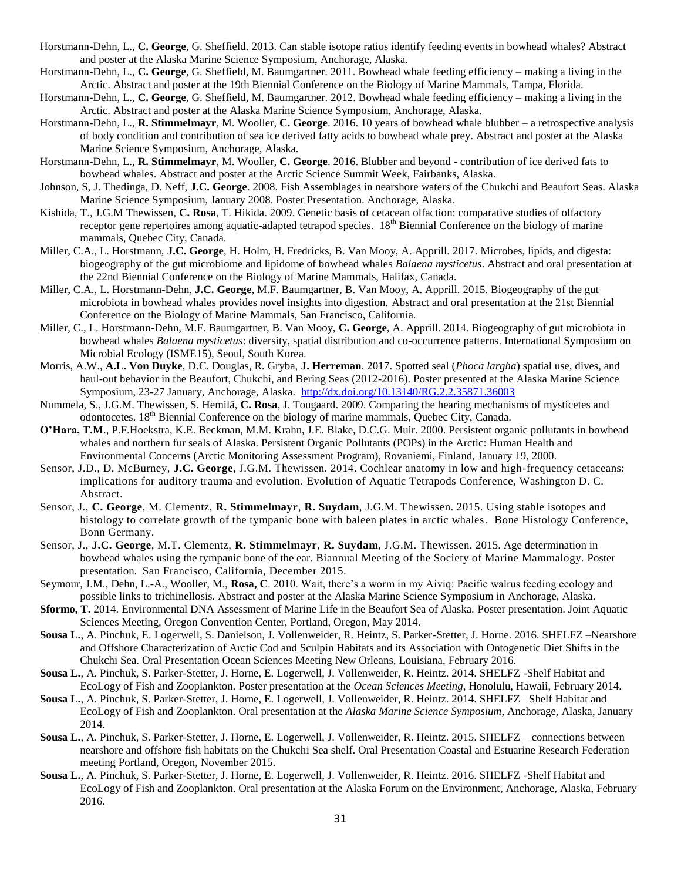Horstmann-Dehn, L., **C. George**, G. Sheffield. 2013. Can stable isotope ratios identify feeding events in bowhead whales? Abstract and poster at the Alaska Marine Science Symposium, Anchorage, Alaska.

Horstmann-Dehn, L., **C. George**, G. Sheffield, M. Baumgartner. 2011. Bowhead whale feeding efficiency – making a living in the Arctic. Abstract and poster at the 19th Biennial Conference on the Biology of Marine Mammals, Tampa, Florida.

Horstmann-Dehn, L., **C. George**, G. Sheffield, M. Baumgartner. 2012. Bowhead whale feeding efficiency – making a living in the Arctic. Abstract and poster at the Alaska Marine Science Symposium, Anchorage, Alaska.

Horstmann-Dehn, L., **R. Stimmelmayr**, M. Wooller, **C. George**. 2016. 10 years of bowhead whale blubber – a retrospective analysis of body condition and contribution of sea ice derived fatty acids to bowhead whale prey. Abstract and poster at the Alaska Marine Science Symposium, Anchorage, Alaska.

Horstmann-Dehn, L., **R. Stimmelmayr**, M. Wooller, **C. George**. 2016. Blubber and beyond - contribution of ice derived fats to bowhead whales. Abstract and poster at the Arctic Science Summit Week, Fairbanks, Alaska.

Johnson, S, J. Thedinga, D. Neff, **J.C. George**. 2008. Fish Assemblages in nearshore waters of the Chukchi and Beaufort Seas. Alaska Marine Science Symposium, January 2008. Poster Presentation. Anchorage, Alaska.

Kishida, T., J.G.M Thewissen, **C. Rosa**, T. Hikida. 2009. Genetic basis of cetacean olfaction: comparative studies of olfactory receptor gene repertoires among aquatic-adapted tetrapod species. 18th Biennial Conference on the biology of marine mammals, Quebec City, Canada.

Miller, C.A., L. Horstmann, **J.C. George**, H. Holm, H. Fredricks, B. Van Mooy, A. Apprill. 2017. Microbes, lipids, and digesta: biogeography of the gut microbiome and lipidome of bowhead whales *Balaena mysticetus*. Abstract and oral presentation at the 22nd Biennial Conference on the Biology of Marine Mammals, Halifax, Canada.

Miller, C.A., L. Horstmann-Dehn, **J.C. George**, M.F. Baumgartner, B. Van Mooy, A. Apprill. 2015. Biogeography of the gut microbiota in bowhead whales provides novel insights into digestion. Abstract and oral presentation at the 21st Biennial Conference on the Biology of Marine Mammals, San Francisco, California.

Miller, C., L. Horstmann-Dehn, M.F. Baumgartner, B. Van Mooy, **C. George**, A. Apprill. 2014. Biogeography of gut microbiota in bowhead whales *Balaena mysticetus*: diversity, spatial distribution and co-occurrence patterns. International Symposium on Microbial Ecology (ISME15), Seoul, South Korea.

Morris, A.W., **A.L. Von Duyke**, D.C. Douglas, R. Gryba, **J. Herreman**. 2017. Spotted seal (*Phoca largha*) spatial use, dives, and haul-out behavior in the Beaufort, Chukchi, and Bering Seas (2012-2016). Poster presented at the Alaska Marine Science Symposium, 23-27 January, Anchorage, Alaska. http://dx.doi.org/10.13140/RG.2.2.35871.36003

Nummela, S., J.G.M. Thewissen, S. Hemilä, **C. Rosa**, J. Tougaard. 2009. Comparing the hearing mechanisms of mysticetes and odontocetes. 18th Biennial Conference on the biology of marine mammals, Quebec City, Canada.

**O'Hara, T.M**., P.F.Hoekstra, K.E. Beckman, M.M. Krahn, J.E. Blake, D.C.G. Muir. 2000. Persistent organic pollutants in bowhead whales and northern fur seals of Alaska. Persistent Organic Pollutants (POPs) in the Arctic: Human Health and Environmental Concerns (Arctic Monitoring Assessment Program), Rovaniemi, Finland, January 19, 2000.

Sensor, J.D., D. McBurney, **J.C. George**, J.G.M. Thewissen. 2014. Cochlear anatomy in low and high-frequency cetaceans: implications for auditory trauma and evolution. Evolution of Aquatic Tetrapods Conference, Washington D. C. Abstract.

Sensor, J., **C. George**, M. Clementz, **R. Stimmelmayr**, **R. Suydam**, J.G.M. Thewissen. 2015. Using stable isotopes and histology to correlate growth of the tympanic bone with baleen plates in arctic whales. Bone Histology Conference, Bonn Germany.

Sensor, J., **J.C. George**, M.T. Clementz, **R. Stimmelmayr**, **R. Suydam**, J.G.M. Thewissen. 2015. Age determination in bowhead whales using the tympanic bone of the ear. Biannual Meeting of the Society of Marine Mammalogy. Poster presentation. San Francisco, California, December 2015.

Seymour, J.M., Dehn, L.-A., Wooller, M., **Rosa, C**. 2010. Wait, there's a worm in my Aiviq: Pacific walrus feeding ecology and possible links to trichinellosis. Abstract and poster at the Alaska Marine Science Symposium in Anchorage, Alaska.

**Sformo, T.** 2014. Environmental DNA Assessment of Marine Life in the Beaufort Sea of Alaska. Poster presentation. Joint Aquatic Sciences Meeting, Oregon Convention Center, Portland, Oregon, May 2014.

**Sousa L.**, A. Pinchuk, E. Logerwell, S. Danielson, J. Vollenweider, R. Heintz, S. Parker-Stetter, J. Horne. 2016. SHELFZ –Nearshore and Offshore Characterization of Arctic Cod and Sculpin Habitats and its Association with Ontogenetic Diet Shifts in the Chukchi Sea. Oral Presentation Ocean Sciences Meeting New Orleans, Louisiana, February 2016.

**Sousa L.**, A. Pinchuk, S. Parker-Stetter, J. Horne, E. Logerwell, J. Vollenweider, R. Heintz. 2014. SHELFZ -Shelf Habitat and EcoLogy of Fish and Zooplankton. Poster presentation at the *Ocean Sciences Meeting*, Honolulu, Hawaii, February 2014.

**Sousa L.**, A. Pinchuk, S. Parker-Stetter, J. Horne, E. Logerwell, J. Vollenweider, R. Heintz. 2014. SHELFZ –Shelf Habitat and EcoLogy of Fish and Zooplankton. Oral presentation at the *Alaska Marine Science Symposium*, Anchorage, Alaska, January 2014.

**Sousa L.**, A. Pinchuk, S. Parker-Stetter, J. Horne, E. Logerwell, J. Vollenweider, R. Heintz. 2015. SHELFZ – connections between nearshore and offshore fish habitats on the Chukchi Sea shelf. Oral Presentation Coastal and Estuarine Research Federation meeting Portland, Oregon, November 2015.

**Sousa L.**, A. Pinchuk, S. Parker-Stetter, J. Horne, E. Logerwell, J. Vollenweider, R. Heintz. 2016. SHELFZ -Shelf Habitat and EcoLogy of Fish and Zooplankton. Oral presentation at the Alaska Forum on the Environment, Anchorage, Alaska, February 2016.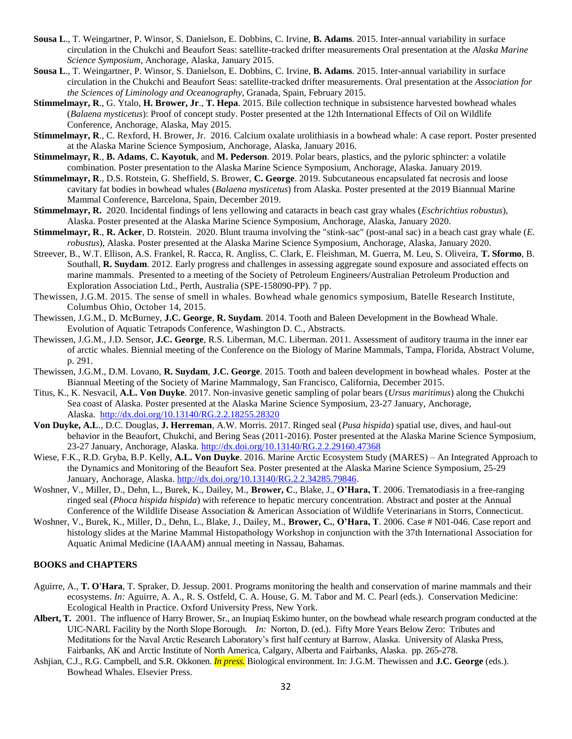**Sousa L**., T. Weingartner, P. Winsor, S. Danielson, E. Dobbins, C. Irvine, **B. Adams**. 2015. Inter-annual variability in surface circulation in the Chukchi and Beaufort Seas: satellite-tracked drifter measurements Oral presentation at the *Alaska Marine Science Symposium*, Anchorage, Alaska, January 2015.

**Sousa L**., T. Weingartner, P. Winsor, S. Danielson, E. Dobbins, C. Irvine, **B. Adams**. 2015. Inter-annual variability in surface circulation in the Chukchi and Beaufort Seas: satellite-tracked drifter measurements. Oral presentation at the *Association for the Sciences of Liminology and Oceanography*, Granada, Spain, February 2015.

**Stimmelmayr, R**., G. Ytalo, **H. Brower, Jr**., **T. Hepa**. 2015. Bile collection technique in subsistence harvested bowhead whales (*Balaena mysticetus*): Proof of concept study. Poster presented at the 12th International Effects of Oil on Wildlife Conference, Anchorage, Alaska, May 2015.

**Stimmelmayr, R**., C. Rexford, H. Brower, Jr. 2016. Calcium oxalate urolithiasis in a bowhead whale: A case report. Poster presented at the Alaska Marine Science Symposium, Anchorage, Alaska, January 2016.

**Stimmelmayr, R**., **B. Adams**, **C. Kayotuk**, and **M. Pederson**. 2019. Polar bears, plastics, and the pyloric sphincter: a volatile combination. Poster presentation to the Alaska Marine Science Symposium, Anchorage, Alaska. January 2019.

**Stimmelmayr, R**., D.S. Rotstein, G. Sheffield, S. Brower, **C. George**. 2019. Subcutaneous encapsulated fat necrosis and loose cavitary fat bodies in bowhead whales (*Balaena mysticetus*) from Alaska. Poster presented at the 2019 Biannual Marine Mammal Conference, Barcelona, Spain, December 2019.

**Stimmelmayr, R.** 2020. Incidental findings of lens yellowing and cataracts in beach cast gray whales (*Eschrichtius robustus*), Alaska. Poster presented at the Alaska Marine Science Symposium, Anchorage, Alaska, January 2020.

**Stimmelmayr, R**., **R. Acker**, D. Rotstein. 2020. Blunt trauma involving the "stink-sac" (post-anal sac) in a beach cast gray whale (*E. robustus*), Alaska. Poster presented at the Alaska Marine Science Symposium, Anchorage, Alaska, January 2020.

Streever, B., W.T. Ellison, A.S. Frankel, R. Racca, R. Angliss, C. Clark, E. Fleishman, M. Guerra, M. Leu, S. Oliveira, **T. Sformo**, B. Southall, **R. Suydam**. 2012. Early progress and challenges in assessing aggregate sound exposure and associated effects on marine mammals. Presented to a meeting of the Society of Petroleum Engineers/Australian Petroleum Production and Exploration Association Ltd., Perth, Australia (SPE-158090-PP). 7 pp.

Thewissen, J.G.M. 2015. The sense of smell in whales. Bowhead whale genomics symposium, Batelle Research Institute, Columbus Ohio, October 14, 2015.

Thewissen, J.G.M., D. McBurney, **J.C. George**, **R. Suydam**. 2014. Tooth and Baleen Development in the Bowhead Whale. Evolution of Aquatic Tetrapods Conference, Washington D. C., Abstracts.

Thewissen, J.G.M., J.D. Sensor, **J.C. George**, R.S. Liberman, M.C. Liberman. 2011. Assessment of auditory trauma in the inner ear of arctic whales. Biennial meeting of the Conference on the Biology of Marine Mammals, Tampa, Florida, Abstract Volume, p. 291.

Thewissen, J.G.M., D.M. Lovano, **R. Suydam**, **J.C. George**. 2015. Tooth and baleen development in bowhead whales. Poster at the Biannual Meeting of the Society of Marine Mammalogy, San Francisco, California, December 2015.

Titus, K., K. Nesvacil, **A.L. Von Duyke**. 2017. Non-invasive genetic sampling of polar bears (*Ursus maritimus*) along the Chukchi Sea coast of Alaska. Poster presented at the Alaska Marine Science Symposium, 23-27 January, Anchorage, Alaska. http://dx.doi.org/10.13140/RG.2.2.18255.28320

**Von Duyke, A.L**., D.C. Douglas, **J. Herreman**, A.W. Morris. 2017. Ringed seal (*Pusa hispida*) spatial use, dives, and haul-out behavior in the Beaufort, Chukchi, and Bering Seas (2011-2016). Poster presented at the Alaska Marine Science Symposium, 23-27 January, Anchorage, Alaska. http://dx.doi.org/10.13140/RG.2.2.29160.47368

Wiese, F.K., R.D. Gryba, B.P. Kelly, **A.L. Von Duyke**. 2016. Marine Arctic Ecosystem Study (MARES) – An Integrated Approach to the Dynamics and Monitoring of the Beaufort Sea. Poster presented at the Alaska Marine Science Symposium, 25-29 January, Anchorage, Alaska. http://dx.doi.org/10.13140/RG.2.2.34285.79846.

Woshner, V., Miller, D., Dehn, L., Burek, K., Dailey, M., **Brower, C**., Blake, J., **O'Hara, T**. 2006. Trematodiasis in a free-ranging ringed seal (*Phoca hispida hispida*) with reference to hepatic mercury concentration. Abstract and poster at the Annual Conference of the Wildlife Disease Association & American Association of Wildlife Veterinarians in Storrs, Connecticut.

Woshner, V., Burek, K., Miller, D., Dehn, L., Blake, J., Dailey, M., **Brower, C.**, **O'Hara, T**. 2006. Case # N01-046. Case report and histology slides at the Marine Mammal Histopathology Workshop in conjunction with the 37th International Association for Aquatic Animal Medicine (IAAAM) annual meeting in Nassau, Bahamas.

## BOOKS and CHAPTERS

Aguirre, A., **T. O'Hara**, T. Spraker, D. Jessup. 2001. Programs monitoring the health and conservation of marine mammals and their ecosystems. *In:* Aguirre, A. A., R. S. Ostfeld, C. A. House, G. M. Tabor and M. C. Pearl (eds.). Conservation Medicine: Ecological Health in Practice. Oxford University Press, New York.

**Albert, T.** 2001. The influence of Harry Brower, Sr., an Inupiaq Eskimo hunter, on the bowhead whale research program conducted at the UIC-NARL Facility by the North Slope Borough. *In:* Norton, D. (ed.). Fifty More Years Below Zero: Tributes and Meditations for the Naval Arctic Research Laboratory's first half century at Barrow, Alaska. University of Alaska Press, Fairbanks, AK and Arctic Institute of North America, Calgary, Alberta and Fairbanks, Alaska. pp. 265-278.

Ashjian, C.J., R.G. Campbell, and S.R. Okkonen. *In press.* Biological environment. In: J.G.M. Thewissen and **J.C. George** (eds.). Bowhead Whales. Elsevier Press.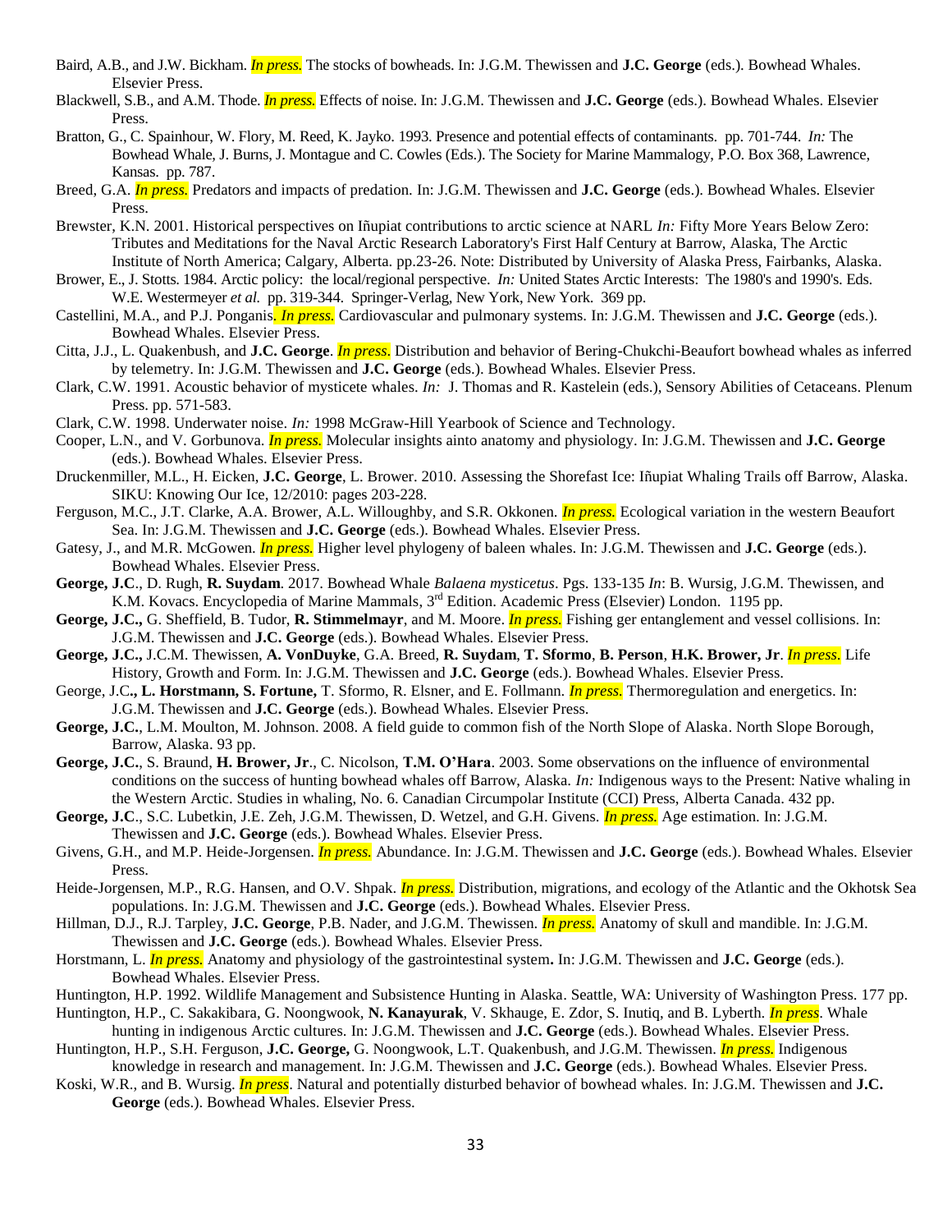Baird, A.B., and J.W. Bickham. *In press.* The stocks of bowheads. In: J.G.M. Thewissen and **J.C. George** (eds.). Bowhead Whales. Elsevier Press.

Blackwell, S.B., and A.M. Thode. *In press.* Effects of noise. In: J.G.M. Thewissen and **J.C. George** (eds.). Bowhead Whales. Elsevier Press.

Bratton, G., C. Spainhour, W. Flory, M. Reed, K. Jayko. 1993. Presence and potential effects of contaminants. pp. 701-744. *In:* The Bowhead Whale, J. Burns, J. Montague and C. Cowles (Eds.). The Society for Marine Mammalogy, P.O. Box 368, Lawrence, Kansas. pp. 787.

Breed, G.A. *In press.* Predators and impacts of predation. In: J.G.M. Thewissen and **J.C. George** (eds.). Bowhead Whales. Elsevier Press.

Brewster, K.N. 2001. Historical perspectives on Iñupiat contributions to arctic science at NARL *In:* Fifty More Years Below Zero: Tributes and Meditations for the Naval Arctic Research Laboratory's First Half Century at Barrow, Alaska, The Arctic Institute of North America; Calgary, Alberta. pp.23-26. Note: Distributed by University of Alaska Press, Fairbanks, Alaska.

Brower, E., J. Stotts. 1984. Arctic policy: the local/regional perspective. *In:* United States Arctic Interests: The 1980's and 1990's. Eds. W.E. Westermeyer *et al.* pp. 319-344. Springer-Verlag, New York, New York. 369 pp.

Castellini, M.A., and P.J. Ponganis*. In press.* Cardiovascular and pulmonary systems. In: J.G.M. Thewissen and **J.C. George** (eds.). Bowhead Whales. Elsevier Press.

Citta, J.J., L. Quakenbush, and **J.C. George**. *In press.* Distribution and behavior of Bering-Chukchi-Beaufort bowhead whales as inferred by telemetry. In: J.G.M. Thewissen and **J.C. George** (eds.). Bowhead Whales. Elsevier Press.

Clark, C.W. 1991. Acoustic behavior of mysticete whales. *In:* J. Thomas and R. Kastelein (eds.), Sensory Abilities of Cetaceans. Plenum Press. pp. 571-583.

Clark, C.W. 1998. Underwater noise. *In:* 1998 McGraw-Hill Yearbook of Science and Technology.

Cooper, L.N., and V. Gorbunova. *In press.* Molecular insights ainto anatomy and physiology. In: J.G.M. Thewissen and **J.C. George** (eds.). Bowhead Whales. Elsevier Press.

Druckenmiller, M.L., H. Eicken, **J.C. George**, L. Brower. 2010. Assessing the Shorefast Ice: Iñupiat Whaling Trails off Barrow, Alaska. SIKU: Knowing Our Ice, 12/2010: pages 203-228.

Ferguson, M.C., J.T. Clarke, A.A. Brower, A.L. Willoughby, and S.R. Okkonen. *In press.* Ecological variation in the western Beaufort Sea. In: J.G.M. Thewissen and **J.C. George** (eds.). Bowhead Whales. Elsevier Press.

Gatesy, J., and M.R. McGowen. *In press.* Higher level phylogeny of baleen whales. In: J.G.M. Thewissen and **J.C. George** (eds.). Bowhead Whales. Elsevier Press.

**George, J.C**., D. Rugh, **R. Suydam**. 2017. Bowhead Whale *Balaena mysticetus*. Pgs. 133-135 *In*: B. Wursig, J.G.M. Thewissen, and K.M. Kovacs. Encyclopedia of Marine Mammals, 3rd Edition. Academic Press (Elsevier) London. 1195 pp.

**George, J.C.,** G. Sheffield, B. Tudor, **R. Stimmelmayr**, and M. Moore. *In press.* Fishing ger entanglement and vessel collisions. In: J.G.M. Thewissen and **J.C. George** (eds.). Bowhead Whales. Elsevier Press.

**George, J.C.,** J.C.M. Thewissen, **A. VonDuyke**, G.A. Breed, **R. Suydam**, **T. Sformo**, **B. Person**, **H.K. Brower, Jr**. *In press*. Life History, Growth and Form. In: J.G.M. Thewissen and **J.C. George** (eds.). Bowhead Whales. Elsevier Press.

George, J.C**., L. Horstmann, S. Fortune,** T. Sformo, R. Elsner, and E. Follmann. *In press.* Thermoregulation and energetics. In: J.G.M. Thewissen and **J.C. George** (eds.). Bowhead Whales. Elsevier Press.

**George, J.C.**, L.M. Moulton, M. Johnson. 2008. A field guide to common fish of the North Slope of Alaska. North Slope Borough, Barrow, Alaska. 93 pp.

**George, J.C.**, S. Braund, **H. Brower, Jr**., C. Nicolson, **T.M. O'Hara**. 2003. Some observations on the influence of environmental conditions on the success of hunting bowhead whales off Barrow, Alaska. *In:* Indigenous ways to the Present: Native whaling in the Western Arctic. Studies in whaling, No. 6. Canadian Circumpolar Institute (CCI) Press, Alberta Canada. 432 pp.

**George, J.C**., S.C. Lubetkin, J.E. Zeh, J.G.M. Thewissen, D. Wetzel, and G.H. Givens. *In press.* Age estimation. In: J.G.M. Thewissen and **J.C. George** (eds.). Bowhead Whales. Elsevier Press.

Givens, G.H., and M.P. Heide-Jorgensen. *In press.* Abundance. In: J.G.M. Thewissen and **J.C. George** (eds.). Bowhead Whales. Elsevier Press.

Heide-Jorgensen, M.P., R.G. Hansen, and O.V. Shpak. *In press.* Distribution, migrations, and ecology of the Atlantic and the Okhotsk Sea populations. In: J.G.M. Thewissen and **J.C. George** (eds.). Bowhead Whales. Elsevier Press.

Hillman, D.J., R.J. Tarpley, **J.C. George**, P.B. Nader, and J.G.M. Thewissen. *In press.* Anatomy of skull and mandible. In: J.G.M. Thewissen and **J.C. George** (eds.). Bowhead Whales. Elsevier Press.

Horstmann, L. *In press.* Anatomy and physiology of the gastrointestinal system**.** In: J.G.M. Thewissen and **J.C. George** (eds.). Bowhead Whales. Elsevier Press.

Huntington, H.P. 1992. Wildlife Management and Subsistence Hunting in Alaska. Seattle, WA: University of Washington Press. 177 pp.

Huntington, H.P., C. Sakakibara, G. Noongwook, **N. Kanayurak**, V. Skhauge, E. Zdor, S. Inutiq, and B. Lyberth. *In press*. Whale hunting in indigenous Arctic cultures. In: J.G.M. Thewissen and **J.C. George** (eds.). Bowhead Whales. Elsevier Press.

Huntington, H.P., S.H. Ferguson, **J.C. George,** G. Noongwook, L.T. Quakenbush, and J.G.M. Thewissen. *In press.* Indigenous knowledge in research and management. In: J.G.M. Thewissen and **J.C. George** (eds.). Bowhead Whales. Elsevier Press.

Koski, W.R., and B. Wursig. *In press*. Natural and potentially disturbed behavior of bowhead whales. In: J.G.M. Thewissen and **J.C. George** (eds.). Bowhead Whales. Elsevier Press.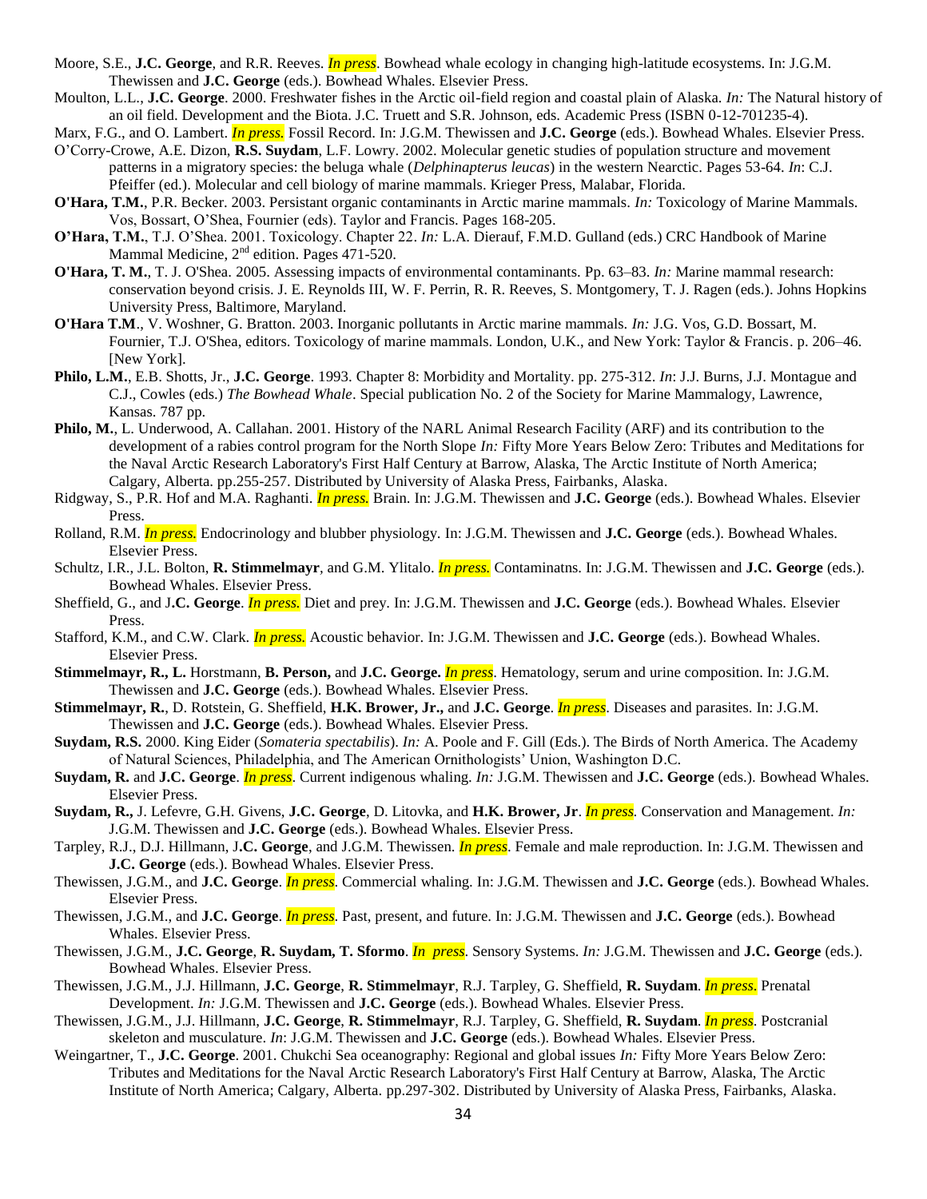Moore, S.E., **J.C. George**, and R.R. Reeves. *In press*. Bowhead whale ecology in changing high-latitude ecosystems. In: J.G.M. Thewissen and **J.C. George** (eds.). Bowhead Whales. Elsevier Press.

Moulton, L.L., **J.C. George**. 2000. Freshwater fishes in the Arctic oil-field region and coastal plain of Alaska. *In:* The Natural history of an oil field. Development and the Biota. J.C. Truett and S.R. Johnson, eds. Academic Press (ISBN 0-12-701235-4).

Marx, F.G., and O. Lambert. *In press.* Fossil Record. In: J.G.M. Thewissen and **J.C. George** (eds.). Bowhead Whales. Elsevier Press.

O'Corry-Crowe, A.E. Dizon, **R.S. Suydam**, L.F. Lowry. 2002. Molecular genetic studies of population structure and movement patterns in a migratory species: the beluga whale (*Delphinapterus leucas*) in the western Nearctic. Pages 53-64. *In*: C.J. Pfeiffer (ed.). Molecular and cell biology of marine mammals. Krieger Press, Malabar, Florida.

**O'Hara, T.M.**, P.R. Becker. 2003. Persistant organic contaminants in Arctic marine mammals. *In:* Toxicology of Marine Mammals. Vos, Bossart, O'Shea, Fournier (eds). Taylor and Francis. Pages 168-205.

**O'Hara, T.M.**, T.J. O'Shea. 2001. Toxicology. Chapter 22. *In:* L.A. Dierauf, F.M.D. Gulland (eds.) CRC Handbook of Marine Mammal Medicine, 2nd edition. Pages 471-520.

**O'Hara, T. M.**, T. J. O'Shea. 2005. Assessing impacts of environmental contaminants. Pp. 63–83. *In:* Marine mammal research: conservation beyond crisis. J. E. Reynolds III, W. F. Perrin, R. R. Reeves, S. Montgomery, T. J. Ragen (eds.). Johns Hopkins University Press, Baltimore, Maryland.

**O'Hara T.M**., V. Woshner, G. Bratton. 2003. Inorganic pollutants in Arctic marine mammals. *In:* J.G. Vos, G.D. Bossart, M. Fournier, T.J. O'Shea, editors. Toxicology of marine mammals. London, U.K., and New York: Taylor & Francis. p. 206–46. [New York].

**Philo, L.M.**, E.B. Shotts, Jr., **J.C. George**. 1993. Chapter 8: Morbidity and Mortality. pp. 275-312. *In*: J.J. Burns, J.J. Montague and C.J., Cowles (eds.) *The Bowhead Whale*. Special publication No. 2 of the Society for Marine Mammalogy, Lawrence, Kansas. 787 pp.

**Philo, M.**, L. Underwood, A. Callahan. 2001. History of the NARL Animal Research Facility (ARF) and its contribution to the development of a rabies control program for the North Slope *In:* Fifty More Years Below Zero: Tributes and Meditations for the Naval Arctic Research Laboratory's First Half Century at Barrow, Alaska, The Arctic Institute of North America; Calgary, Alberta. pp.255-257. Distributed by University of Alaska Press, Fairbanks, Alaska.

Ridgway, S., P.R. Hof and M.A. Raghanti. *In press.* Brain. In: J.G.M. Thewissen and **J.C. George** (eds.). Bowhead Whales. Elsevier Press.

Rolland, R.M. *In press.* Endocrinology and blubber physiology. In: J.G.M. Thewissen and **J.C. George** (eds.). Bowhead Whales. Elsevier Press.

Schultz, I.R., J.L. Bolton, **R. Stimmelmayr**, and G.M. Ylitalo. *In press.* Contaminatns. In: J.G.M. Thewissen and **J.C. George** (eds.). Bowhead Whales. Elsevier Press.

Sheffield, G., and J**.C. George**. *In press.* Diet and prey. In: J.G.M. Thewissen and **J.C. George** (eds.). Bowhead Whales. Elsevier Press.

Stafford, K.M., and C.W. Clark. *In press.* Acoustic behavior. In: J.G.M. Thewissen and **J.C. George** (eds.). Bowhead Whales. Elsevier Press.

**Stimmelmayr, R., L.** Horstmann, **B. Person,** and **J.C. George.** *In press*. Hematology, serum and urine composition. In: J.G.M. Thewissen and **J.C. George** (eds.). Bowhead Whales. Elsevier Press.

**Stimmelmayr, R.**, D. Rotstein, G. Sheffield, **H.K. Brower, Jr.,** and **J.C. George**. *In press*. Diseases and parasites. In: J.G.M. Thewissen and **J.C. George** (eds.). Bowhead Whales. Elsevier Press.

**Suydam, R.S.** 2000. King Eider (*Somateria spectabilis*). *In:* A. Poole and F. Gill (Eds.). The Birds of North America. The Academy of Natural Sciences, Philadelphia, and The American Ornithologists' Union, Washington D.C.

**Suydam, R.** and **J.C. George**. *In press*. Current indigenous whaling. *In:* J.G.M. Thewissen and **J.C. George** (eds.). Bowhead Whales. Elsevier Press.

**Suydam, R.,** J. Lefevre, G.H. Givens, **J.C. George**, D. Litovka, and **H.K. Brower, Jr**. *In press.* Conservation and Management. *In:* J.G.M. Thewissen and **J.C. George** (eds.). Bowhead Whales. Elsevier Press.

Tarpley, R.J., D.J. Hillmann, J**.C. George**, and J.G.M. Thewissen. *In press*. Female and male reproduction. In: J.G.M. Thewissen and **J.C. George** (eds.). Bowhead Whales. Elsevier Press.

Thewissen, J.G.M., and **J.C. George**. *In press*. Commercial whaling. In: J.G.M. Thewissen and **J.C. George** (eds.). Bowhead Whales. Elsevier Press.

Thewissen, J.G.M., and **J.C. George**. *In press*. Past, present, and future. In: J.G.M. Thewissen and **J.C. George** (eds.). Bowhead Whales. Elsevier Press.

Thewissen, J.G.M., **J.C. George**, **R. Suydam, T. Sformo**. *In press*. Sensory Systems. *In:* J.G.M. Thewissen and **J.C. George** (eds.). Bowhead Whales. Elsevier Press.

Thewissen, J.G.M., J.J. Hillmann, **J.C. George**, **R. Stimmelmayr**, R.J. Tarpley, G. Sheffield, **R. Suydam**. *In press.* Prenatal Development. *In:* J.G.M. Thewissen and **J.C. George** (eds.). Bowhead Whales. Elsevier Press.

Thewissen, J.G.M., J.J. Hillmann, **J.C. George**, **R. Stimmelmayr**, R.J. Tarpley, G. Sheffield, **R. Suydam**. *In press*. Postcranial skeleton and musculature. *In*: J.G.M. Thewissen and **J.C. George** (eds.). Bowhead Whales. Elsevier Press.

Weingartner, T., **J.C. George**. 2001. Chukchi Sea oceanography: Regional and global issues *In:* Fifty More Years Below Zero: Tributes and Meditations for the Naval Arctic Research Laboratory's First Half Century at Barrow, Alaska, The Arctic Institute of North America; Calgary, Alberta. pp.297-302. Distributed by University of Alaska Press, Fairbanks, Alaska.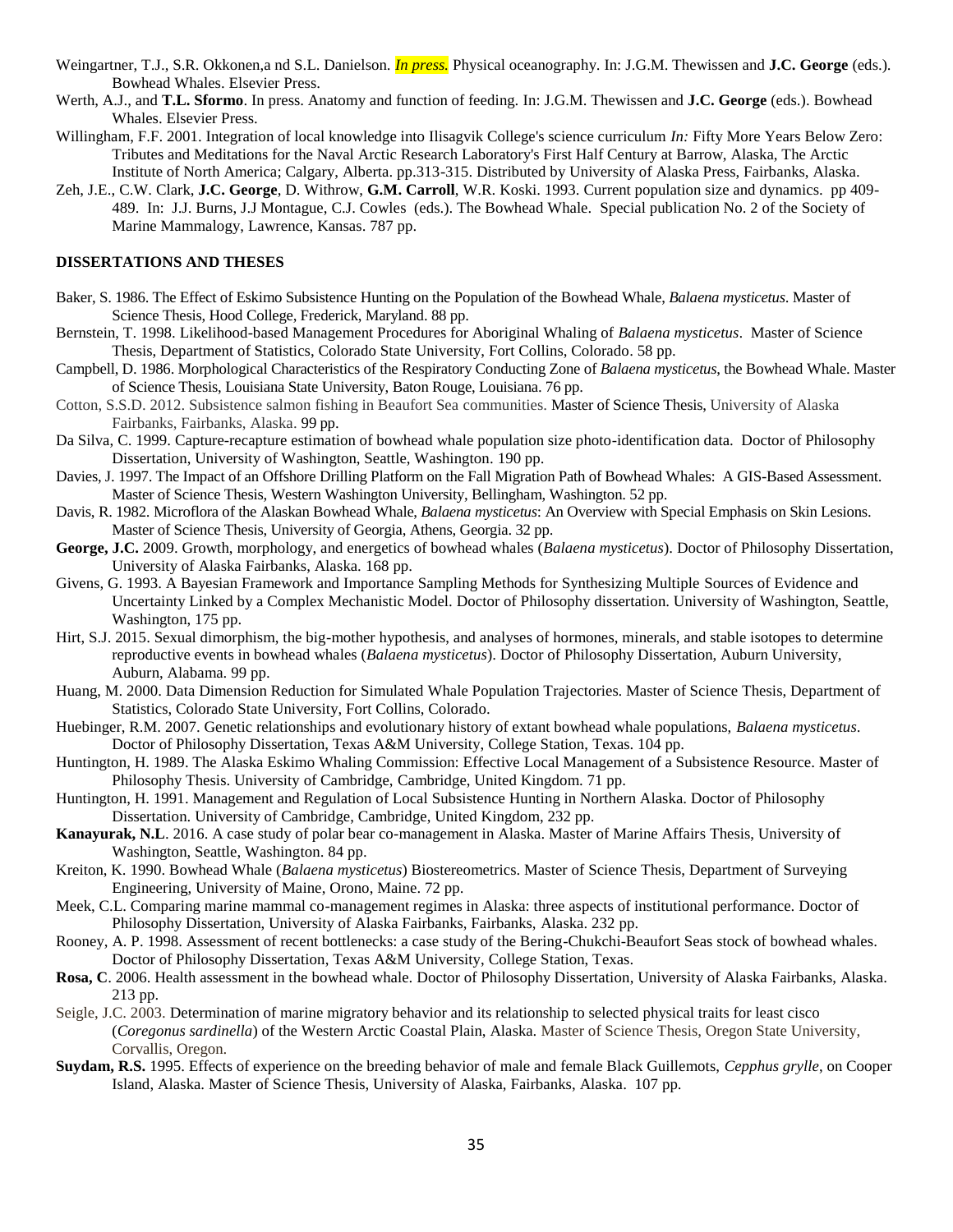Weingartner, T.J., S.R. Okkonen,a nd S.L. Danielson. *In press.* Physical oceanography. In: J.G.M. Thewissen and **J.C. George** (eds.). Bowhead Whales. Elsevier Press.

Werth, A.J., and **T.L. Sformo**. In press. Anatomy and function of feeding. In: J.G.M. Thewissen and **J.C. George** (eds.). Bowhead Whales. Elsevier Press.

Willingham, F.F. 2001. Integration of local knowledge into Ilisagvik College's science curriculum *In:* Fifty More Years Below Zero: Tributes and Meditations for the Naval Arctic Research Laboratory's First Half Century at Barrow, Alaska, The Arctic Institute of North America; Calgary, Alberta. pp.313-315. Distributed by University of Alaska Press, Fairbanks, Alaska.

Zeh, J.E., C.W. Clark, **J.C. George**, D. Withrow, **G.M. Carroll**, W.R. Koski. 1993. Current population size and dynamics. pp 409-489. In: J.J. Burns, J.J Montague, C.J. Cowles (eds.). The Bowhead Whale. Special publication No. 2 of the Society of Marine Mammalogy, Lawrence, Kansas. 787 pp.

## DISSERTATIONS AND THESES

Baker, S. 1986. The Effect of Eskimo Subsistence Hunting on the Population of the Bowhead Whale, *Balaena mysticetus*. Master of Science Thesis, Hood College, Frederick, Maryland. 88 pp.

Bernstein, T. 1998. Likelihood-based Management Procedures for Aboriginal Whaling of *Balaena mysticetus*. Master of Science Thesis, Department of Statistics, Colorado State University, Fort Collins, Colorado. 58 pp.

Campbell, D. 1986. Morphological Characteristics of the Respiratory Conducting Zone of *Balaena mysticetus*, the Bowhead Whale. Master of Science Thesis, Louisiana State University, Baton Rouge, Louisiana. 76 pp.

Cotton, S.S.D. 2012. Subsistence salmon fishing in Beaufort Sea communities. Master of Science Thesis, University of Alaska Fairbanks, Fairbanks, Alaska. 99 pp.

Da Silva, C. 1999. Capture-recapture estimation of bowhead whale population size photo-identification data. Doctor of Philosophy Dissertation, University of Washington, Seattle, Washington. 190 pp.

Davies, J. 1997. The Impact of an Offshore Drilling Platform on the Fall Migration Path of Bowhead Whales: A GIS-Based Assessment. Master of Science Thesis, Western Washington University, Bellingham, Washington. 52 pp.

Davis, R. 1982. Microflora of the Alaskan Bowhead Whale, *Balaena mysticetus*: An Overview with Special Emphasis on Skin Lesions. Master of Science Thesis, University of Georgia, Athens, Georgia. 32 pp.

**George, J.C.** 2009. Growth, morphology, and energetics of bowhead whales (*Balaena mysticetus*). Doctor of Philosophy Dissertation, University of Alaska Fairbanks, Alaska. 168 pp.

Givens, G. 1993. A Bayesian Framework and Importance Sampling Methods for Synthesizing Multiple Sources of Evidence and Uncertainty Linked by a Complex Mechanistic Model. Doctor of Philosophy dissertation. University of Washington, Seattle, Washington, 175 pp.

Hirt, S.J. 2015. Sexual dimorphism, the big-mother hypothesis, and analyses of hormones, minerals, and stable isotopes to determine reproductive events in bowhead whales (*Balaena mysticetus*). Doctor of Philosophy Dissertation, Auburn University, Auburn, Alabama. 99 pp.

Huang, M. 2000. Data Dimension Reduction for Simulated Whale Population Trajectories. Master of Science Thesis, Department of Statistics, Colorado State University, Fort Collins, Colorado.

Huebinger, R.M. 2007. Genetic relationships and evolutionary history of extant bowhead whale populations, *Balaena mysticetus*. Doctor of Philosophy Dissertation, Texas A&M University, College Station, Texas. 104 pp.

Huntington, H. 1989. The Alaska Eskimo Whaling Commission: Effective Local Management of a Subsistence Resource. Master of Philosophy Thesis. University of Cambridge, Cambridge, United Kingdom. 71 pp.

Huntington, H. 1991. Management and Regulation of Local Subsistence Hunting in Northern Alaska. Doctor of Philosophy Dissertation. University of Cambridge, Cambridge, United Kingdom, 232 pp.

**Kanayurak, N.L**. 2016. A case study of polar bear co-management in Alaska. Master of Marine Affairs Thesis, University of Washington, Seattle, Washington. 84 pp.

Kreiton, K. 1990. Bowhead Whale (*Balaena mysticetus*) Biostereometrics. Master of Science Thesis, Department of Surveying Engineering, University of Maine, Orono, Maine. 72 pp.

Meek, C.L. Comparing marine mammal co-management regimes in Alaska: three aspects of institutional performance. Doctor of Philosophy Dissertation, University of Alaska Fairbanks, Fairbanks, Alaska. 232 pp.

Rooney, A. P. 1998. Assessment of recent bottlenecks: a case study of the Bering-Chukchi-Beaufort Seas stock of bowhead whales. Doctor of Philosophy Dissertation, Texas A&M University, College Station, Texas.

**Rosa, C**. 2006. Health assessment in the bowhead whale. Doctor of Philosophy Dissertation, University of Alaska Fairbanks, Alaska. 213 pp.

Seigle, J.C. 2003. Determination of marine migratory behavior and its relationship to selected physical traits for least cisco (*Coregonus sardinella*) of the Western Arctic Coastal Plain, Alaska. Master of Science Thesis, Oregon State University, Corvallis, Oregon.

**Suydam, R.S.** 1995. Effects of experience on the breeding behavior of male and female Black Guillemots, *Cepphus grylle*, on Cooper Island, Alaska. Master of Science Thesis, University of Alaska, Fairbanks, Alaska. 107 pp.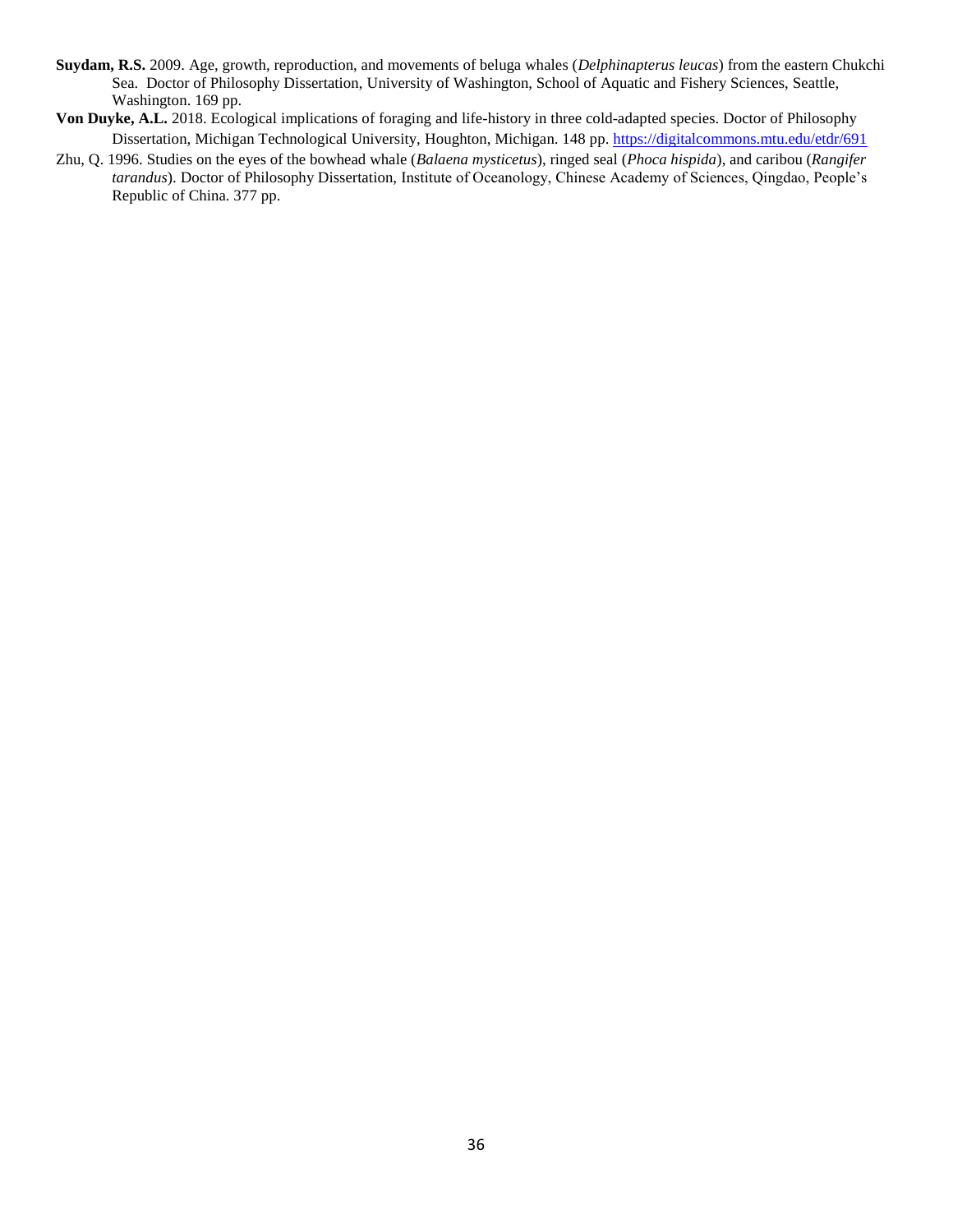**Suydam, R.S.** 2009. Age, growth, reproduction, and movements of beluga whales (*Delphinapterus leucas*) from the eastern Chukchi Sea. Doctor of Philosophy Dissertation, University of Washington, School of Aquatic and Fishery Sciences, Seattle, Washington. 169 pp.

**Von Duyke, A.L.** 2018. Ecological implications of foraging and life-history in three cold-adapted species. Doctor of Philosophy Dissertation, Michigan Technological University, Houghton, Michigan. 148 pp. https://digitalcommons.mtu.edu/etdr/691

Zhu, Q. 1996. Studies on the eyes of the bowhead whale (*Balaena mysticetus*), ringed seal (*Phoca hispida*), and caribou (*Rangifer tarandus*). Doctor of Philosophy Dissertation, Institute of Oceanology, Chinese Academy of Sciences, Qingdao, People's Republic of China. 377 pp.